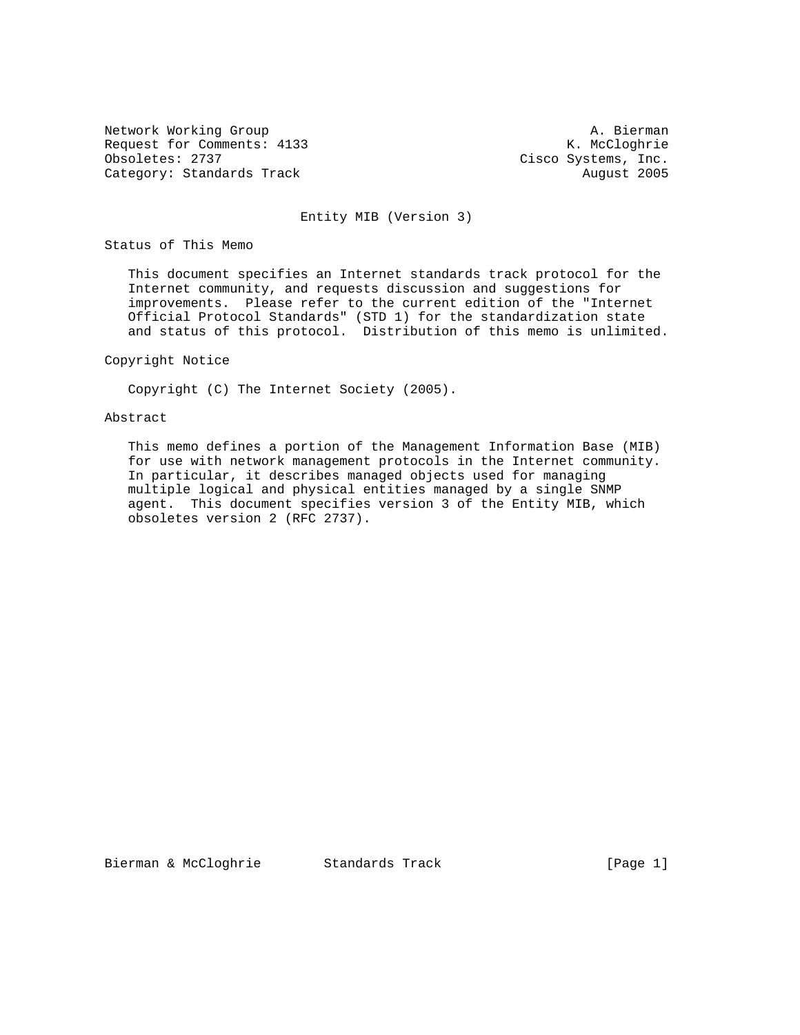Network Working Group                                         A. Bierman
Request for Comments: 4133                                  K. McCloghrie
Obsoletes: 2737                                       Cisco Systems, Inc.
Category: Standards Track                                     August 2005

# Entity MIB (Version 3)

## Status of This Memo

This document specifies an Internet standards track protocol for the Internet community, and requests discussion and suggestions for improvements. Please refer to the current edition of the "Internet Official Protocol Standards" (STD 1) for the standardization state and status of this protocol. Distribution of this memo is unlimited.

## Copyright Notice

Copyright (C) The Internet Society (2005).

## Abstract

This memo defines a portion of the Management Information Base (MIB) for use with network management protocols in the Internet community. In particular, it describes managed objects used for managing multiple logical and physical entities managed by a single SNMP agent. This document specifies version 3 of the Entity MIB, which obsoletes version 2 (RFC 2737).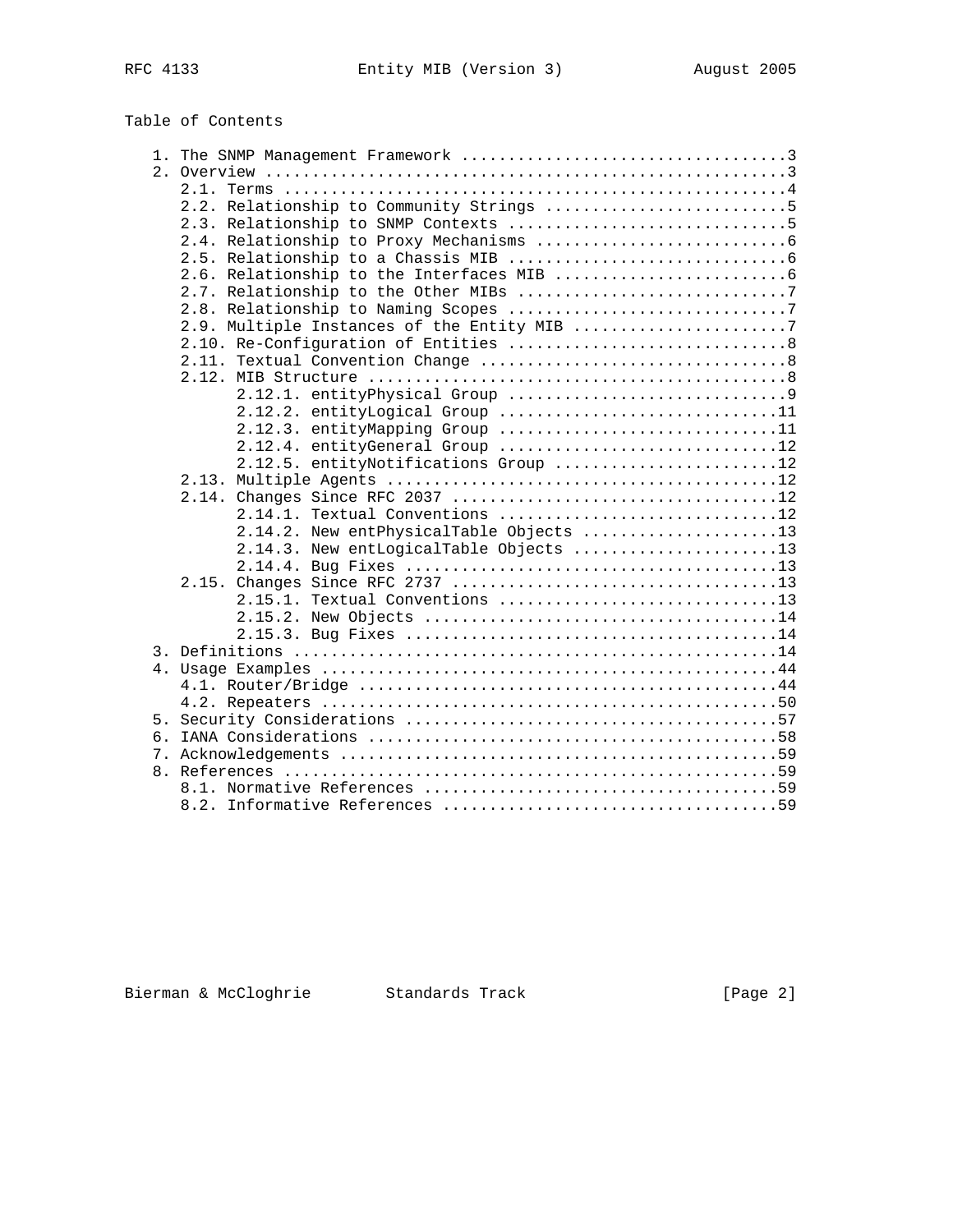Table of Contents

```
   1. The SNMP Management Framework ...................................3
   2. Overview ........................................................3
      2.1. Terms ......................................................4
      2.2. Relationship to Community Strings ..........................5
      2.3. Relationship to SNMP Contexts ..............................5
      2.4. Relationship to Proxy Mechanisms ...........................6
      2.5. Relationship to a Chassis MIB ..............................6
      2.6. Relationship to the Interfaces MIB .........................6
      2.7. Relationship to the Other MIBs .............................7
      2.8. Relationship to Naming Scopes ..............................7
      2.9. Multiple Instances of the Entity MIB .......................7
      2.10. Re-Configuration of Entities ..............................8
      2.11. Textual Convention Change .................................8
      2.12. MIB Structure .............................................8
            2.12.1. entityPhysical Group ..............................9
            2.12.2. entityLogical Group ..............................11
            2.12.3. entityMapping Group ..............................11
            2.12.4. entityGeneral Group ..............................12
            2.12.5. entityNotifications Group ........................12
      2.13. Multiple Agents ..........................................12
      2.14. Changes Since RFC 2037 ...................................12
            2.14.1. Textual Conventions ..............................12
            2.14.2. New entPhysicalTable Objects .....................13
            2.14.3. New entLogicalTable Objects ......................13
            2.14.4. Bug Fixes ........................................13
      2.15. Changes Since RFC 2737 ...................................13
            2.15.1. Textual Conventions ..............................13
            2.15.2. New Objects ......................................14
            2.15.3. Bug Fixes ........................................14
   3. Definitions ....................................................14
   4. Usage Examples .................................................44
      4.1. Router/Bridge .............................................44
      4.2. Repeaters .................................................50
   5. Security Considerations ........................................57
   6. IANA Considerations ............................................58
   7. Acknowledgements ...............................................59
   8. References .....................................................59
      8.1. Normative References ......................................59
      8.2. Informative References ....................................59
```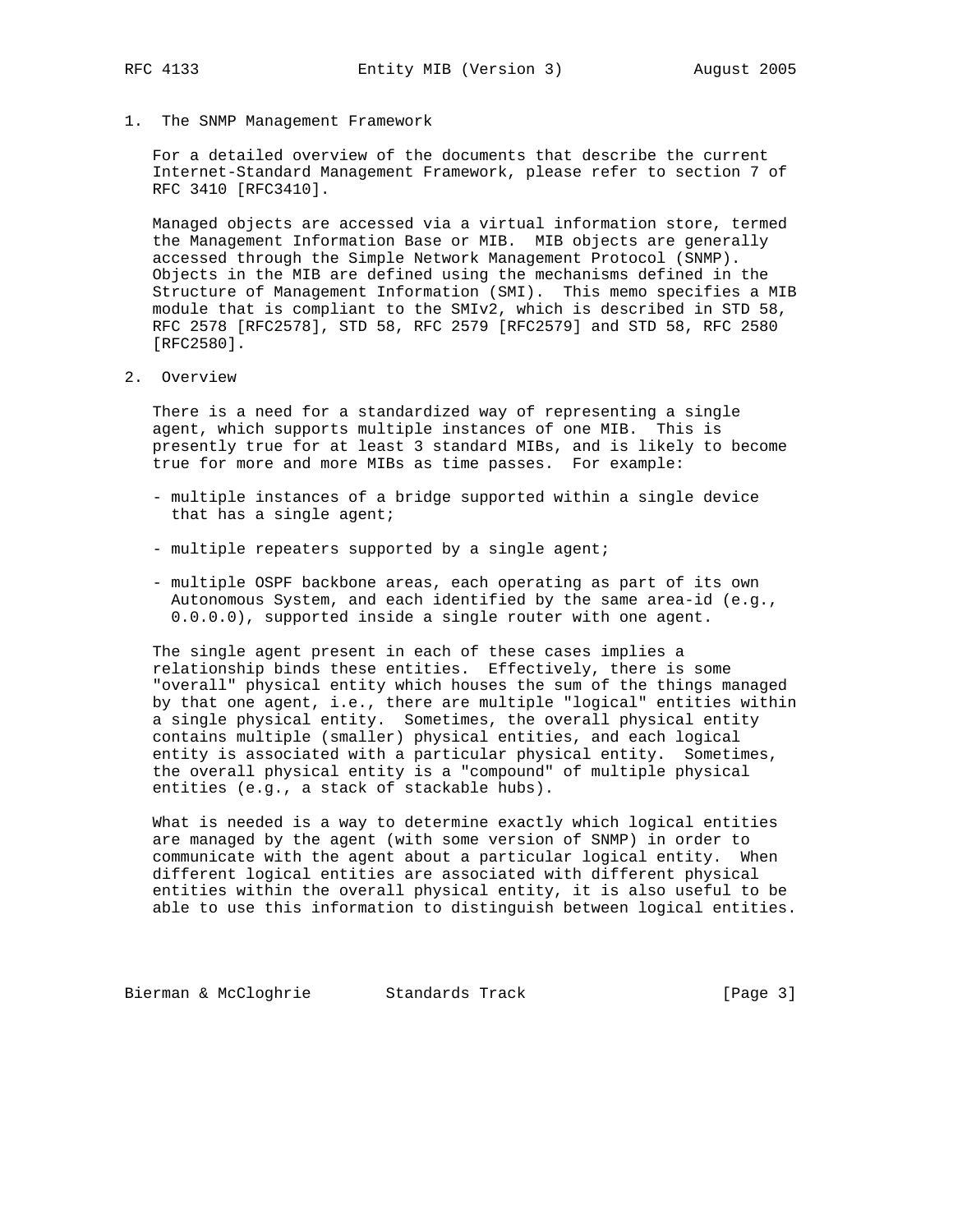## 1. The SNMP Management Framework

For a detailed overview of the documents that describe the current Internet-Standard Management Framework, please refer to section 7 of RFC 3410 [RFC3410].

Managed objects are accessed via a virtual information store, termed the Management Information Base or MIB. MIB objects are generally accessed through the Simple Network Management Protocol (SNMP). Objects in the MIB are defined using the mechanisms defined in the Structure of Management Information (SMI). This memo specifies a MIB module that is compliant to the SMIv2, which is described in STD 58, RFC 2578 [RFC2578], STD 58, RFC 2579 [RFC2579] and STD 58, RFC 2580 [RFC2580].

## 2. Overview

There is a need for a standardized way of representing a single agent, which supports multiple instances of one MIB. This is presently true for at least 3 standard MIBs, and is likely to become true for more and more MIBs as time passes. For example:

- multiple instances of a bridge supported within a single device that has a single agent;

- multiple repeaters supported by a single agent;

- multiple OSPF backbone areas, each operating as part of its own Autonomous System, and each identified by the same area-id (e.g., 0.0.0.0), supported inside a single router with one agent.

The single agent present in each of these cases implies a relationship binds these entities. Effectively, there is some "overall" physical entity which houses the sum of the things managed by that one agent, i.e., there are multiple "logical" entities within a single physical entity. Sometimes, the overall physical entity contains multiple (smaller) physical entities, and each logical entity is associated with a particular physical entity. Sometimes, the overall physical entity is a "compound" of multiple physical entities (e.g., a stack of stackable hubs).

What is needed is a way to determine exactly which logical entities are managed by the agent (with some version of SNMP) in order to communicate with the agent about a particular logical entity. When different logical entities are associated with different physical entities within the overall physical entity, it is also useful to be able to use this information to distinguish between logical entities.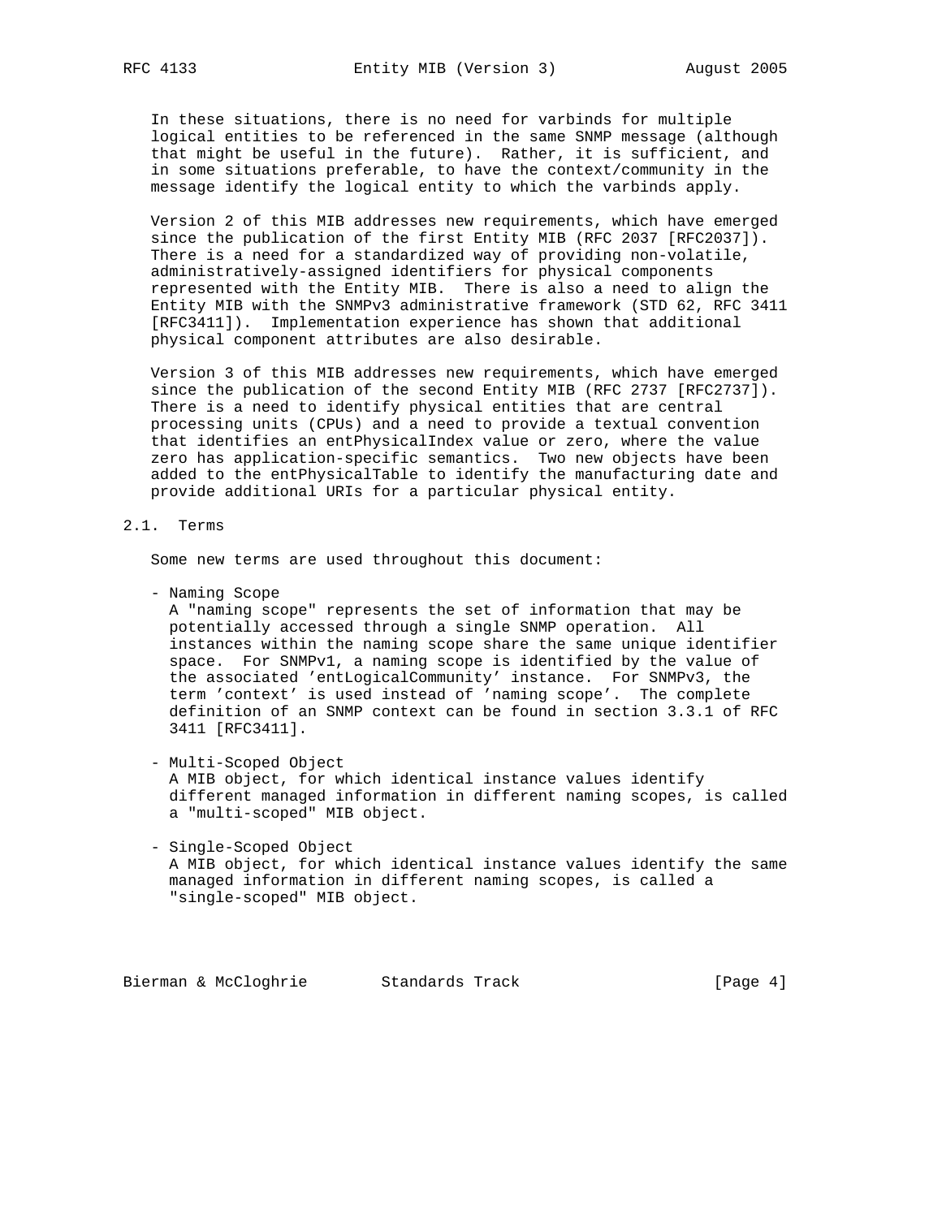In these situations, there is no need for varbinds for multiple logical entities to be referenced in the same SNMP message (although that might be useful in the future). Rather, it is sufficient, and in some situations preferable, to have the context/community in the message identify the logical entity to which the varbinds apply.

Version 2 of this MIB addresses new requirements, which have emerged since the publication of the first Entity MIB (RFC 2037 [RFC2037]). There is a need for a standardized way of providing non-volatile, administratively-assigned identifiers for physical components represented with the Entity MIB. There is also a need to align the Entity MIB with the SNMPv3 administrative framework (STD 62, RFC 3411 [RFC3411]). Implementation experience has shown that additional physical component attributes are also desirable.

Version 3 of this MIB addresses new requirements, which have emerged since the publication of the second Entity MIB (RFC 2737 [RFC2737]). There is a need to identify physical entities that are central processing units (CPUs) and a need to provide a textual convention that identifies an entPhysicalIndex value or zero, where the value zero has application-specific semantics. Two new objects have been added to the entPhysicalTable to identify the manufacturing date and provide additional URIs for a particular physical entity.

## 2.1. Terms

Some new terms are used throughout this document:

- Naming Scope
  A "naming scope" represents the set of information that may be potentially accessed through a single SNMP operation. All instances within the naming scope share the same unique identifier space. For SNMPv1, a naming scope is identified by the value of the associated 'entLogicalCommunity' instance. For SNMPv3, the term 'context' is used instead of 'naming scope'. The complete definition of an SNMP context can be found in section 3.3.1 of RFC 3411 [RFC3411].

- Multi-Scoped Object
  A MIB object, for which identical instance values identify different managed information in different naming scopes, is called a "multi-scoped" MIB object.

- Single-Scoped Object
  A MIB object, for which identical instance values identify the same managed information in different naming scopes, is called a "single-scoped" MIB object.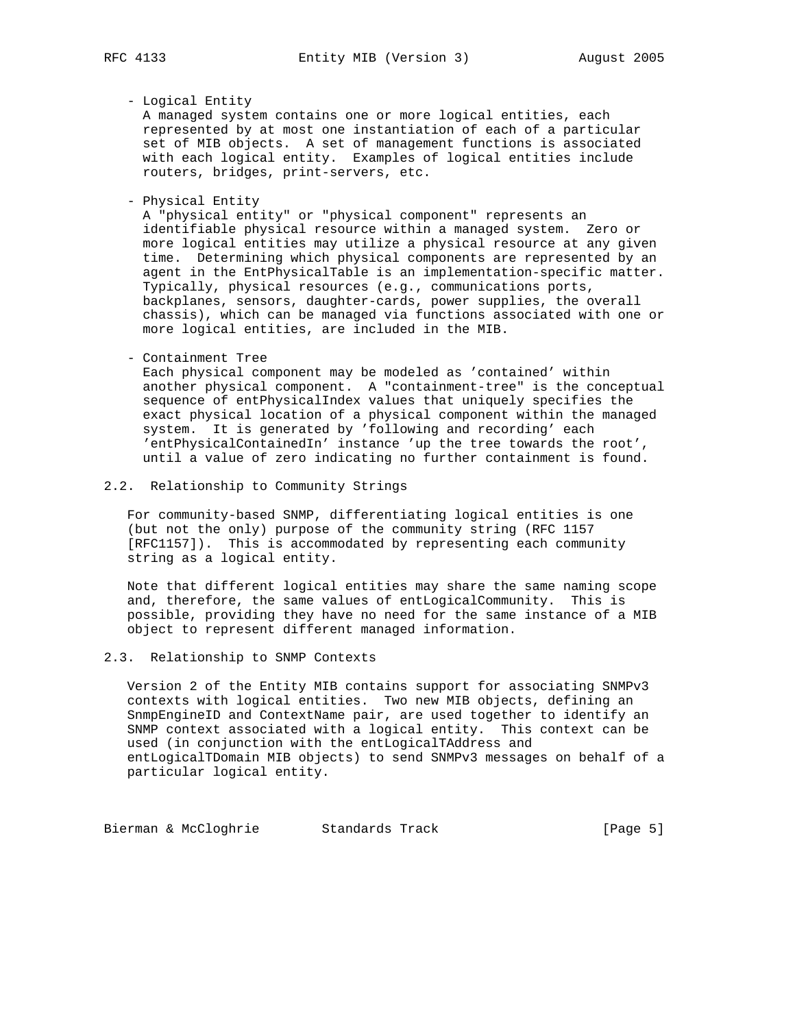- Logical Entity
  A managed system contains one or more logical entities, each represented by at most one instantiation of each of a particular set of MIB objects. A set of management functions is associated with each logical entity. Examples of logical entities include routers, bridges, print-servers, etc.

- Physical Entity
  A "physical entity" or "physical component" represents an identifiable physical resource within a managed system. Zero or more logical entities may utilize a physical resource at any given time. Determining which physical components are represented by an agent in the EntPhysicalTable is an implementation-specific matter. Typically, physical resources (e.g., communications ports, backplanes, sensors, daughter-cards, power supplies, the overall chassis), which can be managed via functions associated with one or more logical entities, are included in the MIB.

- Containment Tree
  Each physical component may be modeled as 'contained' within another physical component. A "containment-tree" is the conceptual sequence of entPhysicalIndex values that uniquely specifies the exact physical location of a physical component within the managed system. It is generated by 'following and recording' each 'entPhysicalContainedIn' instance 'up the tree towards the root', until a value of zero indicating no further containment is found.

## 2.2. Relationship to Community Strings

For community-based SNMP, differentiating logical entities is one (but not the only) purpose of the community string (RFC 1157 [RFC1157]). This is accommodated by representing each community string as a logical entity.

Note that different logical entities may share the same naming scope and, therefore, the same values of entLogicalCommunity. This is possible, providing they have no need for the same instance of a MIB object to represent different managed information.

## 2.3. Relationship to SNMP Contexts

Version 2 of the Entity MIB contains support for associating SNMPv3 contexts with logical entities. Two new MIB objects, defining an SnmpEngineID and ContextName pair, are used together to identify an SNMP context associated with a logical entity. This context can be used (in conjunction with the entLogicalTAddress and entLogicalTDomain MIB objects) to send SNMPv3 messages on behalf of a particular logical entity.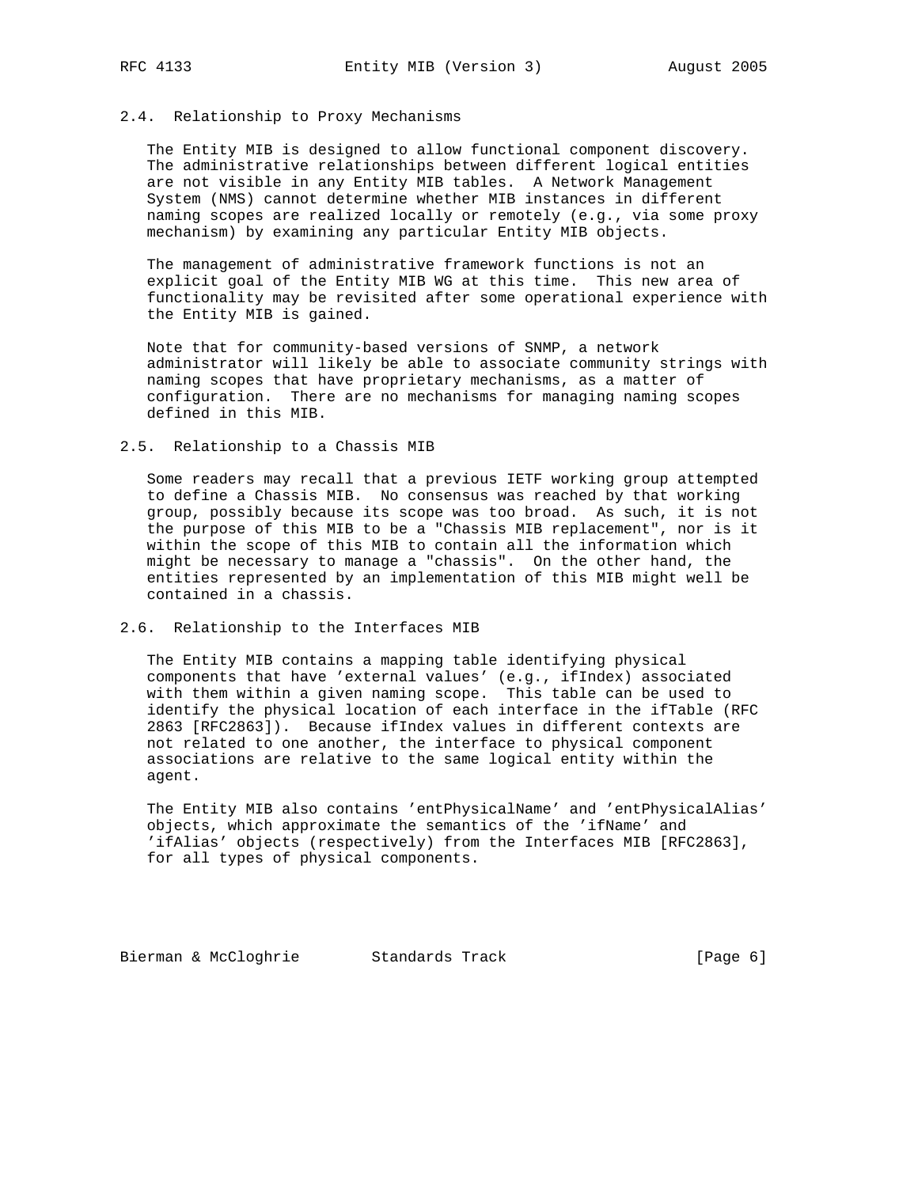### 2.4. Relationship to Proxy Mechanisms

The Entity MIB is designed to allow functional component discovery. The administrative relationships between different logical entities are not visible in any Entity MIB tables. A Network Management System (NMS) cannot determine whether MIB instances in different naming scopes are realized locally or remotely (e.g., via some proxy mechanism) by examining any particular Entity MIB objects.

The management of administrative framework functions is not an explicit goal of the Entity MIB WG at this time. This new area of functionality may be revisited after some operational experience with the Entity MIB is gained.

Note that for community-based versions of SNMP, a network administrator will likely be able to associate community strings with naming scopes that have proprietary mechanisms, as a matter of configuration. There are no mechanisms for managing naming scopes defined in this MIB.

### 2.5. Relationship to a Chassis MIB

Some readers may recall that a previous IETF working group attempted to define a Chassis MIB. No consensus was reached by that working group, possibly because its scope was too broad. As such, it is not the purpose of this MIB to be a "Chassis MIB replacement", nor is it within the scope of this MIB to contain all the information which might be necessary to manage a "chassis". On the other hand, the entities represented by an implementation of this MIB might well be contained in a chassis.

### 2.6. Relationship to the Interfaces MIB

The Entity MIB contains a mapping table identifying physical components that have 'external values' (e.g., ifIndex) associated with them within a given naming scope. This table can be used to identify the physical location of each interface in the ifTable (RFC 2863 [RFC2863]). Because ifIndex values in different contexts are not related to one another, the interface to physical component associations are relative to the same logical entity within the agent.

The Entity MIB also contains 'entPhysicalName' and 'entPhysicalAlias' objects, which approximate the semantics of the 'ifName' and 'ifAlias' objects (respectively) from the Interfaces MIB [RFC2863], for all types of physical components.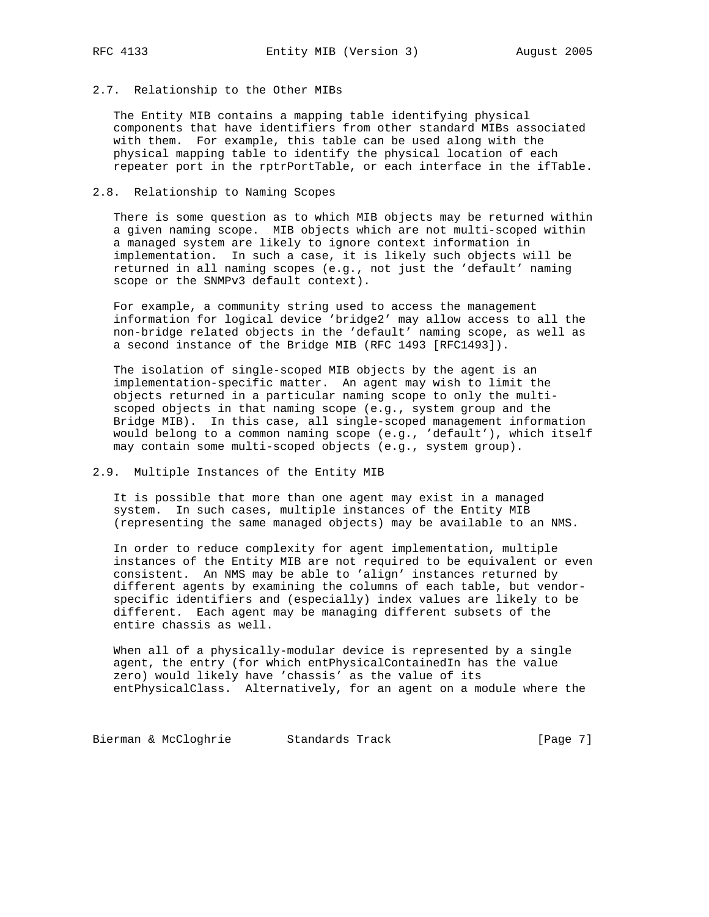### 2.7. Relationship to the Other MIBs

The Entity MIB contains a mapping table identifying physical components that have identifiers from other standard MIBs associated with them. For example, this table can be used along with the physical mapping table to identify the physical location of each repeater port in the rptrPortTable, or each interface in the ifTable.

### 2.8. Relationship to Naming Scopes

There is some question as to which MIB objects may be returned within a given naming scope. MIB objects which are not multi-scoped within a managed system are likely to ignore context information in implementation. In such a case, it is likely such objects will be returned in all naming scopes (e.g., not just the 'default' naming scope or the SNMPv3 default context).

For example, a community string used to access the management information for logical device 'bridge2' may allow access to all the non-bridge related objects in the 'default' naming scope, as well as a second instance of the Bridge MIB (RFC 1493 [RFC1493]).

The isolation of single-scoped MIB objects by the agent is an implementation-specific matter. An agent may wish to limit the objects returned in a particular naming scope to only the multi-scoped objects in that naming scope (e.g., system group and the Bridge MIB). In this case, all single-scoped management information would belong to a common naming scope (e.g., 'default'), which itself may contain some multi-scoped objects (e.g., system group).

### 2.9. Multiple Instances of the Entity MIB

It is possible that more than one agent may exist in a managed system. In such cases, multiple instances of the Entity MIB (representing the same managed objects) may be available to an NMS.

In order to reduce complexity for agent implementation, multiple instances of the Entity MIB are not required to be equivalent or even consistent. An NMS may be able to 'align' instances returned by different agents by examining the columns of each table, but vendor-specific identifiers and (especially) index values are likely to be different. Each agent may be managing different subsets of the entire chassis as well.

When all of a physically-modular device is represented by a single agent, the entry (for which entPhysicalContainedIn has the value zero) would likely have 'chassis' as the value of its entPhysicalClass. Alternatively, for an agent on a module where the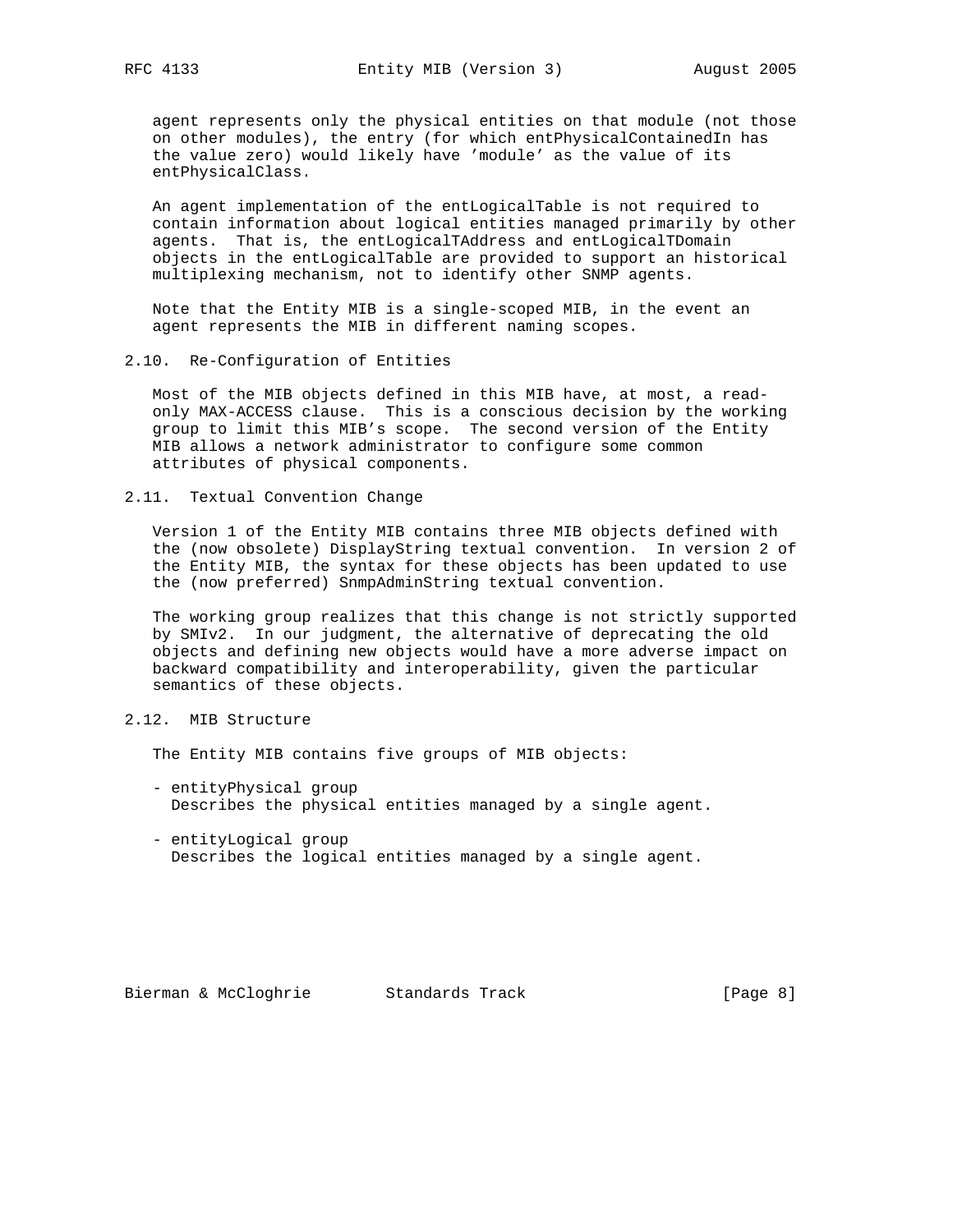agent represents only the physical entities on that module (not those on other modules), the entry (for which entPhysicalContainedIn has the value zero) would likely have 'module' as the value of its entPhysicalClass.

An agent implementation of the entLogicalTable is not required to contain information about logical entities managed primarily by other agents. That is, the entLogicalTAddress and entLogicalTDomain objects in the entLogicalTable are provided to support an historical multiplexing mechanism, not to identify other SNMP agents.

Note that the Entity MIB is a single-scoped MIB, in the event an agent represents the MIB in different naming scopes.

## 2.10. Re-Configuration of Entities

Most of the MIB objects defined in this MIB have, at most, a read-only MAX-ACCESS clause. This is a conscious decision by the working group to limit this MIB's scope. The second version of the Entity MIB allows a network administrator to configure some common attributes of physical components.

## 2.11. Textual Convention Change

Version 1 of the Entity MIB contains three MIB objects defined with the (now obsolete) DisplayString textual convention. In version 2 of the Entity MIB, the syntax for these objects has been updated to use the (now preferred) SnmpAdminString textual convention.

The working group realizes that this change is not strictly supported by SMIv2. In our judgment, the alternative of deprecating the old objects and defining new objects would have a more adverse impact on backward compatibility and interoperability, given the particular semantics of these objects.

## 2.12. MIB Structure

The Entity MIB contains five groups of MIB objects:

- entityPhysical group
  Describes the physical entities managed by a single agent.

- entityLogical group
  Describes the logical entities managed by a single agent.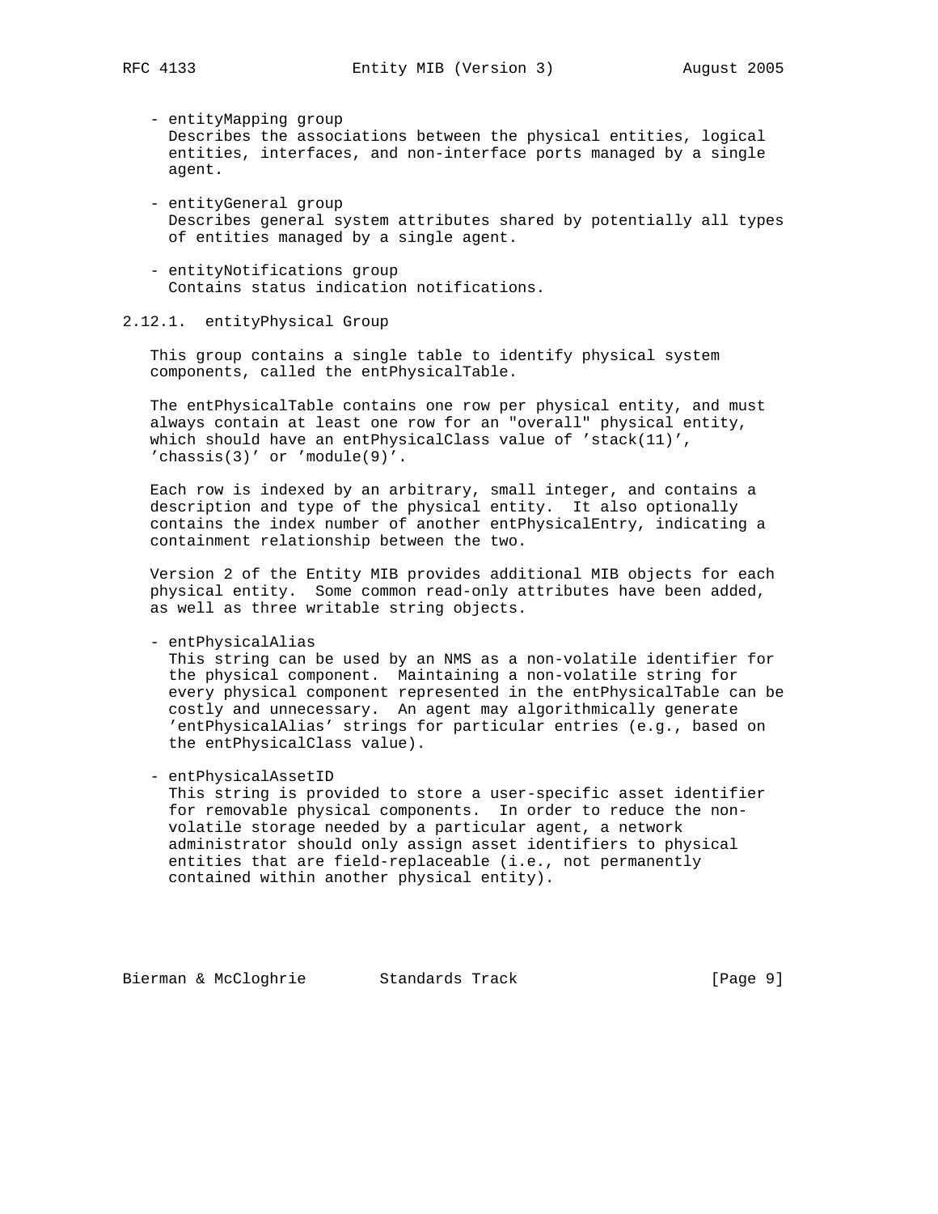- entityMapping group
  Describes the associations between the physical entities, logical entities, interfaces, and non-interface ports managed by a single agent.

- entityGeneral group
  Describes general system attributes shared by potentially all types of entities managed by a single agent.

- entityNotifications group
  Contains status indication notifications.

### 2.12.1. entityPhysical Group

This group contains a single table to identify physical system components, called the entPhysicalTable.

The entPhysicalTable contains one row per physical entity, and must always contain at least one row for an "overall" physical entity, which should have an entPhysicalClass value of 'stack(11)', 'chassis(3)' or 'module(9)'.

Each row is indexed by an arbitrary, small integer, and contains a description and type of the physical entity. It also optionally contains the index number of another entPhysicalEntry, indicating a containment relationship between the two.

Version 2 of the Entity MIB provides additional MIB objects for each physical entity. Some common read-only attributes have been added, as well as three writable string objects.

- entPhysicalAlias
  This string can be used by an NMS as a non-volatile identifier for the physical component. Maintaining a non-volatile string for every physical component represented in the entPhysicalTable can be costly and unnecessary. An agent may algorithmically generate 'entPhysicalAlias' strings for particular entries (e.g., based on the entPhysicalClass value).

- entPhysicalAssetID
  This string is provided to store a user-specific asset identifier for removable physical components. In order to reduce the non-volatile storage needed by a particular agent, a network administrator should only assign asset identifiers to physical entities that are field-replaceable (i.e., not permanently contained within another physical entity).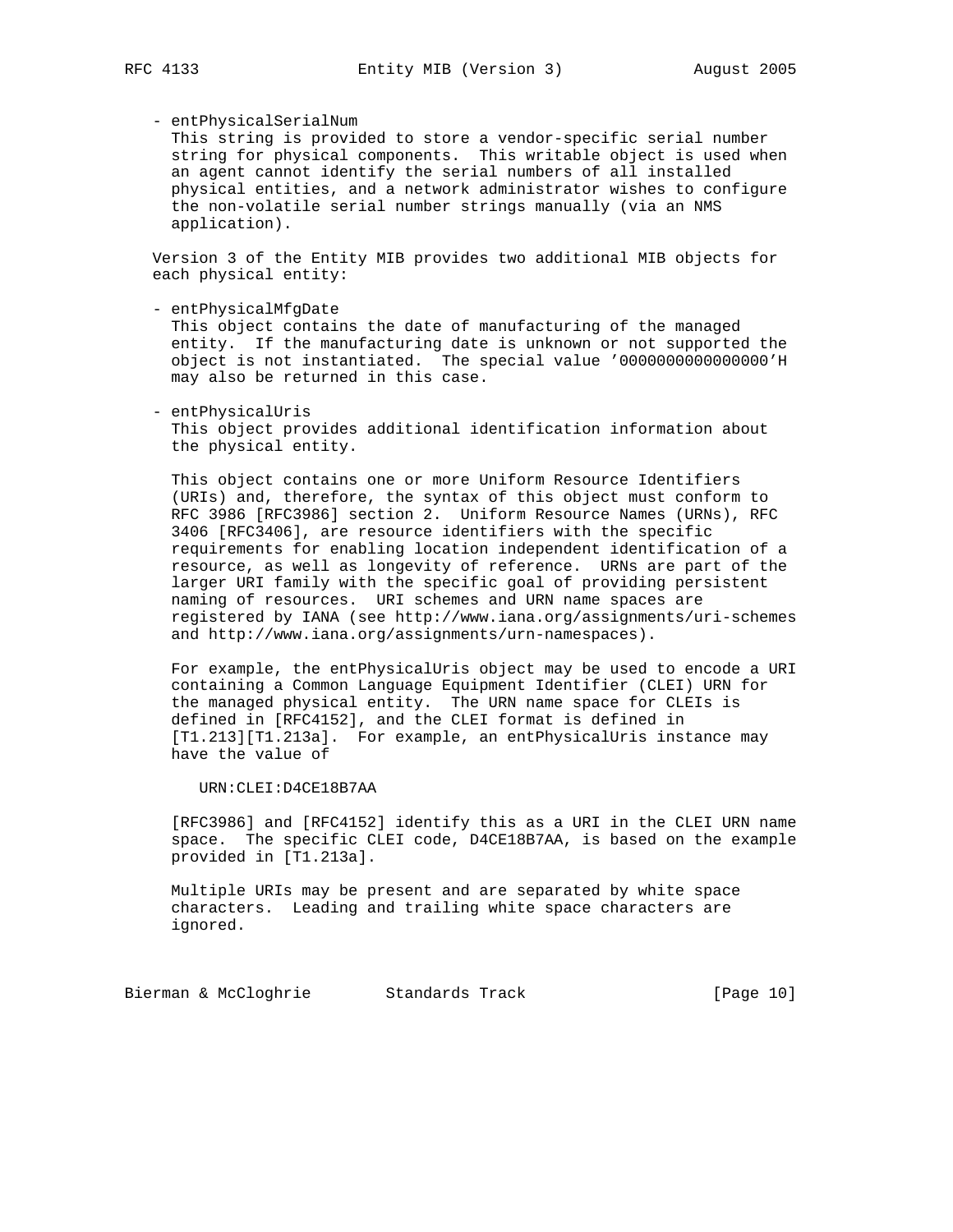- entPhysicalSerialNum
  This string is provided to store a vendor-specific serial number string for physical components. This writable object is used when an agent cannot identify the serial numbers of all installed physical entities, and a network administrator wishes to configure the non-volatile serial number strings manually (via an NMS application).

Version 3 of the Entity MIB provides two additional MIB objects for each physical entity:

- entPhysicalMfgDate
  This object contains the date of manufacturing of the managed entity. If the manufacturing date is unknown or not supported the object is not instantiated. The special value '0000000000000000'H may also be returned in this case.

- entPhysicalUris
  This object provides additional identification information about the physical entity.

  This object contains one or more Uniform Resource Identifiers (URIs) and, therefore, the syntax of this object must conform to RFC 3986 [RFC3986] section 2. Uniform Resource Names (URNs), RFC 3406 [RFC3406], are resource identifiers with the specific requirements for enabling location independent identification of a resource, as well as longevity of reference. URNs are part of the larger URI family with the specific goal of providing persistent naming of resources. URI schemes and URN name spaces are registered by IANA (see http://www.iana.org/assignments/uri-schemes and http://www.iana.org/assignments/urn-namespaces).

  For example, the entPhysicalUris object may be used to encode a URI containing a Common Language Equipment Identifier (CLEI) URN for the managed physical entity. The URN name space for CLEIs is defined in [RFC4152], and the CLEI format is defined in [T1.213][T1.213a]. For example, an entPhysicalUris instance may have the value of

  ```
  URN:CLEI:D4CE18B7AA
  ```

  [RFC3986] and [RFC4152] identify this as a URI in the CLEI URN name space. The specific CLEI code, D4CE18B7AA, is based on the example provided in [T1.213a].

  Multiple URIs may be present and are separated by white space characters. Leading and trailing white space characters are ignored.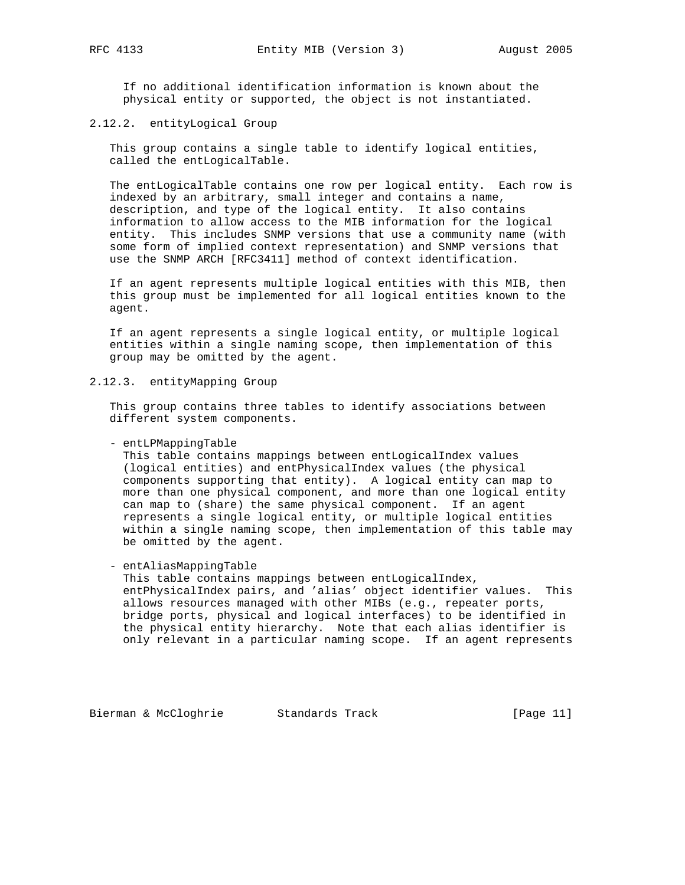If no additional identification information is known about the physical entity or supported, the object is not instantiated.

### 2.12.2. entityLogical Group

This group contains a single table to identify logical entities, called the entLogicalTable.

The entLogicalTable contains one row per logical entity. Each row is indexed by an arbitrary, small integer and contains a name, description, and type of the logical entity. It also contains information to allow access to the MIB information for the logical entity. This includes SNMP versions that use a community name (with some form of implied context representation) and SNMP versions that use the SNMP ARCH [RFC3411] method of context identification.

If an agent represents multiple logical entities with this MIB, then this group must be implemented for all logical entities known to the agent.

If an agent represents a single logical entity, or multiple logical entities within a single naming scope, then implementation of this group may be omitted by the agent.

### 2.12.3. entityMapping Group

This group contains three tables to identify associations between different system components.

- entLPMappingTable
  This table contains mappings between entLogicalIndex values (logical entities) and entPhysicalIndex values (the physical components supporting that entity). A logical entity can map to more than one physical component, and more than one logical entity can map to (share) the same physical component. If an agent represents a single logical entity, or multiple logical entities within a single naming scope, then implementation of this table may be omitted by the agent.

- entAliasMappingTable
  This table contains mappings between entLogicalIndex, entPhysicalIndex pairs, and 'alias' object identifier values. This allows resources managed with other MIBs (e.g., repeater ports, bridge ports, physical and logical interfaces) to be identified in the physical entity hierarchy. Note that each alias identifier is only relevant in a particular naming scope. If an agent represents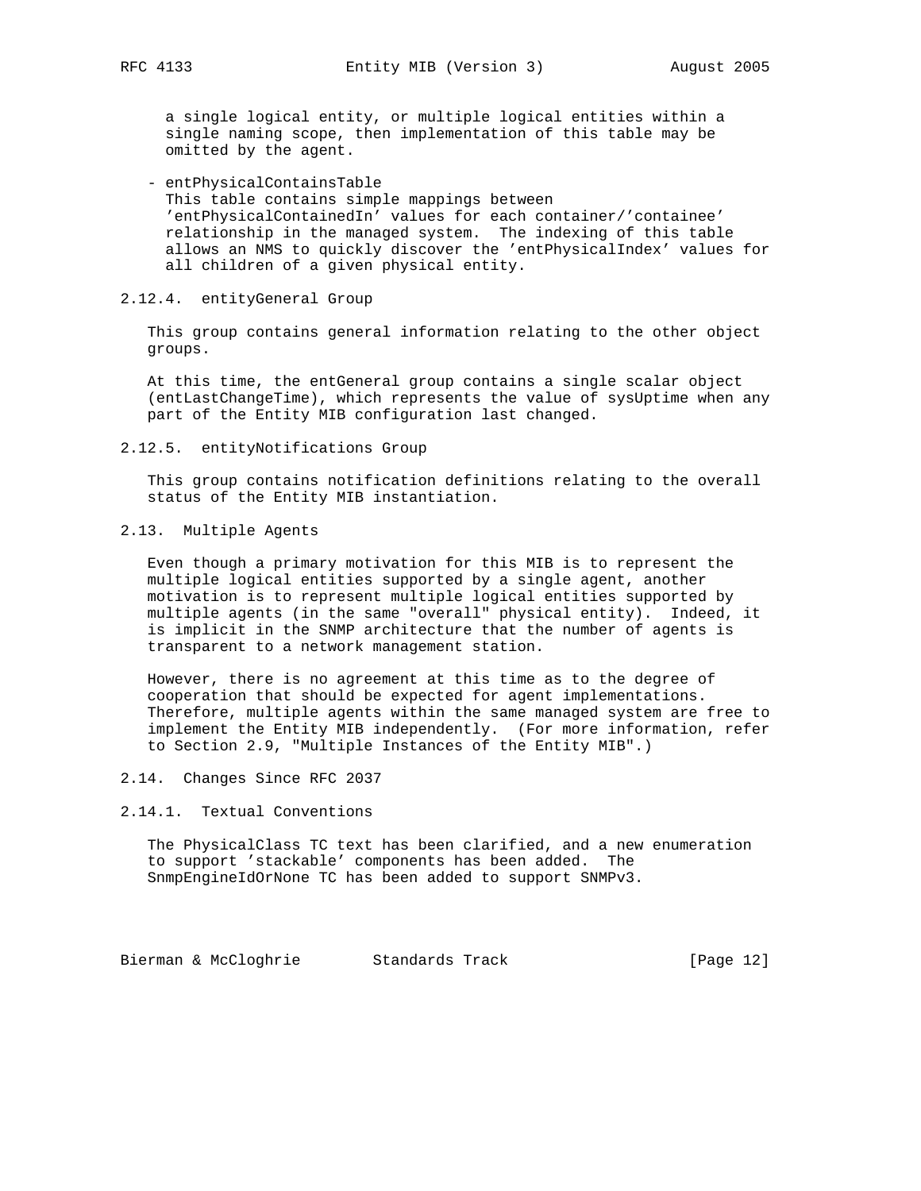a single logical entity, or multiple logical entities within a single naming scope, then implementation of this table may be omitted by the agent.

- entPhysicalContainsTable
  This table contains simple mappings between 'entPhysicalContainedIn' values for each container/'containee' relationship in the managed system. The indexing of this table allows an NMS to quickly discover the 'entPhysicalIndex' values for all children of a given physical entity.

#### 2.12.4. entityGeneral Group

This group contains general information relating to the other object groups.

At this time, the entGeneral group contains a single scalar object (entLastChangeTime), which represents the value of sysUptime when any part of the Entity MIB configuration last changed.

#### 2.12.5. entityNotifications Group

This group contains notification definitions relating to the overall status of the Entity MIB instantiation.

### 2.13. Multiple Agents

Even though a primary motivation for this MIB is to represent the multiple logical entities supported by a single agent, another motivation is to represent multiple logical entities supported by multiple agents (in the same "overall" physical entity). Indeed, it is implicit in the SNMP architecture that the number of agents is transparent to a network management station.

However, there is no agreement at this time as to the degree of cooperation that should be expected for agent implementations. Therefore, multiple agents within the same managed system are free to implement the Entity MIB independently. (For more information, refer to Section 2.9, "Multiple Instances of the Entity MIB".)

### 2.14. Changes Since RFC 2037

#### 2.14.1. Textual Conventions

The PhysicalClass TC text has been clarified, and a new enumeration to support 'stackable' components has been added. The SnmpEngineIdOrNone TC has been added to support SNMPv3.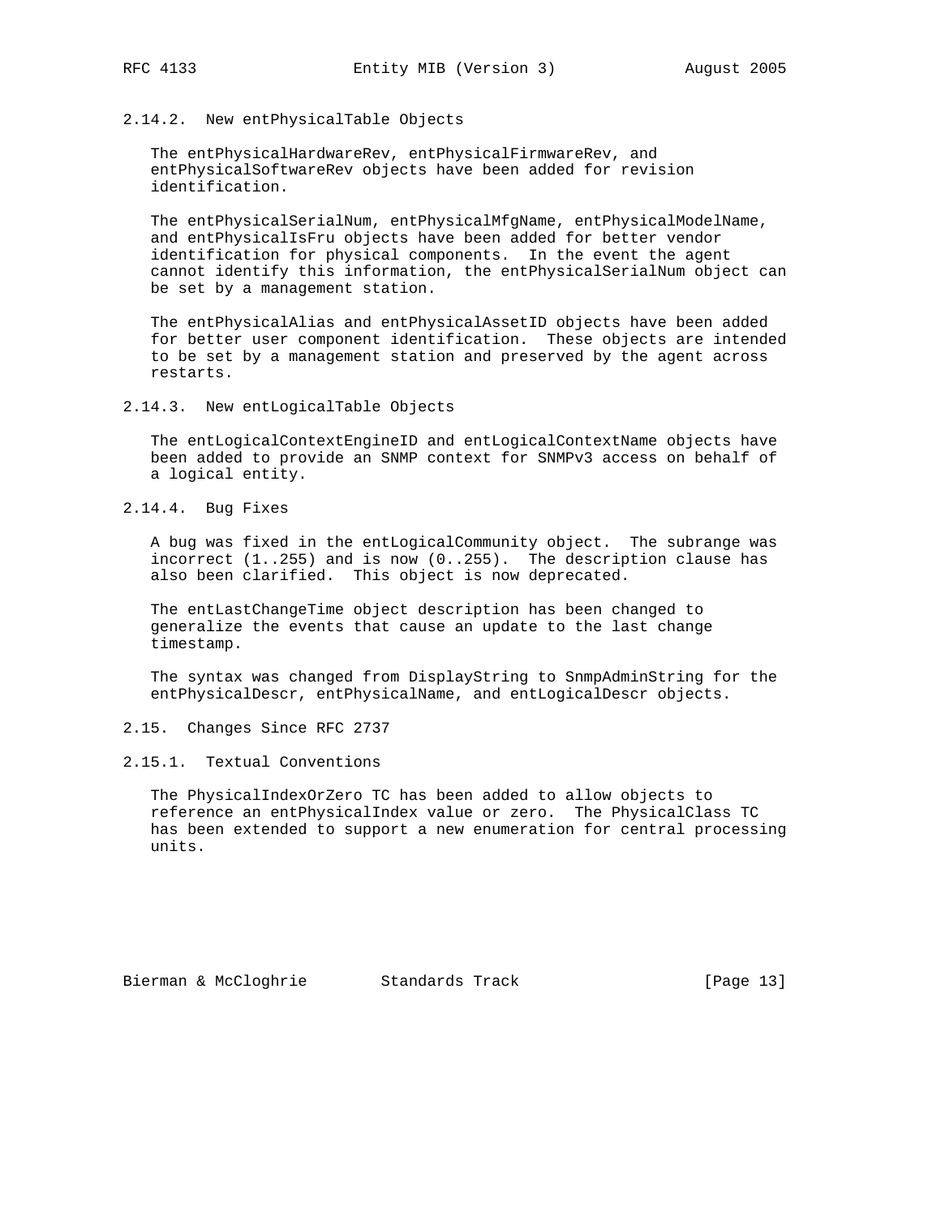### 2.14.2. New entPhysicalTable Objects

The entPhysicalHardwareRev, entPhysicalFirmwareRev, and entPhysicalSoftwareRev objects have been added for revision identification.

The entPhysicalSerialNum, entPhysicalMfgName, entPhysicalModelName, and entPhysicalIsFru objects have been added for better vendor identification for physical components. In the event the agent cannot identify this information, the entPhysicalSerialNum object can be set by a management station.

The entPhysicalAlias and entPhysicalAssetID objects have been added for better user component identification. These objects are intended to be set by a management station and preserved by the agent across restarts.

### 2.14.3. New entLogicalTable Objects

The entLogicalContextEngineID and entLogicalContextName objects have been added to provide an SNMP context for SNMPv3 access on behalf of a logical entity.

### 2.14.4. Bug Fixes

A bug was fixed in the entLogicalCommunity object. The subrange was incorrect (1..255) and is now (0..255). The description clause has also been clarified. This object is now deprecated.

The entLastChangeTime object description has been changed to generalize the events that cause an update to the last change timestamp.

The syntax was changed from DisplayString to SnmpAdminString for the entPhysicalDescr, entPhysicalName, and entLogicalDescr objects.

## 2.15. Changes Since RFC 2737

### 2.15.1. Textual Conventions

The PhysicalIndexOrZero TC has been added to allow objects to reference an entPhysicalIndex value or zero. The PhysicalClass TC has been extended to support a new enumeration for central processing units.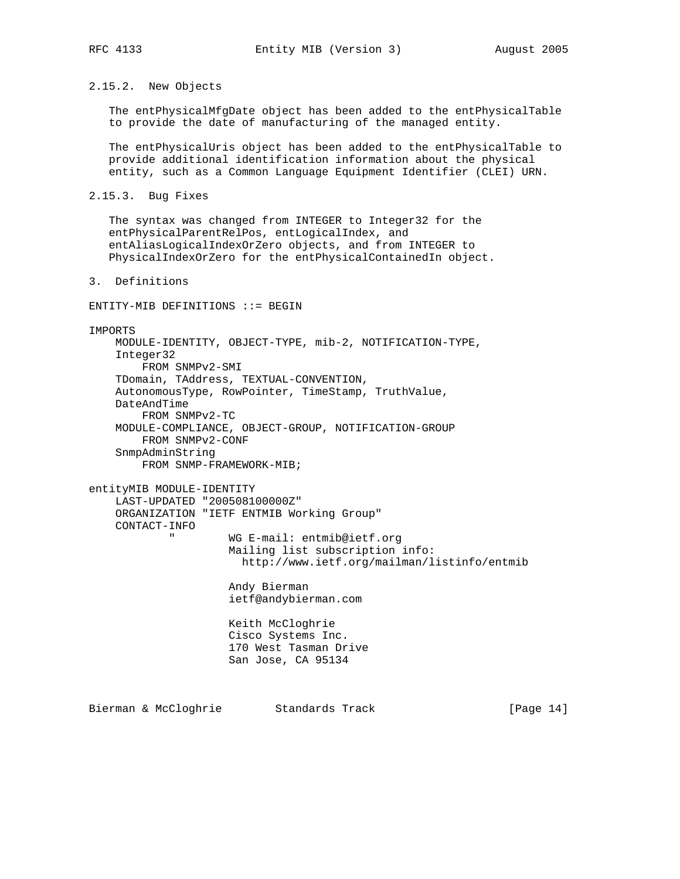### 2.15.2. New Objects

The entPhysicalMfgDate object has been added to the entPhysicalTable to provide the date of manufacturing of the managed entity.

The entPhysicalUris object has been added to the entPhysicalTable to provide additional identification information about the physical entity, such as a Common Language Equipment Identifier (CLEI) URN.

### 2.15.3. Bug Fixes

The syntax was changed from INTEGER to Integer32 for the entPhysicalParentRelPos, entLogicalIndex, and entAliasLogicalIndexOrZero objects, and from INTEGER to PhysicalIndexOrZero for the entPhysicalContainedIn object.

## 3. Definitions

```
ENTITY-MIB DEFINITIONS ::= BEGIN

IMPORTS
    MODULE-IDENTITY, OBJECT-TYPE, mib-2, NOTIFICATION-TYPE,
    Integer32
        FROM SNMPv2-SMI
    TDomain, TAddress, TEXTUAL-CONVENTION,
    AutonomousType, RowPointer, TimeStamp, TruthValue,
    DateAndTime
        FROM SNMPv2-TC
    MODULE-COMPLIANCE, OBJECT-GROUP, NOTIFICATION-GROUP
        FROM SNMPv2-CONF
    SnmpAdminString
        FROM SNMP-FRAMEWORK-MIB;

entityMIB MODULE-IDENTITY
    LAST-UPDATED "200508100000Z"
    ORGANIZATION "IETF ENTMIB Working Group"
    CONTACT-INFO
            "        WG E-mail: entmib@ietf.org
                     Mailing list subscription info:
                       http://www.ietf.org/mailman/listinfo/entmib

                     Andy Bierman
                     ietf@andybierman.com

                     Keith McCloghrie
                     Cisco Systems Inc.
                     170 West Tasman Drive
                     San Jose, CA 95134
```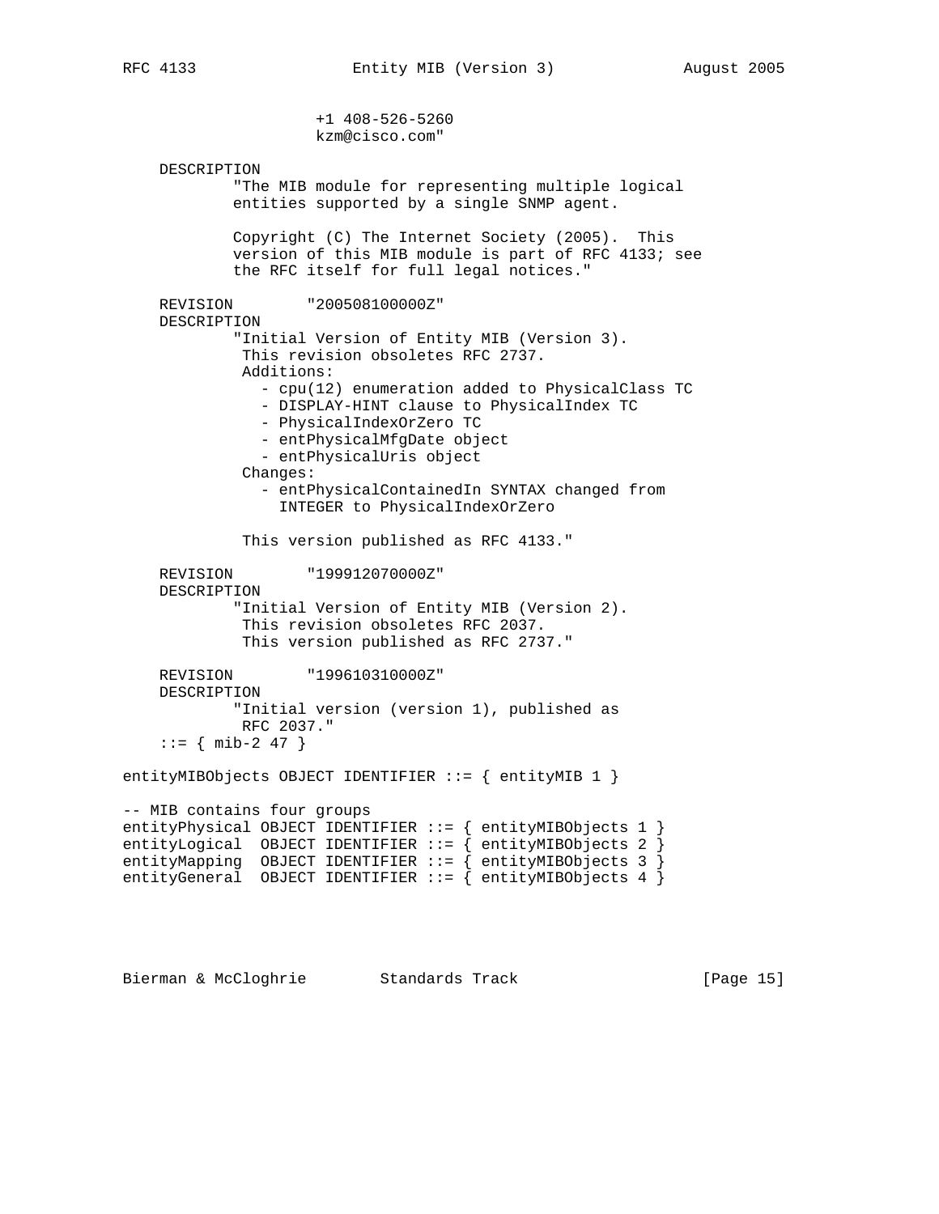```
                     +1 408-526-5260
                     kzm@cisco.com"

    DESCRIPTION
            "The MIB module for representing multiple logical
            entities supported by a single SNMP agent.

            Copyright (C) The Internet Society (2005).  This
            version of this MIB module is part of RFC 4133; see
            the RFC itself for full legal notices."

    REVISION        "200508100000Z"
    DESCRIPTION
            "Initial Version of Entity MIB (Version 3).
             This revision obsoletes RFC 2737.
             Additions:
               - cpu(12) enumeration added to PhysicalClass TC
               - DISPLAY-HINT clause to PhysicalIndex TC
               - PhysicalIndexOrZero TC
               - entPhysicalMfgDate object
               - entPhysicalUris object
             Changes:
               - entPhysicalContainedIn SYNTAX changed from
                 INTEGER to PhysicalIndexOrZero

             This version published as RFC 4133."

    REVISION        "199912070000Z"
    DESCRIPTION
            "Initial Version of Entity MIB (Version 2).
             This revision obsoletes RFC 2037.
             This version published as RFC 2737."

    REVISION        "199610310000Z"
    DESCRIPTION
            "Initial version (version 1), published as
             RFC 2037."
    ::= { mib-2 47 }

entityMIBObjects OBJECT IDENTIFIER ::= { entityMIB 1 }

-- MIB contains four groups
entityPhysical OBJECT IDENTIFIER ::= { entityMIBObjects 1 }
entityLogical  OBJECT IDENTIFIER ::= { entityMIBObjects 2 }
entityMapping  OBJECT IDENTIFIER ::= { entityMIBObjects 3 }
entityGeneral  OBJECT IDENTIFIER ::= { entityMIBObjects 4 }
```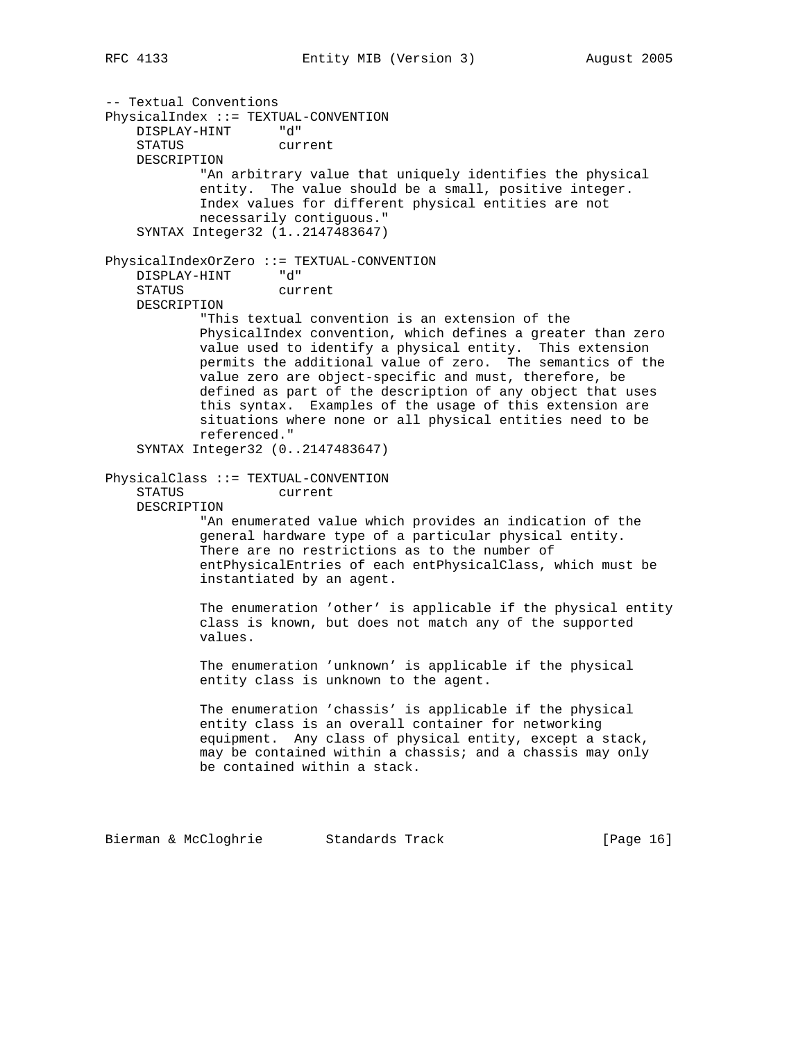```
-- Textual Conventions
PhysicalIndex ::= TEXTUAL-CONVENTION
    DISPLAY-HINT      "d"
    STATUS            current
    DESCRIPTION
            "An arbitrary value that uniquely identifies the physical
            entity.  The value should be a small, positive integer.
            Index values for different physical entities are not
            necessarily contiguous."
    SYNTAX Integer32 (1..2147483647)

PhysicalIndexOrZero ::= TEXTUAL-CONVENTION
    DISPLAY-HINT      "d"
    STATUS            current
    DESCRIPTION
            "This textual convention is an extension of the
            PhysicalIndex convention, which defines a greater than zero
            value used to identify a physical entity.  This extension
            permits the additional value of zero.  The semantics of the
            value zero are object-specific and must, therefore, be
            defined as part of the description of any object that uses
            this syntax.  Examples of the usage of this extension are
            situations where none or all physical entities need to be
            referenced."
    SYNTAX Integer32 (0..2147483647)

PhysicalClass ::= TEXTUAL-CONVENTION
    STATUS            current
    DESCRIPTION
            "An enumerated value which provides an indication of the
            general hardware type of a particular physical entity.
            There are no restrictions as to the number of
            entPhysicalEntries of each entPhysicalClass, which must be
            instantiated by an agent.

            The enumeration 'other' is applicable if the physical entity
            class is known, but does not match any of the supported
            values.

            The enumeration 'unknown' is applicable if the physical
            entity class is unknown to the agent.

            The enumeration 'chassis' is applicable if the physical
            entity class is an overall container for networking
            equipment.  Any class of physical entity, except a stack,
            may be contained within a chassis; and a chassis may only
            be contained within a stack.
```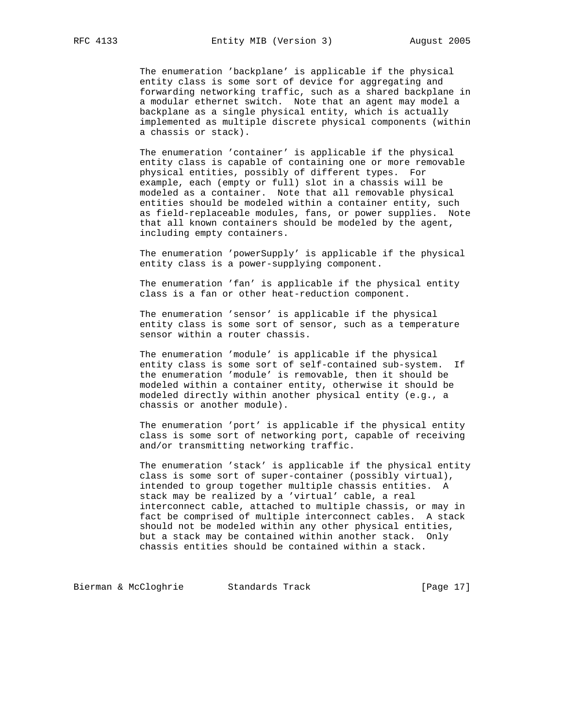The enumeration 'backplane' is applicable if the physical entity class is some sort of device for aggregating and forwarding networking traffic, such as a shared backplane in a modular ethernet switch. Note that an agent may model a backplane as a single physical entity, which is actually implemented as multiple discrete physical components (within a chassis or stack).

The enumeration 'container' is applicable if the physical entity class is capable of containing one or more removable physical entities, possibly of different types. For example, each (empty or full) slot in a chassis will be modeled as a container. Note that all removable physical entities should be modeled within a container entity, such as field-replaceable modules, fans, or power supplies. Note that all known containers should be modeled by the agent, including empty containers.

The enumeration 'powerSupply' is applicable if the physical entity class is a power-supplying component.

The enumeration 'fan' is applicable if the physical entity class is a fan or other heat-reduction component.

The enumeration 'sensor' is applicable if the physical entity class is some sort of sensor, such as a temperature sensor within a router chassis.

The enumeration 'module' is applicable if the physical entity class is some sort of self-contained sub-system. If the enumeration 'module' is removable, then it should be modeled within a container entity, otherwise it should be modeled directly within another physical entity (e.g., a chassis or another module).

The enumeration 'port' is applicable if the physical entity class is some sort of networking port, capable of receiving and/or transmitting networking traffic.

The enumeration 'stack' is applicable if the physical entity class is some sort of super-container (possibly virtual), intended to group together multiple chassis entities. A stack may be realized by a 'virtual' cable, a real interconnect cable, attached to multiple chassis, or may in fact be comprised of multiple interconnect cables. A stack should not be modeled within any other physical entities, but a stack may be contained within another stack. Only chassis entities should be contained within a stack.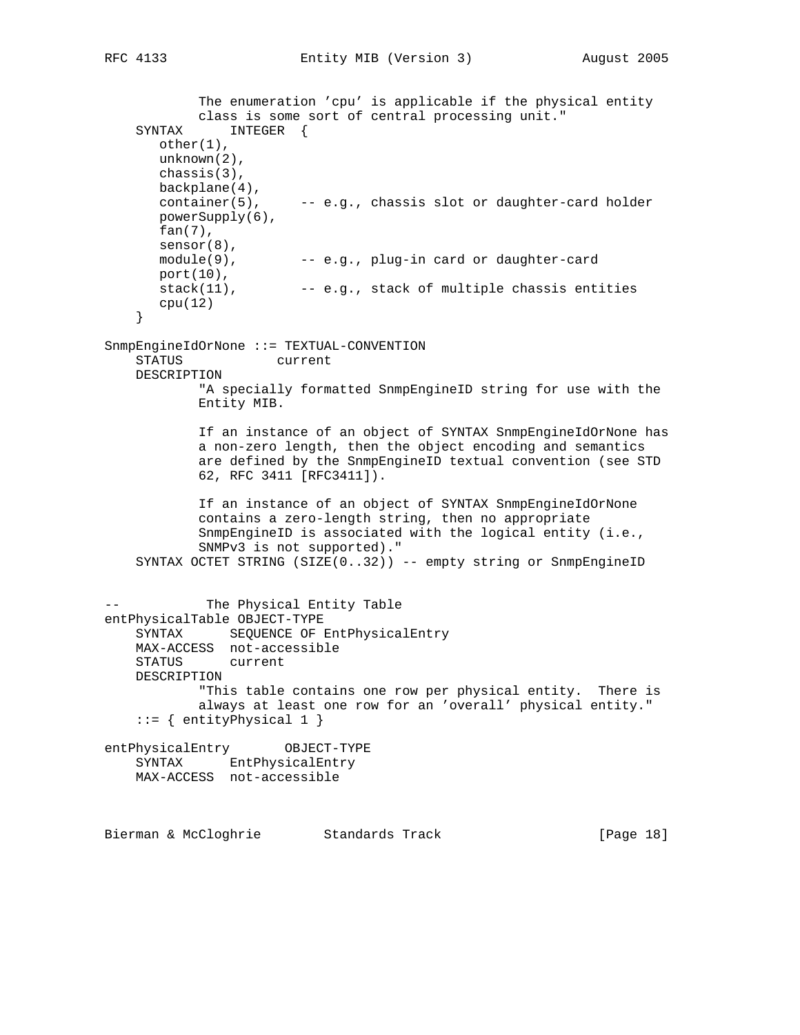```
            The enumeration 'cpu' is applicable if the physical entity
            class is some sort of central processing unit."
    SYNTAX      INTEGER  {
       other(1),
       unknown(2),
       chassis(3),
       backplane(4),
       container(5),     -- e.g., chassis slot or daughter-card holder
       powerSupply(6),
       fan(7),
       sensor(8),
       module(9),        -- e.g., plug-in card or daughter-card
       port(10),
       stack(11),        -- e.g., stack of multiple chassis entities
       cpu(12)
    }

SnmpEngineIdOrNone ::= TEXTUAL-CONVENTION
    STATUS            current
    DESCRIPTION
            "A specially formatted SnmpEngineID string for use with the
            Entity MIB.

            If an instance of an object of SYNTAX SnmpEngineIdOrNone has
            a non-zero length, then the object encoding and semantics
            are defined by the SnmpEngineID textual convention (see STD
            62, RFC 3411 [RFC3411]).

            If an instance of an object of SYNTAX SnmpEngineIdOrNone
            contains a zero-length string, then no appropriate
            SnmpEngineID is associated with the logical entity (i.e.,
            SNMPv3 is not supported)."
    SYNTAX OCTET STRING (SIZE(0..32)) -- empty string or SnmpEngineID


--           The Physical Entity Table
entPhysicalTable OBJECT-TYPE
    SYNTAX      SEQUENCE OF EntPhysicalEntry
    MAX-ACCESS  not-accessible
    STATUS      current
    DESCRIPTION
            "This table contains one row per physical entity.  There is
            always at least one row for an 'overall' physical entity."
    ::= { entityPhysical 1 }

entPhysicalEntry       OBJECT-TYPE
    SYNTAX      EntPhysicalEntry
    MAX-ACCESS  not-accessible
```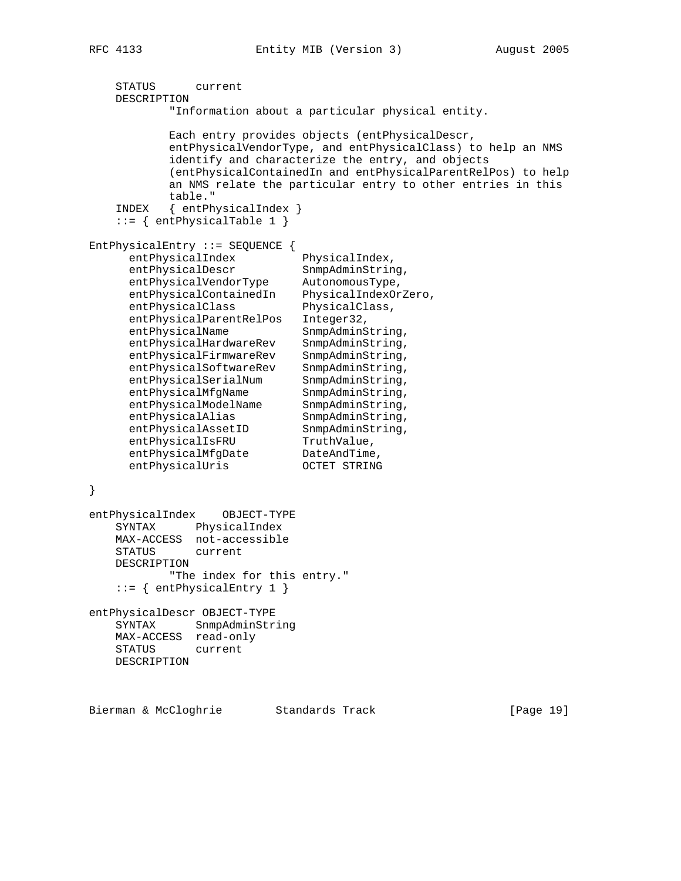```
    STATUS      current
    DESCRIPTION
            "Information about a particular physical entity.

            Each entry provides objects (entPhysicalDescr,
            entPhysicalVendorType, and entPhysicalClass) to help an NMS
            identify and characterize the entry, and objects
            (entPhysicalContainedIn and entPhysicalParentRelPos) to help
            an NMS relate the particular entry to other entries in this
            table."
    INDEX   { entPhysicalIndex }
    ::= { entPhysicalTable 1 }

EntPhysicalEntry ::= SEQUENCE {
      entPhysicalIndex          PhysicalIndex,
      entPhysicalDescr          SnmpAdminString,
      entPhysicalVendorType     AutonomousType,
      entPhysicalContainedIn    PhysicalIndexOrZero,
      entPhysicalClass          PhysicalClass,
      entPhysicalParentRelPos   Integer32,
      entPhysicalName           SnmpAdminString,
      entPhysicalHardwareRev    SnmpAdminString,
      entPhysicalFirmwareRev    SnmpAdminString,
      entPhysicalSoftwareRev    SnmpAdminString,
      entPhysicalSerialNum      SnmpAdminString,
      entPhysicalMfgName        SnmpAdminString,
      entPhysicalModelName      SnmpAdminString,
      entPhysicalAlias          SnmpAdminString,
      entPhysicalAssetID        SnmpAdminString,
      entPhysicalIsFRU          TruthValue,
      entPhysicalMfgDate        DateAndTime,
      entPhysicalUris           OCTET STRING

}

entPhysicalIndex    OBJECT-TYPE
    SYNTAX      PhysicalIndex
    MAX-ACCESS  not-accessible
    STATUS      current
    DESCRIPTION
            "The index for this entry."
    ::= { entPhysicalEntry 1 }

entPhysicalDescr OBJECT-TYPE
    SYNTAX      SnmpAdminString
    MAX-ACCESS  read-only
    STATUS      current
    DESCRIPTION
```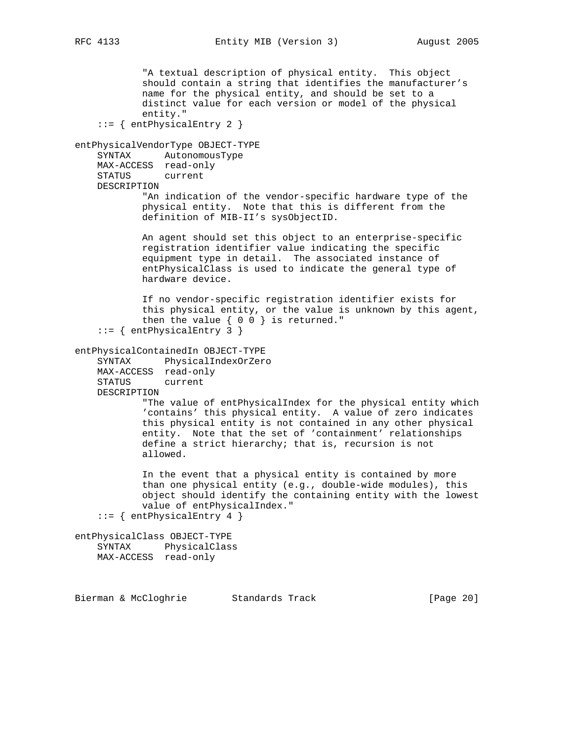```
            "A textual description of physical entity.  This object
            should contain a string that identifies the manufacturer's
            name for the physical entity, and should be set to a
            distinct value for each version or model of the physical
            entity."
    ::= { entPhysicalEntry 2 }

entPhysicalVendorType OBJECT-TYPE
    SYNTAX      AutonomousType
    MAX-ACCESS  read-only
    STATUS      current
    DESCRIPTION
            "An indication of the vendor-specific hardware type of the
            physical entity.  Note that this is different from the
            definition of MIB-II's sysObjectID.

            An agent should set this object to an enterprise-specific
            registration identifier value indicating the specific
            equipment type in detail.  The associated instance of
            entPhysicalClass is used to indicate the general type of
            hardware device.

            If no vendor-specific registration identifier exists for
            this physical entity, or the value is unknown by this agent,
            then the value { 0 0 } is returned."
    ::= { entPhysicalEntry 3 }

entPhysicalContainedIn OBJECT-TYPE
    SYNTAX      PhysicalIndexOrZero
    MAX-ACCESS  read-only
    STATUS      current
    DESCRIPTION
            "The value of entPhysicalIndex for the physical entity which
            'contains' this physical entity.  A value of zero indicates
            this physical entity is not contained in any other physical
            entity.  Note that the set of 'containment' relationships
            define a strict hierarchy; that is, recursion is not
            allowed.

            In the event that a physical entity is contained by more
            than one physical entity (e.g., double-wide modules), this
            object should identify the containing entity with the lowest
            value of entPhysicalIndex."
    ::= { entPhysicalEntry 4 }

entPhysicalClass OBJECT-TYPE
    SYNTAX      PhysicalClass
    MAX-ACCESS  read-only
```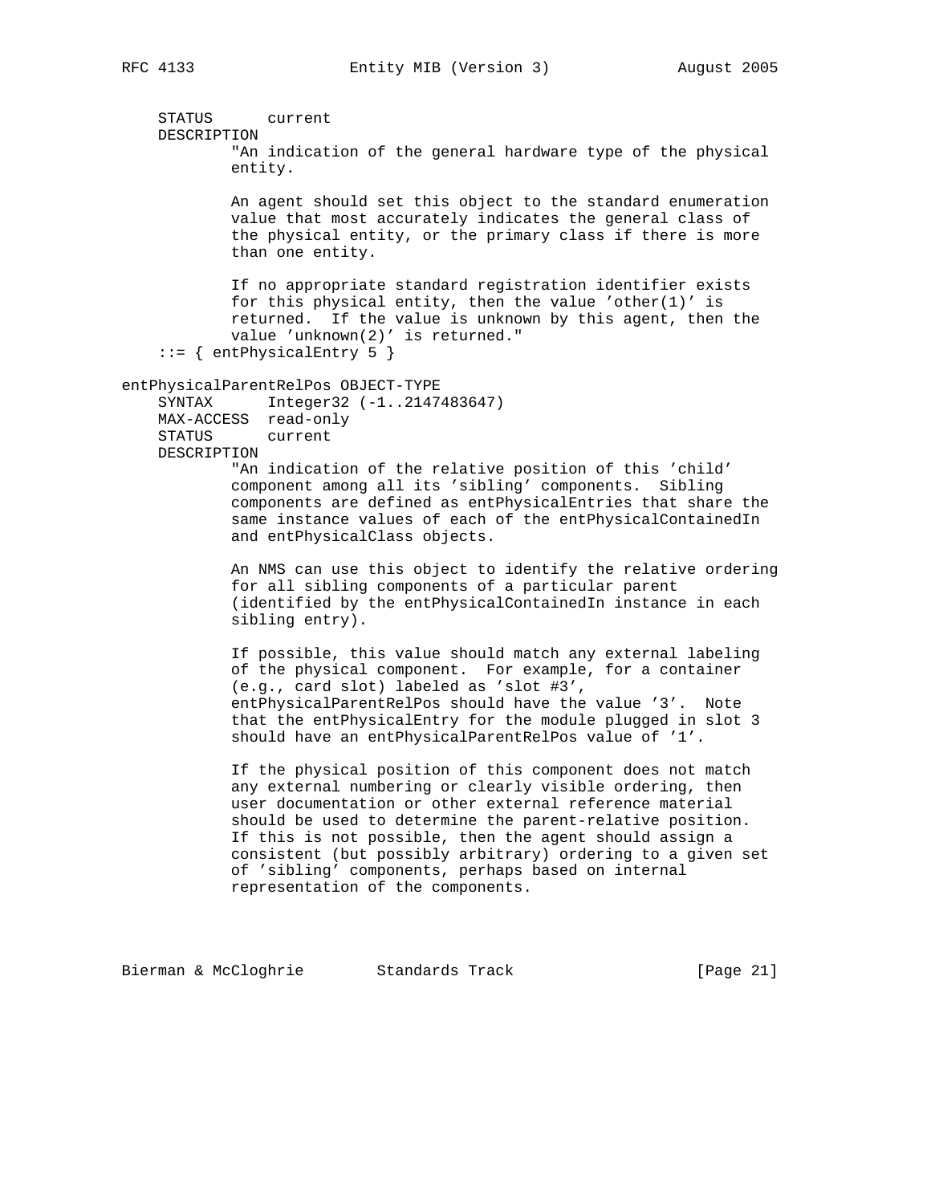```
    STATUS      current
    DESCRIPTION
            "An indication of the general hardware type of the physical
            entity.

            An agent should set this object to the standard enumeration
            value that most accurately indicates the general class of
            the physical entity, or the primary class if there is more
            than one entity.

            If no appropriate standard registration identifier exists
            for this physical entity, then the value 'other(1)' is
            returned.  If the value is unknown by this agent, then the
            value 'unknown(2)' is returned."
    ::= { entPhysicalEntry 5 }

entPhysicalParentRelPos OBJECT-TYPE
    SYNTAX      Integer32 (-1..2147483647)
    MAX-ACCESS  read-only
    STATUS      current
    DESCRIPTION
            "An indication of the relative position of this 'child'
            component among all its 'sibling' components.  Sibling
            components are defined as entPhysicalEntries that share the
            same instance values of each of the entPhysicalContainedIn
            and entPhysicalClass objects.

            An NMS can use this object to identify the relative ordering
            for all sibling components of a particular parent
            (identified by the entPhysicalContainedIn instance in each
            sibling entry).

            If possible, this value should match any external labeling
            of the physical component.  For example, for a container
            (e.g., card slot) labeled as 'slot #3',
            entPhysicalParentRelPos should have the value '3'.  Note
            that the entPhysicalEntry for the module plugged in slot 3
            should have an entPhysicalParentRelPos value of '1'.

            If the physical position of this component does not match
            any external numbering or clearly visible ordering, then
            user documentation or other external reference material
            should be used to determine the parent-relative position.
            If this is not possible, then the agent should assign a
            consistent (but possibly arbitrary) ordering to a given set
            of 'sibling' components, perhaps based on internal
            representation of the components.
```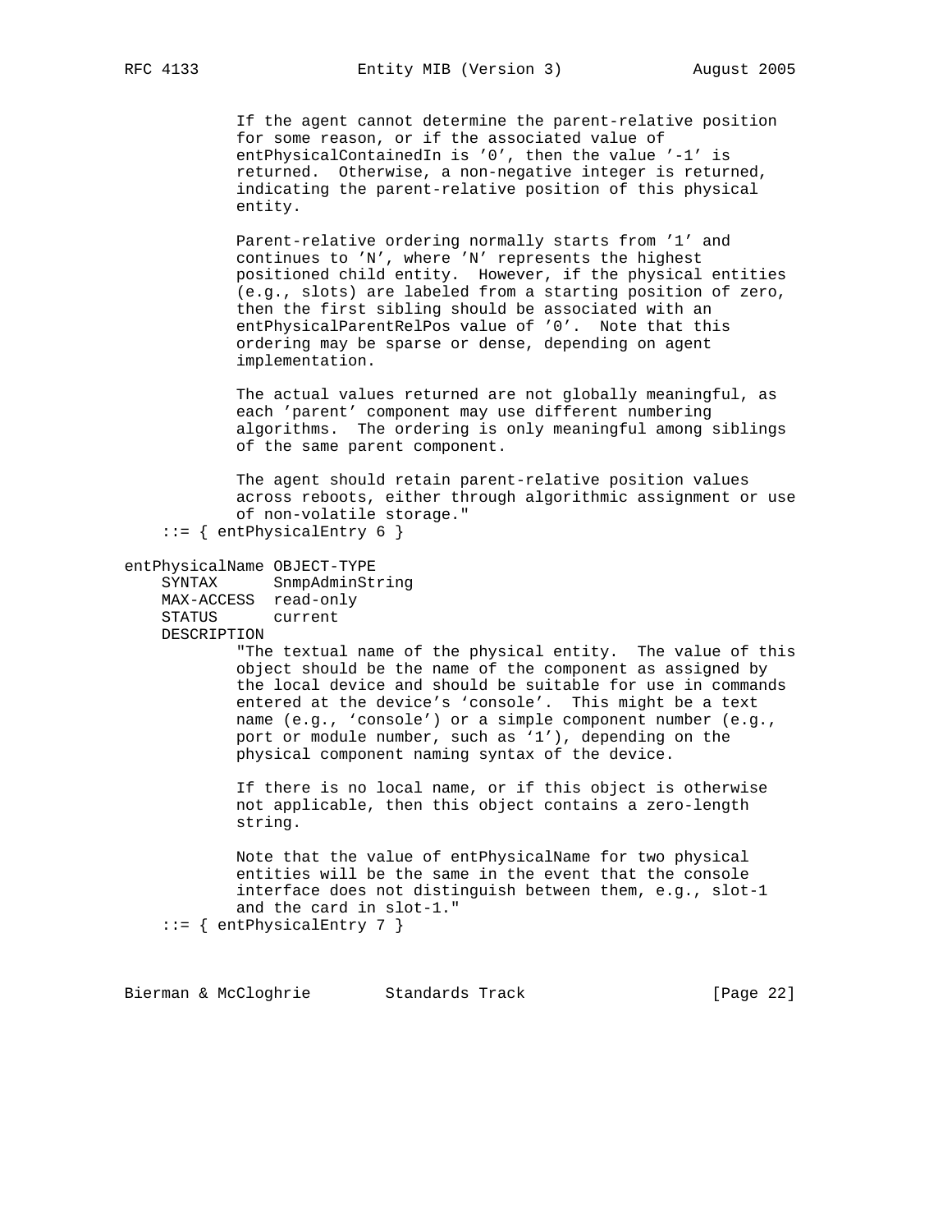```
            If the agent cannot determine the parent-relative position
            for some reason, or if the associated value of
            entPhysicalContainedIn is '0', then the value '-1' is
            returned.  Otherwise, a non-negative integer is returned,
            indicating the parent-relative position of this physical
            entity.

            Parent-relative ordering normally starts from '1' and
            continues to 'N', where 'N' represents the highest
            positioned child entity.  However, if the physical entities
            (e.g., slots) are labeled from a starting position of zero,
            then the first sibling should be associated with an
            entPhysicalParentRelPos value of '0'.  Note that this
            ordering may be sparse or dense, depending on agent
            implementation.

            The actual values returned are not globally meaningful, as
            each 'parent' component may use different numbering
            algorithms.  The ordering is only meaningful among siblings
            of the same parent component.

            The agent should retain parent-relative position values
            across reboots, either through algorithmic assignment or use
            of non-volatile storage."
    ::= { entPhysicalEntry 6 }

entPhysicalName OBJECT-TYPE
    SYNTAX      SnmpAdminString
    MAX-ACCESS  read-only
    STATUS      current
    DESCRIPTION
            "The textual name of the physical entity.  The value of this
            object should be the name of the component as assigned by
            the local device and should be suitable for use in commands
            entered at the device's `console'.  This might be a text
            name (e.g., `console') or a simple component number (e.g.,
            port or module number, such as `1'), depending on the
            physical component naming syntax of the device.

            If there is no local name, or if this object is otherwise
            not applicable, then this object contains a zero-length
            string.

            Note that the value of entPhysicalName for two physical
            entities will be the same in the event that the console
            interface does not distinguish between them, e.g., slot-1
            and the card in slot-1."
    ::= { entPhysicalEntry 7 }
```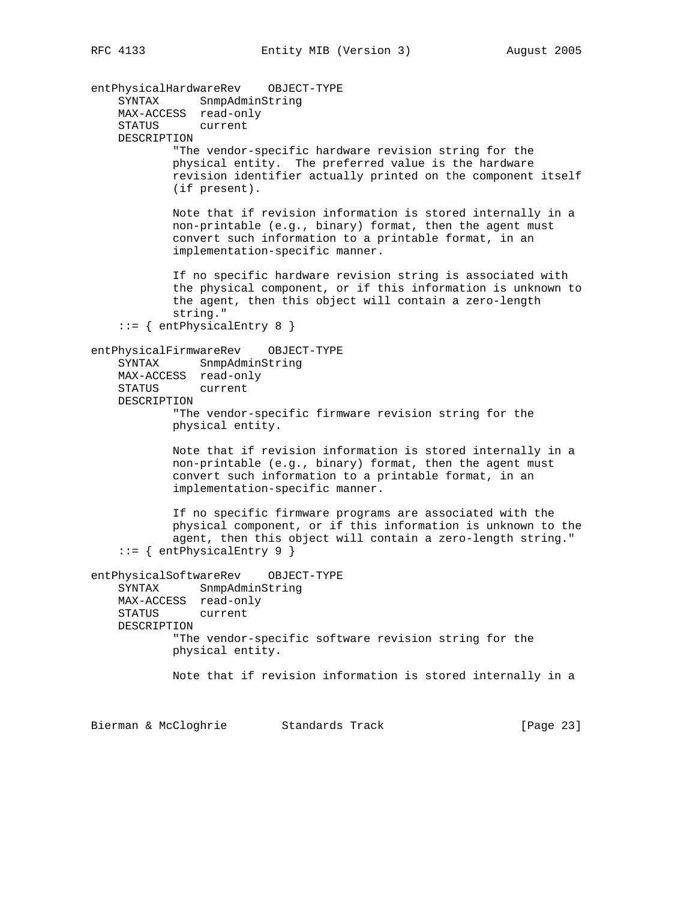```
entPhysicalHardwareRev    OBJECT-TYPE
    SYNTAX      SnmpAdminString
    MAX-ACCESS  read-only
    STATUS      current
    DESCRIPTION
            "The vendor-specific hardware revision string for the
            physical entity.  The preferred value is the hardware
            revision identifier actually printed on the component itself
            (if present).

            Note that if revision information is stored internally in a
            non-printable (e.g., binary) format, then the agent must
            convert such information to a printable format, in an
            implementation-specific manner.

            If no specific hardware revision string is associated with
            the physical component, or if this information is unknown to
            the agent, then this object will contain a zero-length
            string."
    ::= { entPhysicalEntry 8 }

entPhysicalFirmwareRev    OBJECT-TYPE
    SYNTAX      SnmpAdminString
    MAX-ACCESS  read-only
    STATUS      current
    DESCRIPTION
            "The vendor-specific firmware revision string for the
            physical entity.

            Note that if revision information is stored internally in a
            non-printable (e.g., binary) format, then the agent must
            convert such information to a printable format, in an
            implementation-specific manner.

            If no specific firmware programs are associated with the
            physical component, or if this information is unknown to the
            agent, then this object will contain a zero-length string."
    ::= { entPhysicalEntry 9 }

entPhysicalSoftwareRev    OBJECT-TYPE
    SYNTAX      SnmpAdminString
    MAX-ACCESS  read-only
    STATUS      current
    DESCRIPTION
            "The vendor-specific software revision string for the
            physical entity.

            Note that if revision information is stored internally in a
```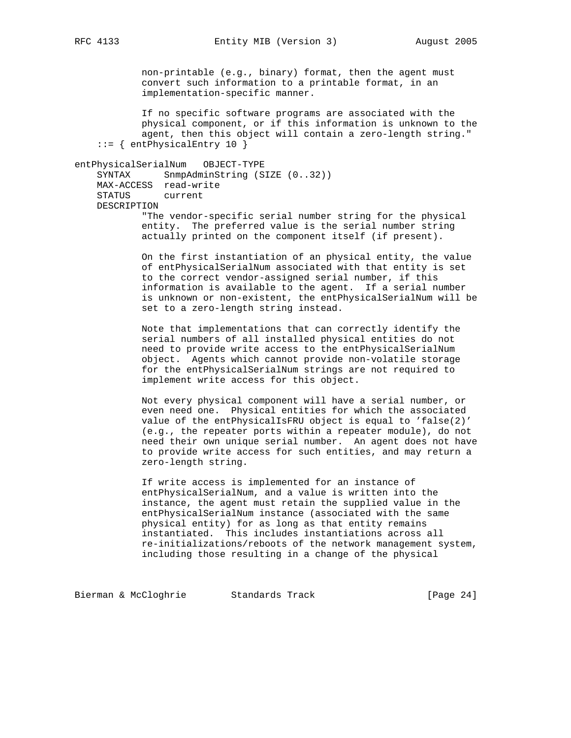```
            non-printable (e.g., binary) format, then the agent must
            convert such information to a printable format, in an
            implementation-specific manner.

            If no specific software programs are associated with the
            physical component, or if this information is unknown to the
            agent, then this object will contain a zero-length string."
    ::= { entPhysicalEntry 10 }

entPhysicalSerialNum   OBJECT-TYPE
    SYNTAX      SnmpAdminString (SIZE (0..32))
    MAX-ACCESS  read-write
    STATUS      current
    DESCRIPTION
            "The vendor-specific serial number string for the physical
            entity.  The preferred value is the serial number string
            actually printed on the component itself (if present).

            On the first instantiation of an physical entity, the value
            of entPhysicalSerialNum associated with that entity is set
            to the correct vendor-assigned serial number, if this
            information is available to the agent.  If a serial number
            is unknown or non-existent, the entPhysicalSerialNum will be
            set to a zero-length string instead.

            Note that implementations that can correctly identify the
            serial numbers of all installed physical entities do not
            need to provide write access to the entPhysicalSerialNum
            object.  Agents which cannot provide non-volatile storage
            for the entPhysicalSerialNum strings are not required to
            implement write access for this object.

            Not every physical component will have a serial number, or
            even need one.  Physical entities for which the associated
            value of the entPhysicalIsFRU object is equal to 'false(2)'
            (e.g., the repeater ports within a repeater module), do not
            need their own unique serial number.  An agent does not have
            to provide write access for such entities, and may return a
            zero-length string.

            If write access is implemented for an instance of
            entPhysicalSerialNum, and a value is written into the
            instance, the agent must retain the supplied value in the
            entPhysicalSerialNum instance (associated with the same
            physical entity) for as long as that entity remains
            instantiated.  This includes instantiations across all
            re-initializations/reboots of the network management system,
            including those resulting in a change of the physical
```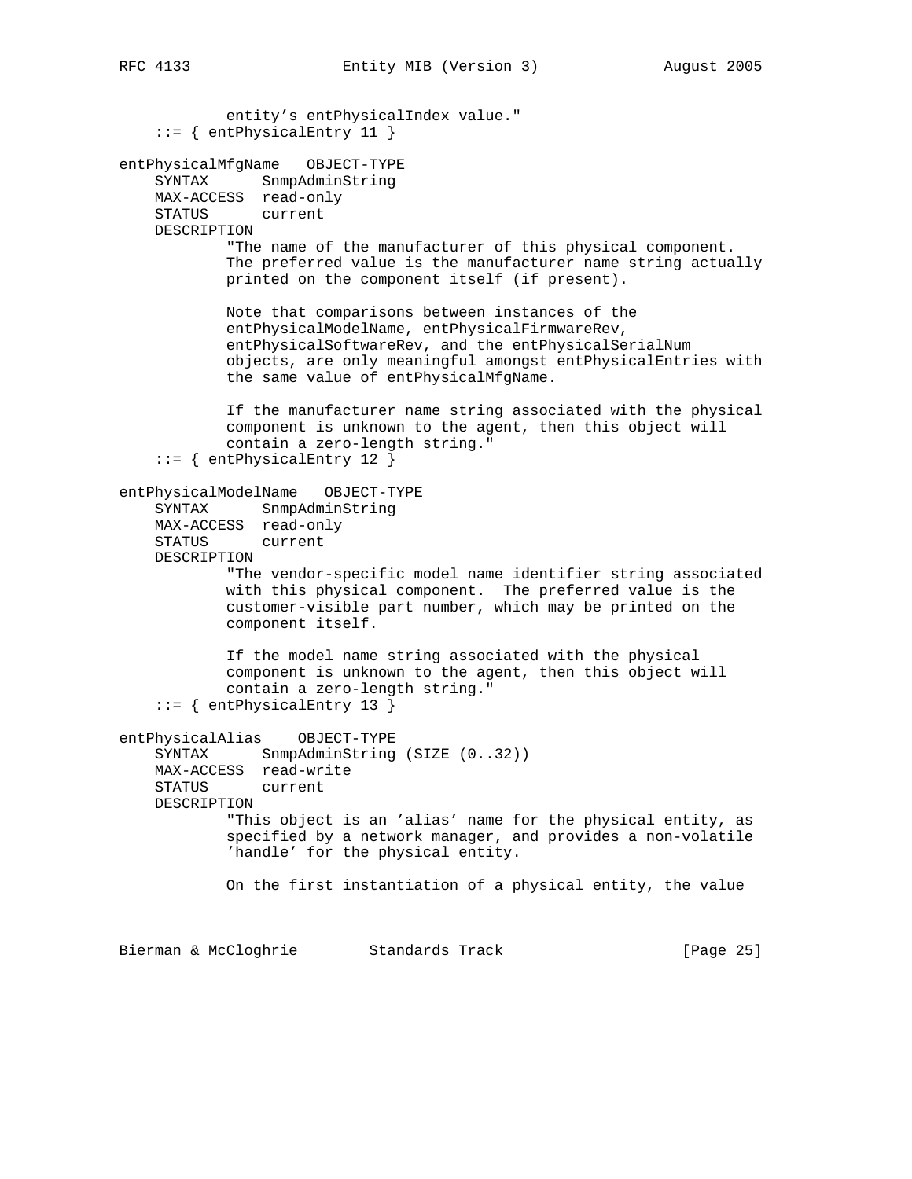```
            entity's entPhysicalIndex value."
    ::= { entPhysicalEntry 11 }

entPhysicalMfgName   OBJECT-TYPE
    SYNTAX      SnmpAdminString
    MAX-ACCESS  read-only
    STATUS      current
    DESCRIPTION
            "The name of the manufacturer of this physical component.
            The preferred value is the manufacturer name string actually
            printed on the component itself (if present).

            Note that comparisons between instances of the
            entPhysicalModelName, entPhysicalFirmwareRev,
            entPhysicalSoftwareRev, and the entPhysicalSerialNum
            objects, are only meaningful amongst entPhysicalEntries with
            the same value of entPhysicalMfgName.

            If the manufacturer name string associated with the physical
            component is unknown to the agent, then this object will
            contain a zero-length string."
    ::= { entPhysicalEntry 12 }

entPhysicalModelName   OBJECT-TYPE
    SYNTAX      SnmpAdminString
    MAX-ACCESS  read-only
    STATUS      current
    DESCRIPTION
            "The vendor-specific model name identifier string associated
            with this physical component.  The preferred value is the
            customer-visible part number, which may be printed on the
            component itself.

            If the model name string associated with the physical
            component is unknown to the agent, then this object will
            contain a zero-length string."
    ::= { entPhysicalEntry 13 }

entPhysicalAlias    OBJECT-TYPE
    SYNTAX      SnmpAdminString (SIZE (0..32))
    MAX-ACCESS  read-write
    STATUS      current
    DESCRIPTION
            "This object is an 'alias' name for the physical entity, as
            specified by a network manager, and provides a non-volatile
            'handle' for the physical entity.

            On the first instantiation of a physical entity, the value
```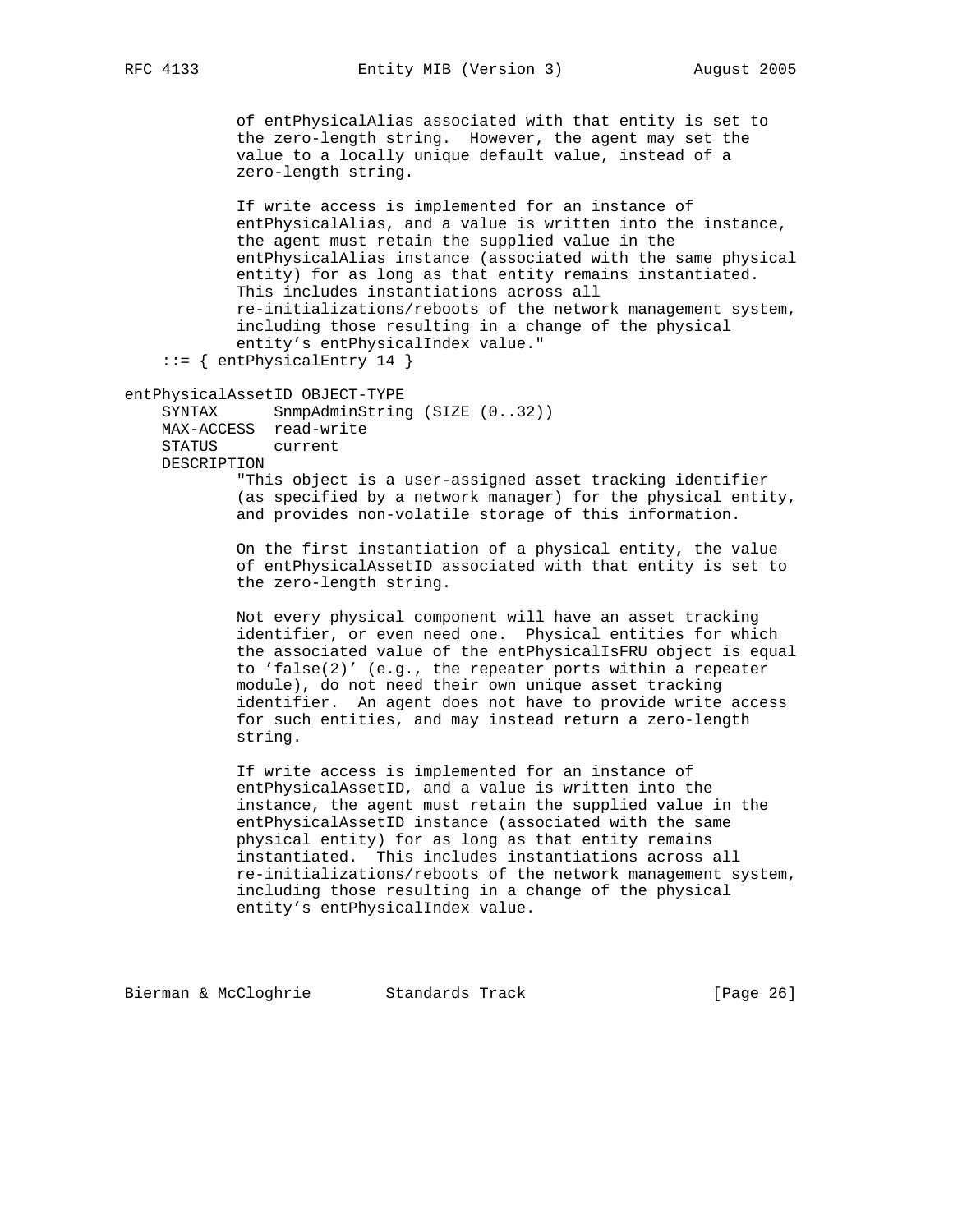```
            of entPhysicalAlias associated with that entity is set to
            the zero-length string.  However, the agent may set the
            value to a locally unique default value, instead of a
            zero-length string.

            If write access is implemented for an instance of
            entPhysicalAlias, and a value is written into the instance,
            the agent must retain the supplied value in the
            entPhysicalAlias instance (associated with the same physical
            entity) for as long as that entity remains instantiated.
            This includes instantiations across all
            re-initializations/reboots of the network management system,
            including those resulting in a change of the physical
            entity's entPhysicalIndex value."
    ::= { entPhysicalEntry 14 }

entPhysicalAssetID OBJECT-TYPE
    SYNTAX      SnmpAdminString (SIZE (0..32))
    MAX-ACCESS  read-write
    STATUS      current
    DESCRIPTION
            "This object is a user-assigned asset tracking identifier
            (as specified by a network manager) for the physical entity,
            and provides non-volatile storage of this information.

            On the first instantiation of a physical entity, the value
            of entPhysicalAssetID associated with that entity is set to
            the zero-length string.

            Not every physical component will have an asset tracking
            identifier, or even need one.  Physical entities for which
            the associated value of the entPhysicalIsFRU object is equal
            to 'false(2)' (e.g., the repeater ports within a repeater
            module), do not need their own unique asset tracking
            identifier.  An agent does not have to provide write access
            for such entities, and may instead return a zero-length
            string.

            If write access is implemented for an instance of
            entPhysicalAssetID, and a value is written into the
            instance, the agent must retain the supplied value in the
            entPhysicalAssetID instance (associated with the same
            physical entity) for as long as that entity remains
            instantiated.  This includes instantiations across all
            re-initializations/reboots of the network management system,
            including those resulting in a change of the physical
            entity's entPhysicalIndex value.
```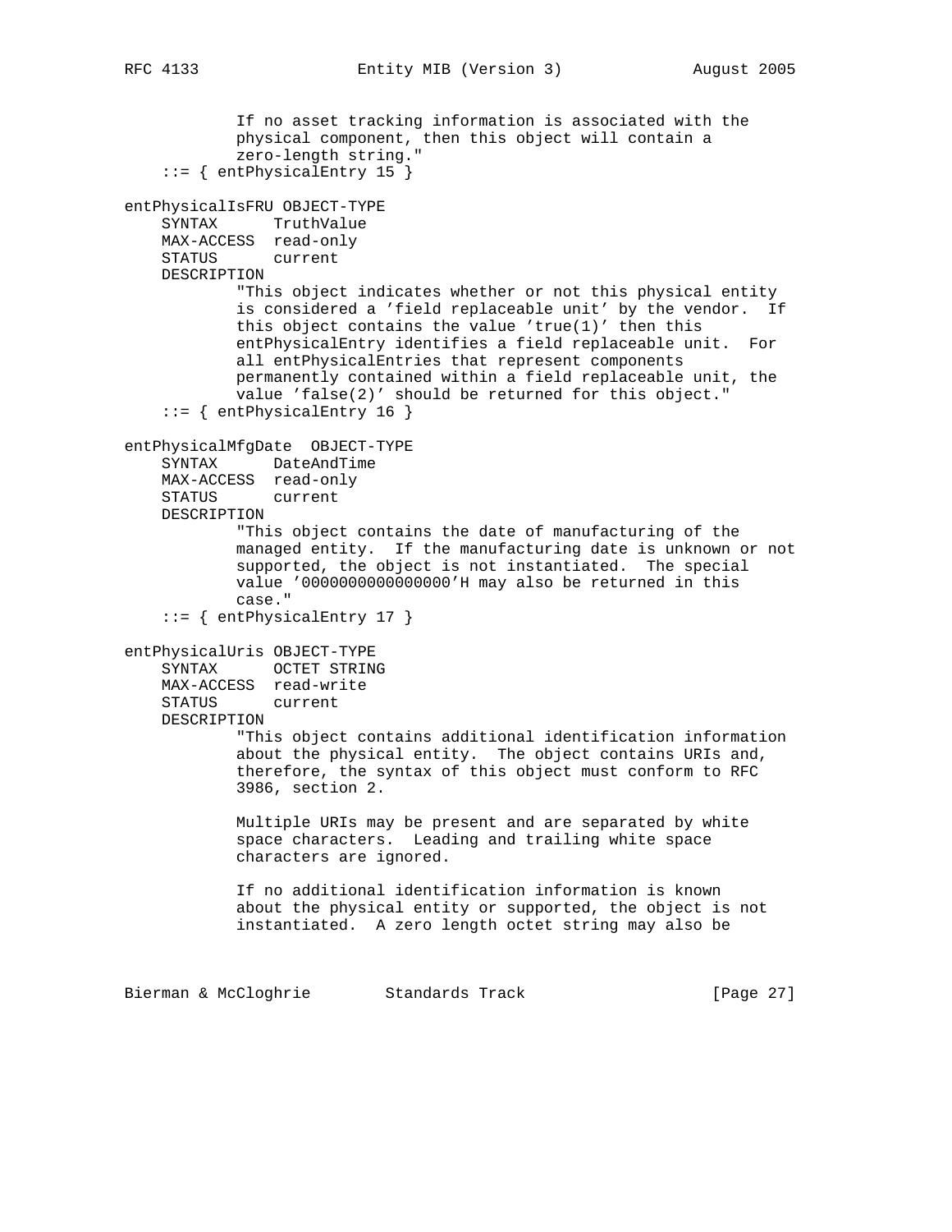```
            If no asset tracking information is associated with the
            physical component, then this object will contain a
            zero-length string."
    ::= { entPhysicalEntry 15 }

entPhysicalIsFRU OBJECT-TYPE
    SYNTAX      TruthValue
    MAX-ACCESS  read-only
    STATUS      current
    DESCRIPTION
            "This object indicates whether or not this physical entity
            is considered a 'field replaceable unit' by the vendor.  If
            this object contains the value 'true(1)' then this
            entPhysicalEntry identifies a field replaceable unit.  For
            all entPhysicalEntries that represent components
            permanently contained within a field replaceable unit, the
            value 'false(2)' should be returned for this object."
    ::= { entPhysicalEntry 16 }

entPhysicalMfgDate  OBJECT-TYPE
    SYNTAX      DateAndTime
    MAX-ACCESS  read-only
    STATUS      current
    DESCRIPTION
            "This object contains the date of manufacturing of the
            managed entity.  If the manufacturing date is unknown or not
            supported, the object is not instantiated.  The special
            value '0000000000000000'H may also be returned in this
            case."
    ::= { entPhysicalEntry 17 }

entPhysicalUris OBJECT-TYPE
    SYNTAX      OCTET STRING
    MAX-ACCESS  read-write
    STATUS      current
    DESCRIPTION
            "This object contains additional identification information
            about the physical entity.  The object contains URIs and,
            therefore, the syntax of this object must conform to RFC
            3986, section 2.

            Multiple URIs may be present and are separated by white
            space characters.  Leading and trailing white space
            characters are ignored.

            If no additional identification information is known
            about the physical entity or supported, the object is not
            instantiated.  A zero length octet string may also be
```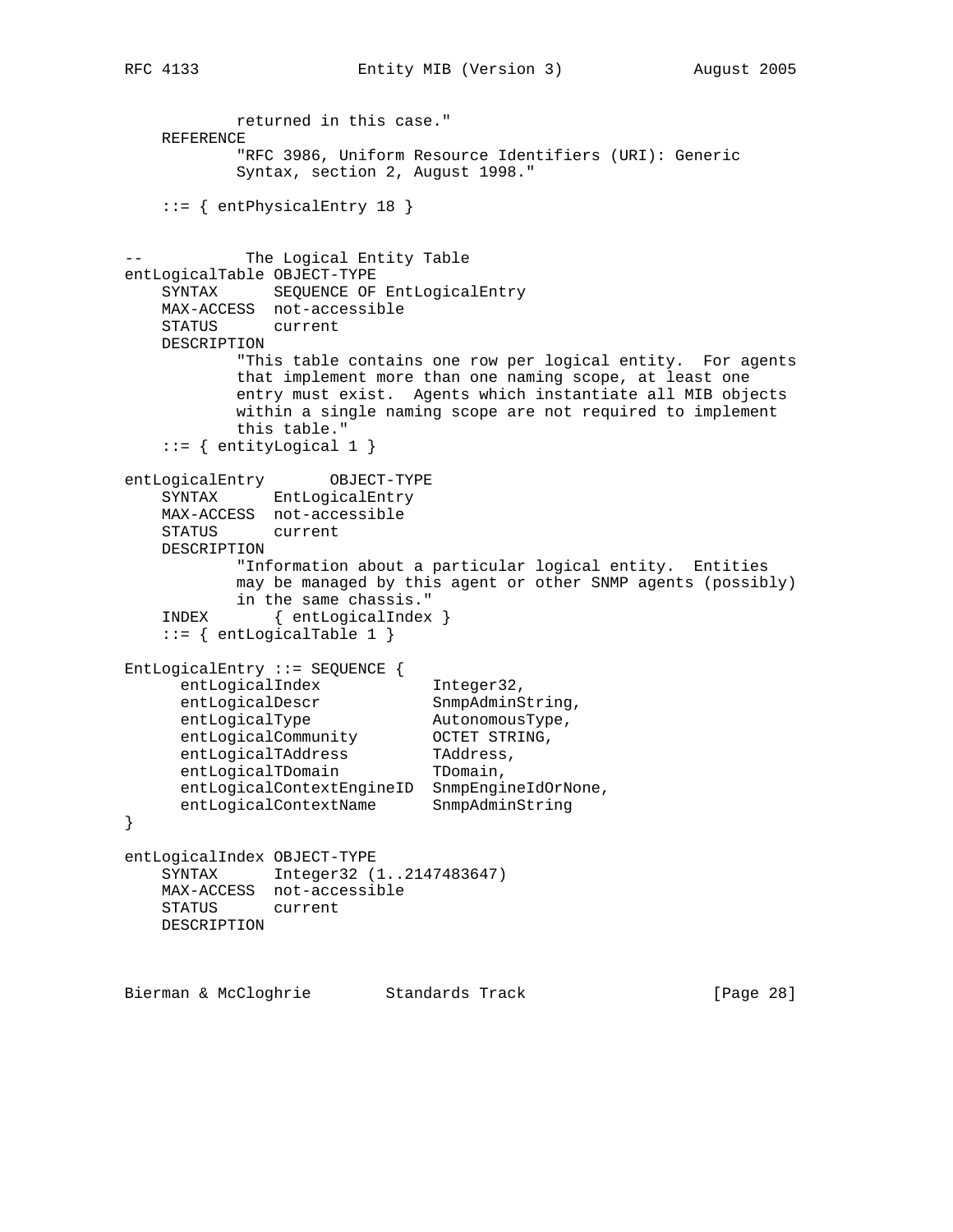```
            returned in this case."
    REFERENCE
            "RFC 3986, Uniform Resource Identifiers (URI): Generic
            Syntax, section 2, August 1998."

    ::= { entPhysicalEntry 18 }


--           The Logical Entity Table
entLogicalTable OBJECT-TYPE
    SYNTAX      SEQUENCE OF EntLogicalEntry
    MAX-ACCESS  not-accessible
    STATUS      current
    DESCRIPTION
            "This table contains one row per logical entity.  For agents
            that implement more than one naming scope, at least one
            entry must exist.  Agents which instantiate all MIB objects
            within a single naming scope are not required to implement
            this table."
    ::= { entityLogical 1 }

entLogicalEntry       OBJECT-TYPE
    SYNTAX      EntLogicalEntry
    MAX-ACCESS  not-accessible
    STATUS      current
    DESCRIPTION
            "Information about a particular logical entity.  Entities
            may be managed by this agent or other SNMP agents (possibly)
            in the same chassis."
    INDEX       { entLogicalIndex }
    ::= { entLogicalTable 1 }

EntLogicalEntry ::= SEQUENCE {
      entLogicalIndex            Integer32,
      entLogicalDescr            SnmpAdminString,
      entLogicalType             AutonomousType,
      entLogicalCommunity        OCTET STRING,
      entLogicalTAddress         TAddress,
      entLogicalTDomain          TDomain,
      entLogicalContextEngineID  SnmpEngineIdOrNone,
      entLogicalContextName      SnmpAdminString
}

entLogicalIndex OBJECT-TYPE
    SYNTAX      Integer32 (1..2147483647)
    MAX-ACCESS  not-accessible
    STATUS      current
    DESCRIPTION
```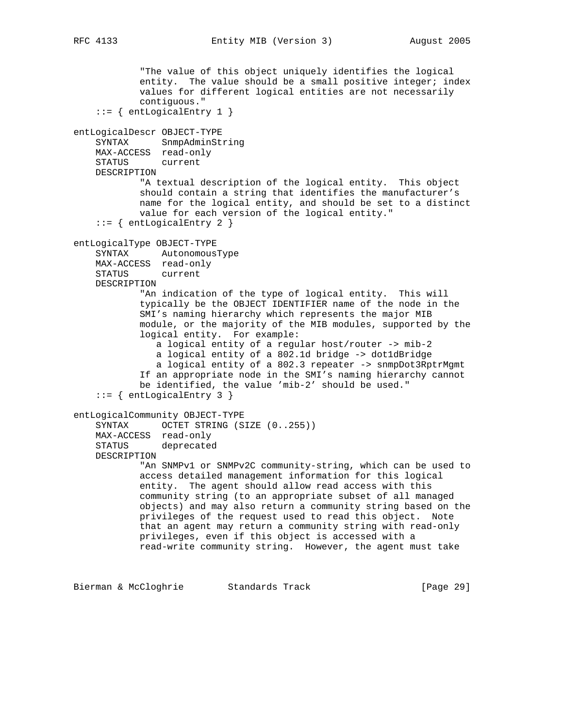```
            "The value of this object uniquely identifies the logical
            entity.  The value should be a small positive integer; index
            values for different logical entities are not necessarily
            contiguous."
    ::= { entLogicalEntry 1 }

entLogicalDescr OBJECT-TYPE
    SYNTAX      SnmpAdminString
    MAX-ACCESS  read-only
    STATUS      current
    DESCRIPTION
            "A textual description of the logical entity.  This object
            should contain a string that identifies the manufacturer's
            name for the logical entity, and should be set to a distinct
            value for each version of the logical entity."
    ::= { entLogicalEntry 2 }

entLogicalType OBJECT-TYPE
    SYNTAX      AutonomousType
    MAX-ACCESS  read-only
    STATUS      current
    DESCRIPTION
            "An indication of the type of logical entity.  This will
            typically be the OBJECT IDENTIFIER name of the node in the
            SMI's naming hierarchy which represents the major MIB
            module, or the majority of the MIB modules, supported by the
            logical entity.  For example:
               a logical entity of a regular host/router -> mib-2
               a logical entity of a 802.1d bridge -> dot1dBridge
               a logical entity of a 802.3 repeater -> snmpDot3RptrMgmt
            If an appropriate node in the SMI's naming hierarchy cannot
            be identified, the value 'mib-2' should be used."
    ::= { entLogicalEntry 3 }

entLogicalCommunity OBJECT-TYPE
    SYNTAX      OCTET STRING (SIZE (0..255))
    MAX-ACCESS  read-only
    STATUS      deprecated
    DESCRIPTION
            "An SNMPv1 or SNMPv2C community-string, which can be used to
            access detailed management information for this logical
            entity.  The agent should allow read access with this
            community string (to an appropriate subset of all managed
            objects) and may also return a community string based on the
            privileges of the request used to read this object.  Note
            that an agent may return a community string with read-only
            privileges, even if this object is accessed with a
            read-write community string.  However, the agent must take
```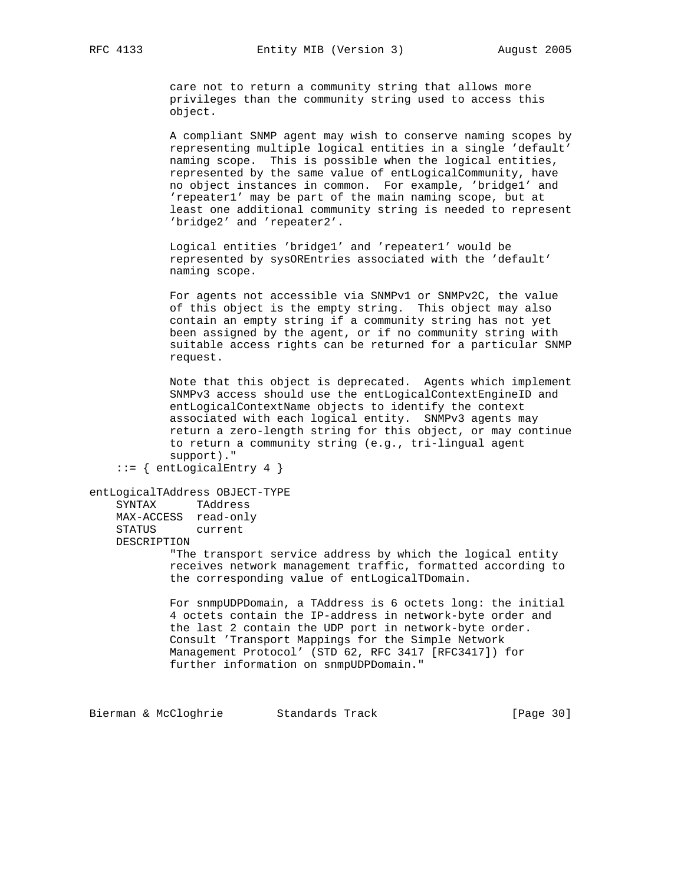```
            care not to return a community string that allows more
            privileges than the community string used to access this
            object.

            A compliant SNMP agent may wish to conserve naming scopes by
            representing multiple logical entities in a single 'default'
            naming scope.  This is possible when the logical entities,
            represented by the same value of entLogicalCommunity, have
            no object instances in common.  For example, 'bridge1' and
            'repeater1' may be part of the main naming scope, but at
            least one additional community string is needed to represent
            'bridge2' and 'repeater2'.

            Logical entities 'bridge1' and 'repeater1' would be
            represented by sysOREntries associated with the 'default'
            naming scope.

            For agents not accessible via SNMPv1 or SNMPv2C, the value
            of this object is the empty string.  This object may also
            contain an empty string if a community string has not yet
            been assigned by the agent, or if no community string with
            suitable access rights can be returned for a particular SNMP
            request.

            Note that this object is deprecated.  Agents which implement
            SNMPv3 access should use the entLogicalContextEngineID and
            entLogicalContextName objects to identify the context
            associated with each logical entity.  SNMPv3 agents may
            return a zero-length string for this object, or may continue
            to return a community string (e.g., tri-lingual agent
            support)."
    ::= { entLogicalEntry 4 }

entLogicalTAddress OBJECT-TYPE
    SYNTAX      TAddress
    MAX-ACCESS  read-only
    STATUS      current
    DESCRIPTION
            "The transport service address by which the logical entity
            receives network management traffic, formatted according to
            the corresponding value of entLogicalTDomain.

            For snmpUDPDomain, a TAddress is 6 octets long: the initial
            4 octets contain the IP-address in network-byte order and
            the last 2 contain the UDP port in network-byte order.
            Consult 'Transport Mappings for the Simple Network
            Management Protocol' (STD 62, RFC 3417 [RFC3417]) for
            further information on snmpUDPDomain."
```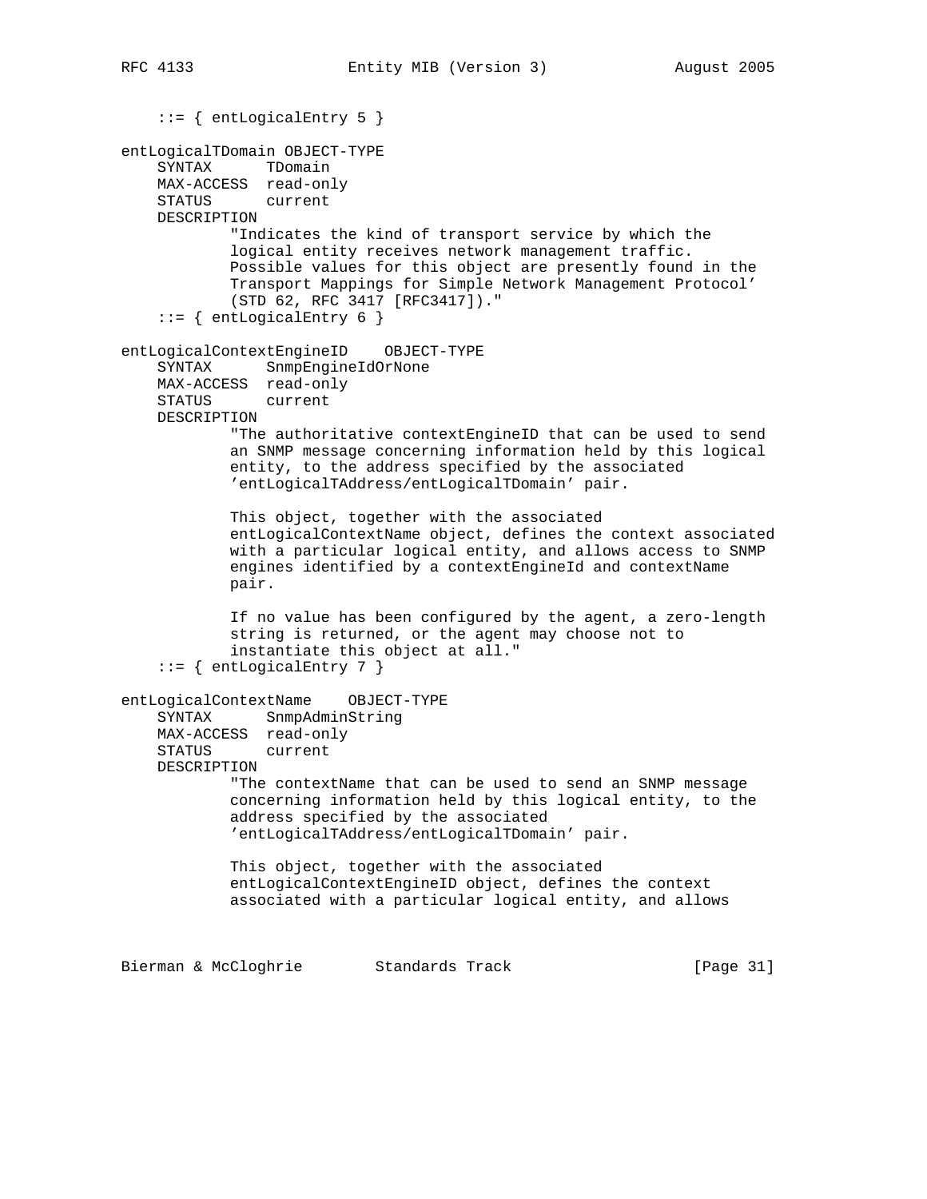```
    ::= { entLogicalEntry 5 }

entLogicalTDomain OBJECT-TYPE
    SYNTAX      TDomain
    MAX-ACCESS  read-only
    STATUS      current
    DESCRIPTION
            "Indicates the kind of transport service by which the
            logical entity receives network management traffic.
            Possible values for this object are presently found in the
            Transport Mappings for Simple Network Management Protocol'
            (STD 62, RFC 3417 [RFC3417])."
    ::= { entLogicalEntry 6 }

entLogicalContextEngineID    OBJECT-TYPE
    SYNTAX      SnmpEngineIdOrNone
    MAX-ACCESS  read-only
    STATUS      current
    DESCRIPTION
            "The authoritative contextEngineID that can be used to send
            an SNMP message concerning information held by this logical
            entity, to the address specified by the associated
            'entLogicalTAddress/entLogicalTDomain' pair.

            This object, together with the associated
            entLogicalContextName object, defines the context associated
            with a particular logical entity, and allows access to SNMP
            engines identified by a contextEngineId and contextName
            pair.

            If no value has been configured by the agent, a zero-length
            string is returned, or the agent may choose not to
            instantiate this object at all."
    ::= { entLogicalEntry 7 }

entLogicalContextName    OBJECT-TYPE
    SYNTAX      SnmpAdminString
    MAX-ACCESS  read-only
    STATUS      current
    DESCRIPTION
            "The contextName that can be used to send an SNMP message
            concerning information held by this logical entity, to the
            address specified by the associated
            'entLogicalTAddress/entLogicalTDomain' pair.

            This object, together with the associated
            entLogicalContextEngineID object, defines the context
            associated with a particular logical entity, and allows
```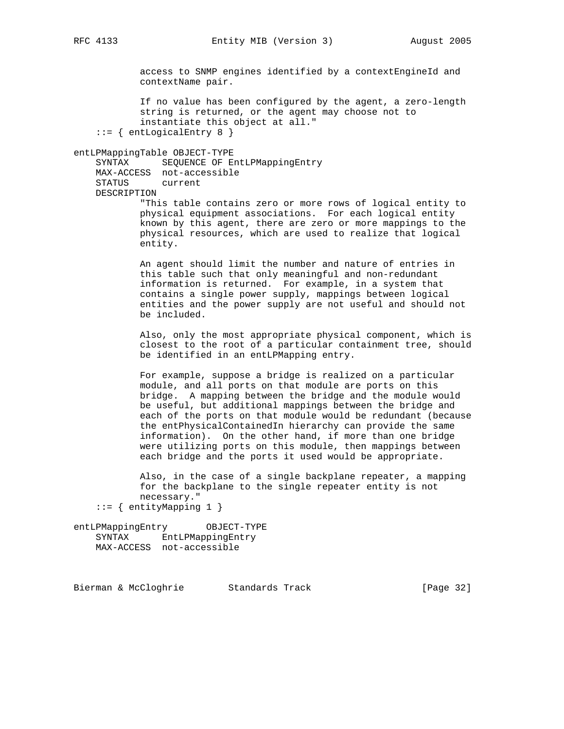```
            access to SNMP engines identified by a contextEngineId and
            contextName pair.

            If no value has been configured by the agent, a zero-length
            string is returned, or the agent may choose not to
            instantiate this object at all."
    ::= { entLogicalEntry 8 }

entLPMappingTable OBJECT-TYPE
    SYNTAX      SEQUENCE OF EntLPMappingEntry
    MAX-ACCESS  not-accessible
    STATUS      current
    DESCRIPTION
            "This table contains zero or more rows of logical entity to
            physical equipment associations.  For each logical entity
            known by this agent, there are zero or more mappings to the
            physical resources, which are used to realize that logical
            entity.

            An agent should limit the number and nature of entries in
            this table such that only meaningful and non-redundant
            information is returned.  For example, in a system that
            contains a single power supply, mappings between logical
            entities and the power supply are not useful and should not
            be included.

            Also, only the most appropriate physical component, which is
            closest to the root of a particular containment tree, should
            be identified in an entLPMapping entry.

            For example, suppose a bridge is realized on a particular
            module, and all ports on that module are ports on this
            bridge.  A mapping between the bridge and the module would
            be useful, but additional mappings between the bridge and
            each of the ports on that module would be redundant (because
            the entPhysicalContainedIn hierarchy can provide the same
            information).  On the other hand, if more than one bridge
            were utilizing ports on this module, then mappings between
            each bridge and the ports it used would be appropriate.

            Also, in the case of a single backplane repeater, a mapping
            for the backplane to the single repeater entity is not
            necessary."
    ::= { entityMapping 1 }

entLPMappingEntry       OBJECT-TYPE
    SYNTAX      EntLPMappingEntry
    MAX-ACCESS  not-accessible
```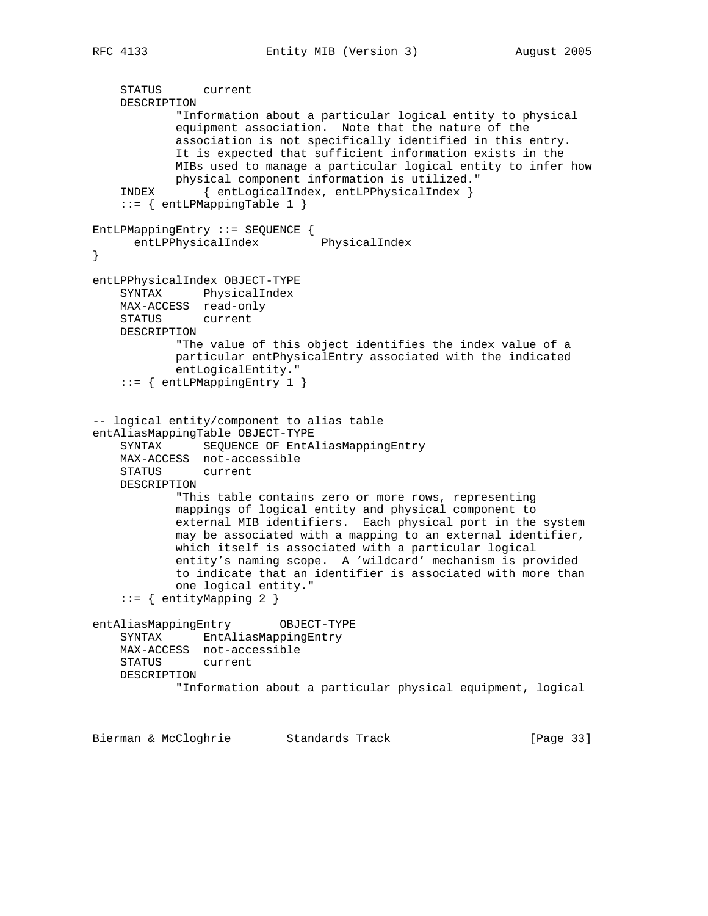```
    STATUS      current
    DESCRIPTION
            "Information about a particular logical entity to physical
            equipment association.  Note that the nature of the
            association is not specifically identified in this entry.
            It is expected that sufficient information exists in the
            MIBs used to manage a particular logical entity to infer how
            physical component information is utilized."
    INDEX       { entLogicalIndex, entLPPhysicalIndex }
    ::= { entLPMappingTable 1 }

EntLPMappingEntry ::= SEQUENCE {
      entLPPhysicalIndex         PhysicalIndex
}

entLPPhysicalIndex OBJECT-TYPE
    SYNTAX      PhysicalIndex
    MAX-ACCESS  read-only
    STATUS      current
    DESCRIPTION
            "The value of this object identifies the index value of a
            particular entPhysicalEntry associated with the indicated
            entLogicalEntity."
    ::= { entLPMappingEntry 1 }


-- logical entity/component to alias table
entAliasMappingTable OBJECT-TYPE
    SYNTAX      SEQUENCE OF EntAliasMappingEntry
    MAX-ACCESS  not-accessible
    STATUS      current
    DESCRIPTION
            "This table contains zero or more rows, representing
            mappings of logical entity and physical component to
            external MIB identifiers.  Each physical port in the system
            may be associated with a mapping to an external identifier,
            which itself is associated with a particular logical
            entity's naming scope.  A 'wildcard' mechanism is provided
            to indicate that an identifier is associated with more than
            one logical entity."
    ::= { entityMapping 2 }

entAliasMappingEntry       OBJECT-TYPE
    SYNTAX      EntAliasMappingEntry
    MAX-ACCESS  not-accessible
    STATUS      current
    DESCRIPTION
            "Information about a particular physical equipment, logical
```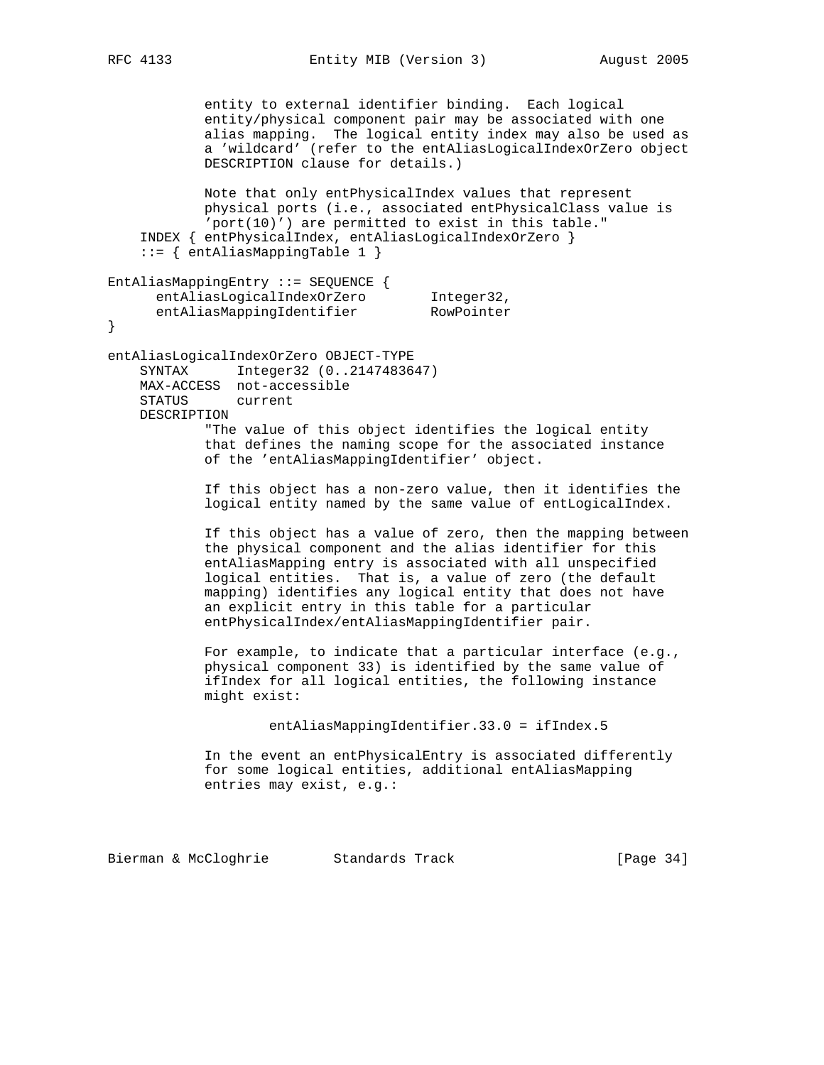```
            entity to external identifier binding.  Each logical
            entity/physical component pair may be associated with one
            alias mapping.  The logical entity index may also be used as
            a 'wildcard' (refer to the entAliasLogicalIndexOrZero object
            DESCRIPTION clause for details.)

            Note that only entPhysicalIndex values that represent
            physical ports (i.e., associated entPhysicalClass value is
            'port(10)') are permitted to exist in this table."
    INDEX { entPhysicalIndex, entAliasLogicalIndexOrZero }
    ::= { entAliasMappingTable 1 }

EntAliasMappingEntry ::= SEQUENCE {
      entAliasLogicalIndexOrZero        Integer32,
      entAliasMappingIdentifier         RowPointer
}

entAliasLogicalIndexOrZero OBJECT-TYPE
    SYNTAX      Integer32 (0..2147483647)
    MAX-ACCESS  not-accessible
    STATUS      current
    DESCRIPTION
            "The value of this object identifies the logical entity
            that defines the naming scope for the associated instance
            of the 'entAliasMappingIdentifier' object.

            If this object has a non-zero value, then it identifies the
            logical entity named by the same value of entLogicalIndex.

            If this object has a value of zero, then the mapping between
            the physical component and the alias identifier for this
            entAliasMapping entry is associated with all unspecified
            logical entities.  That is, a value of zero (the default
            mapping) identifies any logical entity that does not have
            an explicit entry in this table for a particular
            entPhysicalIndex/entAliasMappingIdentifier pair.

            For example, to indicate that a particular interface (e.g.,
            physical component 33) is identified by the same value of
            ifIndex for all logical entities, the following instance
            might exist:

                    entAliasMappingIdentifier.33.0 = ifIndex.5

            In the event an entPhysicalEntry is associated differently
            for some logical entities, additional entAliasMapping
            entries may exist, e.g.:
```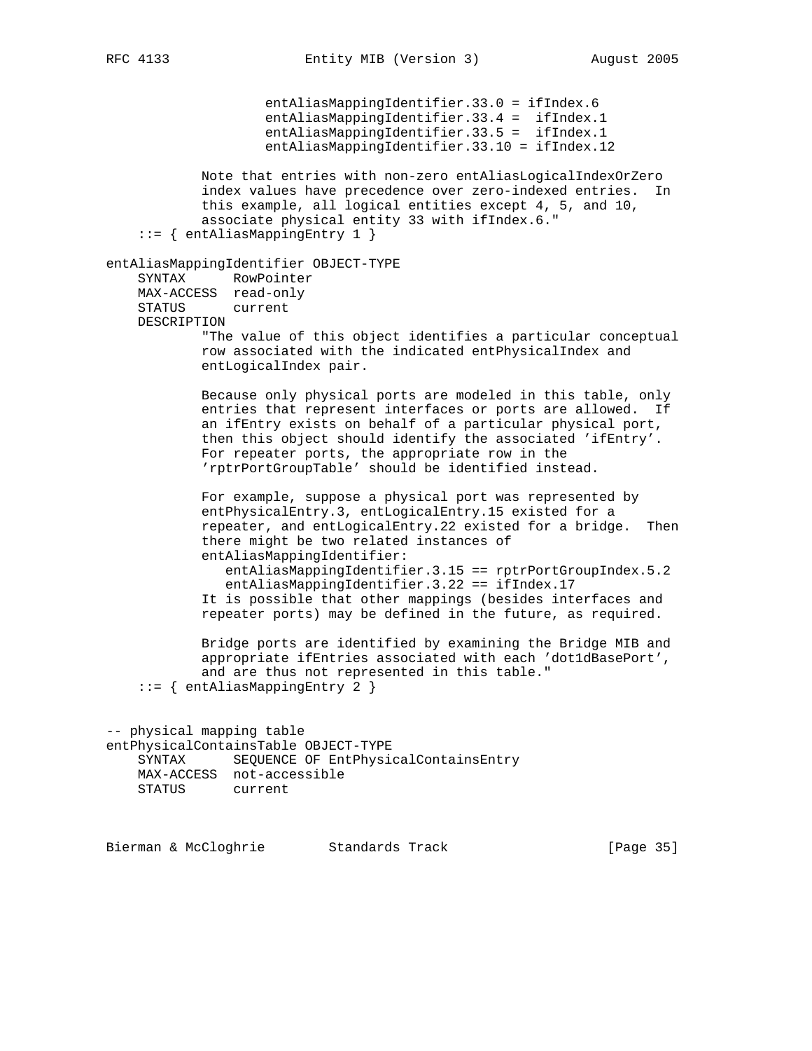```
                  entAliasMappingIdentifier.33.0 = ifIndex.6
                  entAliasMappingIdentifier.33.4 =  ifIndex.1
                  entAliasMappingIdentifier.33.5 =  ifIndex.1
                  entAliasMappingIdentifier.33.10 = ifIndex.12

            Note that entries with non-zero entAliasLogicalIndexOrZero
            index values have precedence over zero-indexed entries.  In
            this example, all logical entities except 4, 5, and 10,
            associate physical entity 33 with ifIndex.6."
    ::= { entAliasMappingEntry 1 }

entAliasMappingIdentifier OBJECT-TYPE
    SYNTAX      RowPointer
    MAX-ACCESS  read-only
    STATUS      current
    DESCRIPTION
            "The value of this object identifies a particular conceptual
            row associated with the indicated entPhysicalIndex and
            entLogicalIndex pair.

            Because only physical ports are modeled in this table, only
            entries that represent interfaces or ports are allowed.  If
            an ifEntry exists on behalf of a particular physical port,
            then this object should identify the associated 'ifEntry'.
            For repeater ports, the appropriate row in the
            'rptrPortGroupTable' should be identified instead.

            For example, suppose a physical port was represented by
            entPhysicalEntry.3, entLogicalEntry.15 existed for a
            repeater, and entLogicalEntry.22 existed for a bridge.  Then
            there might be two related instances of
            entAliasMappingIdentifier:
               entAliasMappingIdentifier.3.15 == rptrPortGroupIndex.5.2
               entAliasMappingIdentifier.3.22 == ifIndex.17
            It is possible that other mappings (besides interfaces and
            repeater ports) may be defined in the future, as required.

            Bridge ports are identified by examining the Bridge MIB and
            appropriate ifEntries associated with each 'dot1dBasePort',
            and are thus not represented in this table."
    ::= { entAliasMappingEntry 2 }


-- physical mapping table
entPhysicalContainsTable OBJECT-TYPE
    SYNTAX      SEQUENCE OF EntPhysicalContainsEntry
    MAX-ACCESS  not-accessible
    STATUS      current
```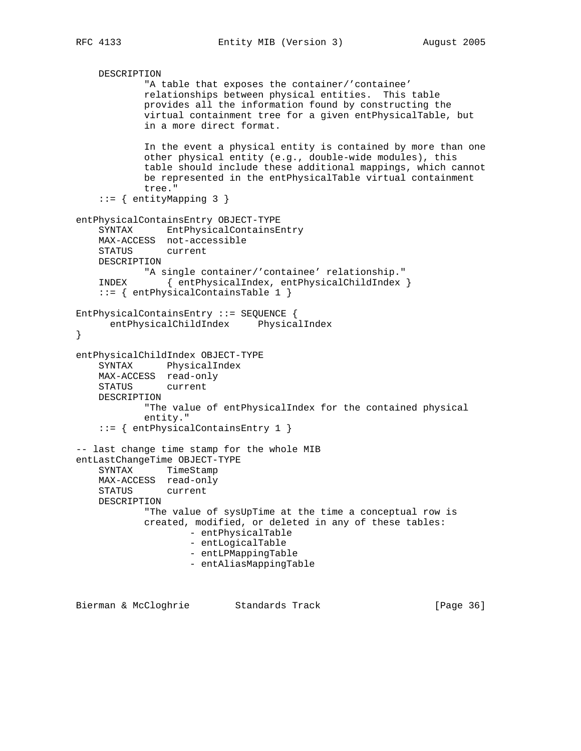```
    DESCRIPTION
            "A table that exposes the container/'containee'
            relationships between physical entities.  This table
            provides all the information found by constructing the
            virtual containment tree for a given entPhysicalTable, but
            in a more direct format.

            In the event a physical entity is contained by more than one
            other physical entity (e.g., double-wide modules), this
            table should include these additional mappings, which cannot
            be represented in the entPhysicalTable virtual containment
            tree."
    ::= { entityMapping 3 }

entPhysicalContainsEntry OBJECT-TYPE
    SYNTAX      EntPhysicalContainsEntry
    MAX-ACCESS  not-accessible
    STATUS      current
    DESCRIPTION
            "A single container/'containee' relationship."
    INDEX       { entPhysicalIndex, entPhysicalChildIndex }
    ::= { entPhysicalContainsTable 1 }

EntPhysicalContainsEntry ::= SEQUENCE {
      entPhysicalChildIndex     PhysicalIndex
}

entPhysicalChildIndex OBJECT-TYPE
    SYNTAX      PhysicalIndex
    MAX-ACCESS  read-only
    STATUS      current
    DESCRIPTION
            "The value of entPhysicalIndex for the contained physical
            entity."
    ::= { entPhysicalContainsEntry 1 }

-- last change time stamp for the whole MIB
entLastChangeTime OBJECT-TYPE
    SYNTAX      TimeStamp
    MAX-ACCESS  read-only
    STATUS      current
    DESCRIPTION
            "The value of sysUpTime at the time a conceptual row is
            created, modified, or deleted in any of these tables:
                    - entPhysicalTable
                    - entLogicalTable
                    - entLPMappingTable
                    - entAliasMappingTable
```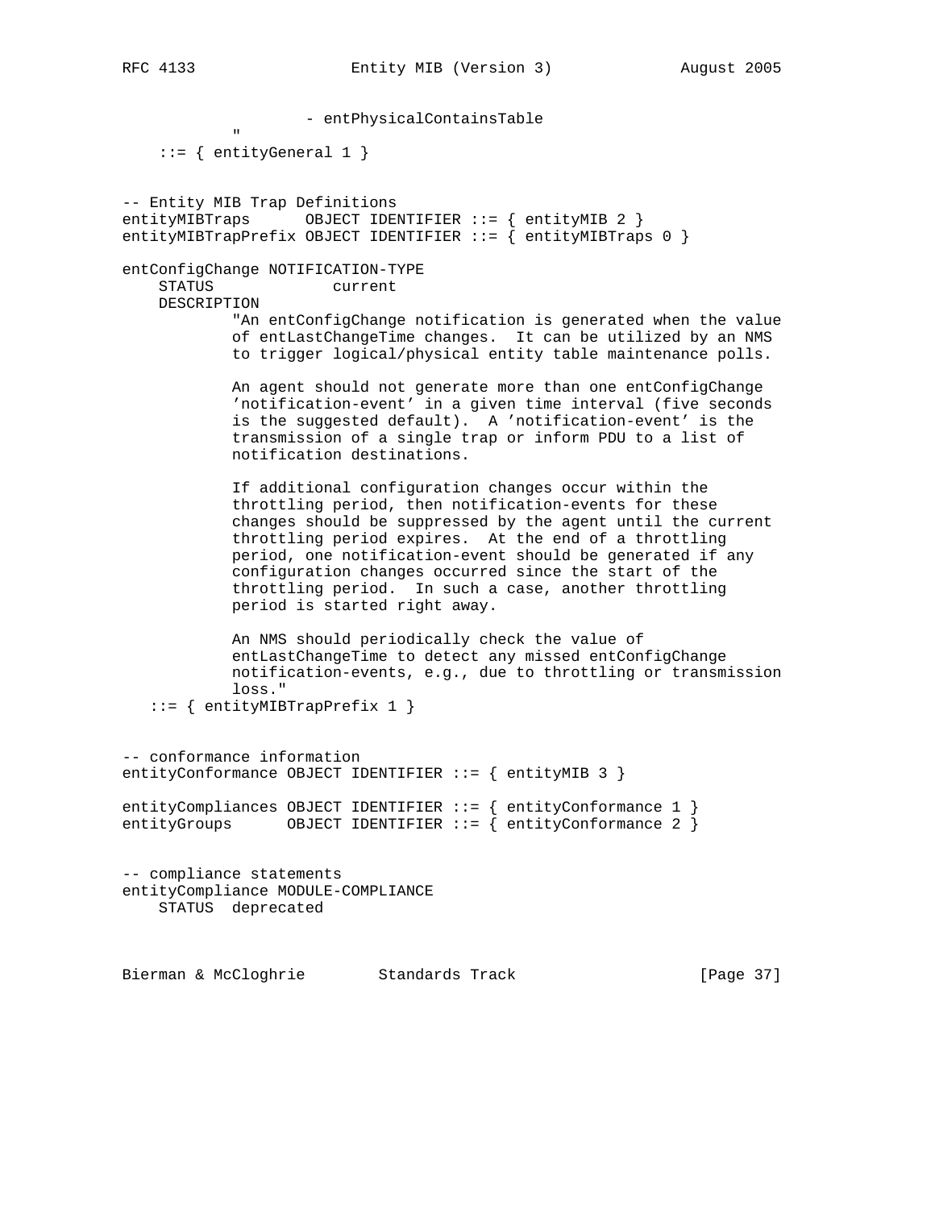```
                  - entPhysicalContainsTable
            "
    ::= { entityGeneral 1 }


-- Entity MIB Trap Definitions
entityMIBTraps      OBJECT IDENTIFIER ::= { entityMIB 2 }
entityMIBTrapPrefix OBJECT IDENTIFIER ::= { entityMIBTraps 0 }

entConfigChange NOTIFICATION-TYPE
    STATUS             current
    DESCRIPTION
            "An entConfigChange notification is generated when the value
            of entLastChangeTime changes.  It can be utilized by an NMS
            to trigger logical/physical entity table maintenance polls.

            An agent should not generate more than one entConfigChange
            'notification-event' in a given time interval (five seconds
            is the suggested default).  A 'notification-event' is the
            transmission of a single trap or inform PDU to a list of
            notification destinations.

            If additional configuration changes occur within the
            throttling period, then notification-events for these
            changes should be suppressed by the agent until the current
            throttling period expires.  At the end of a throttling
            period, one notification-event should be generated if any
            configuration changes occurred since the start of the
            throttling period.  In such a case, another throttling
            period is started right away.

            An NMS should periodically check the value of
            entLastChangeTime to detect any missed entConfigChange
            notification-events, e.g., due to throttling or transmission
            loss."
   ::= { entityMIBTrapPrefix 1 }


-- conformance information
entityConformance OBJECT IDENTIFIER ::= { entityMIB 3 }

entityCompliances OBJECT IDENTIFIER ::= { entityConformance 1 }
entityGroups      OBJECT IDENTIFIER ::= { entityConformance 2 }


-- compliance statements
entityCompliance MODULE-COMPLIANCE
    STATUS  deprecated
```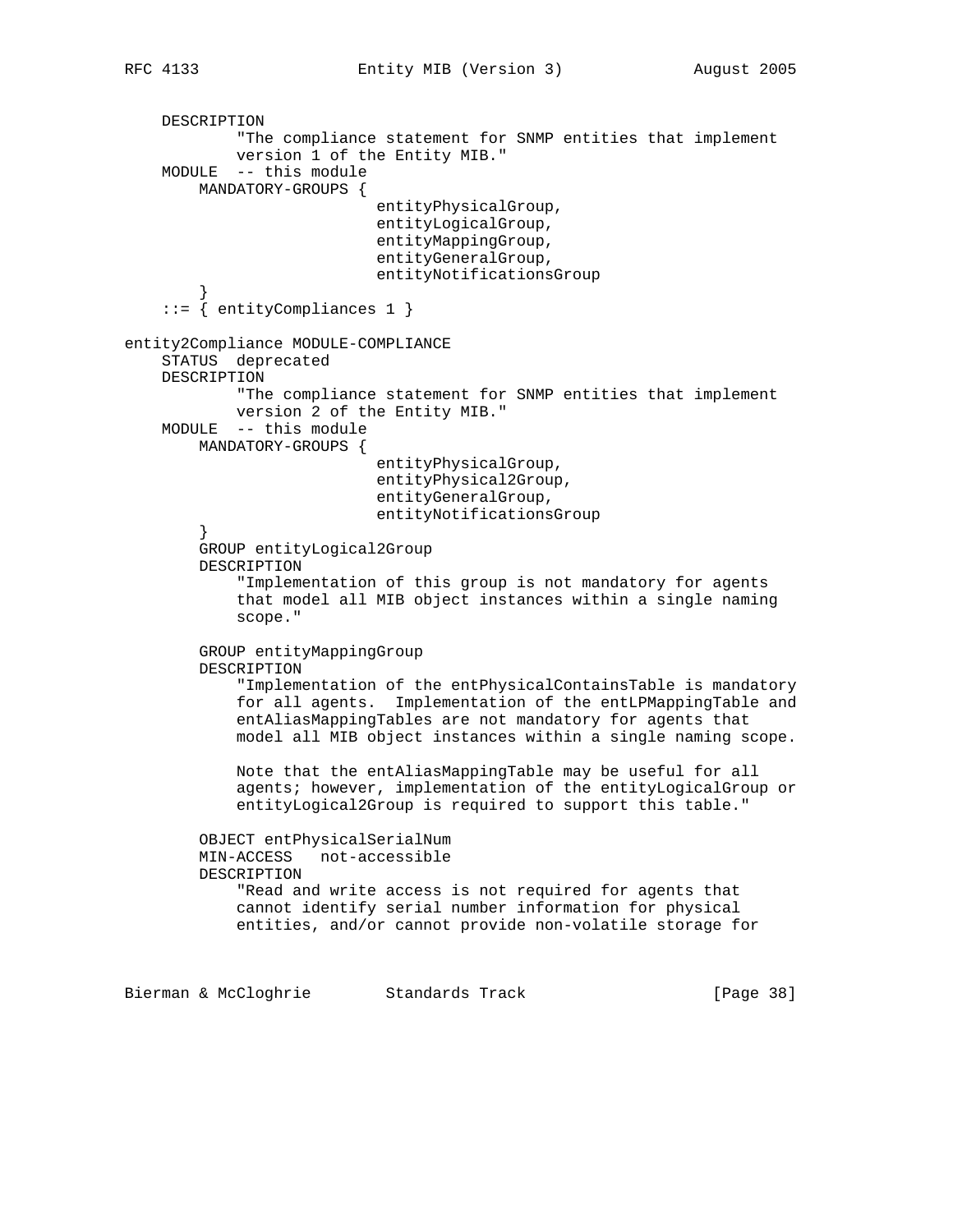```
    DESCRIPTION
            "The compliance statement for SNMP entities that implement
            version 1 of the Entity MIB."
    MODULE  -- this module
        MANDATORY-GROUPS {
                           entityPhysicalGroup,
                           entityLogicalGroup,
                           entityMappingGroup,
                           entityGeneralGroup,
                           entityNotificationsGroup
        }
    ::= { entityCompliances 1 }

entity2Compliance MODULE-COMPLIANCE
    STATUS  deprecated
    DESCRIPTION
            "The compliance statement for SNMP entities that implement
            version 2 of the Entity MIB."
    MODULE  -- this module
        MANDATORY-GROUPS {
                           entityPhysicalGroup,
                           entityPhysical2Group,
                           entityGeneralGroup,
                           entityNotificationsGroup
        }
        GROUP entityLogical2Group
        DESCRIPTION
            "Implementation of this group is not mandatory for agents
            that model all MIB object instances within a single naming
            scope."

        GROUP entityMappingGroup
        DESCRIPTION
            "Implementation of the entPhysicalContainsTable is mandatory
            for all agents.  Implementation of the entLPMappingTable and
            entAliasMappingTables are not mandatory for agents that
            model all MIB object instances within a single naming scope.

            Note that the entAliasMappingTable may be useful for all
            agents; however, implementation of the entityLogicalGroup or
            entityLogical2Group is required to support this table."

        OBJECT entPhysicalSerialNum
        MIN-ACCESS   not-accessible
        DESCRIPTION
            "Read and write access is not required for agents that
            cannot identify serial number information for physical
            entities, and/or cannot provide non-volatile storage for
```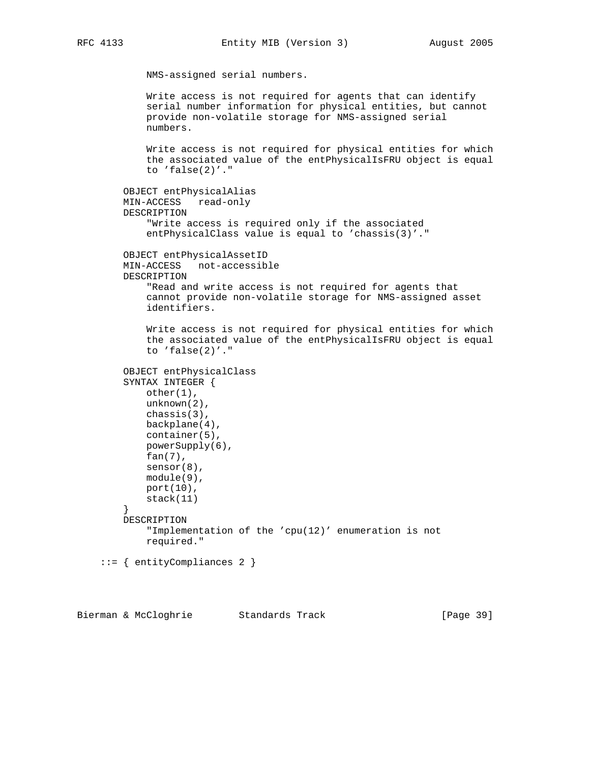```
            NMS-assigned serial numbers.

            Write access is not required for agents that can identify
            serial number information for physical entities, but cannot
            provide non-volatile storage for NMS-assigned serial
            numbers.

            Write access is not required for physical entities for which
            the associated value of the entPhysicalIsFRU object is equal
            to 'false(2)'."

        OBJECT entPhysicalAlias
        MIN-ACCESS   read-only
        DESCRIPTION
            "Write access is required only if the associated
            entPhysicalClass value is equal to 'chassis(3)'."

        OBJECT entPhysicalAssetID
        MIN-ACCESS   not-accessible
        DESCRIPTION
            "Read and write access is not required for agents that
            cannot provide non-volatile storage for NMS-assigned asset
            identifiers.

            Write access is not required for physical entities for which
            the associated value of the entPhysicalIsFRU object is equal
            to 'false(2)'."

        OBJECT entPhysicalClass
        SYNTAX INTEGER {
            other(1),
            unknown(2),
            chassis(3),
            backplane(4),
            container(5),
            powerSupply(6),
            fan(7),
            sensor(8),
            module(9),
            port(10),
            stack(11)
        }
        DESCRIPTION
            "Implementation of the 'cpu(12)' enumeration is not
            required."

    ::= { entityCompliances 2 }
```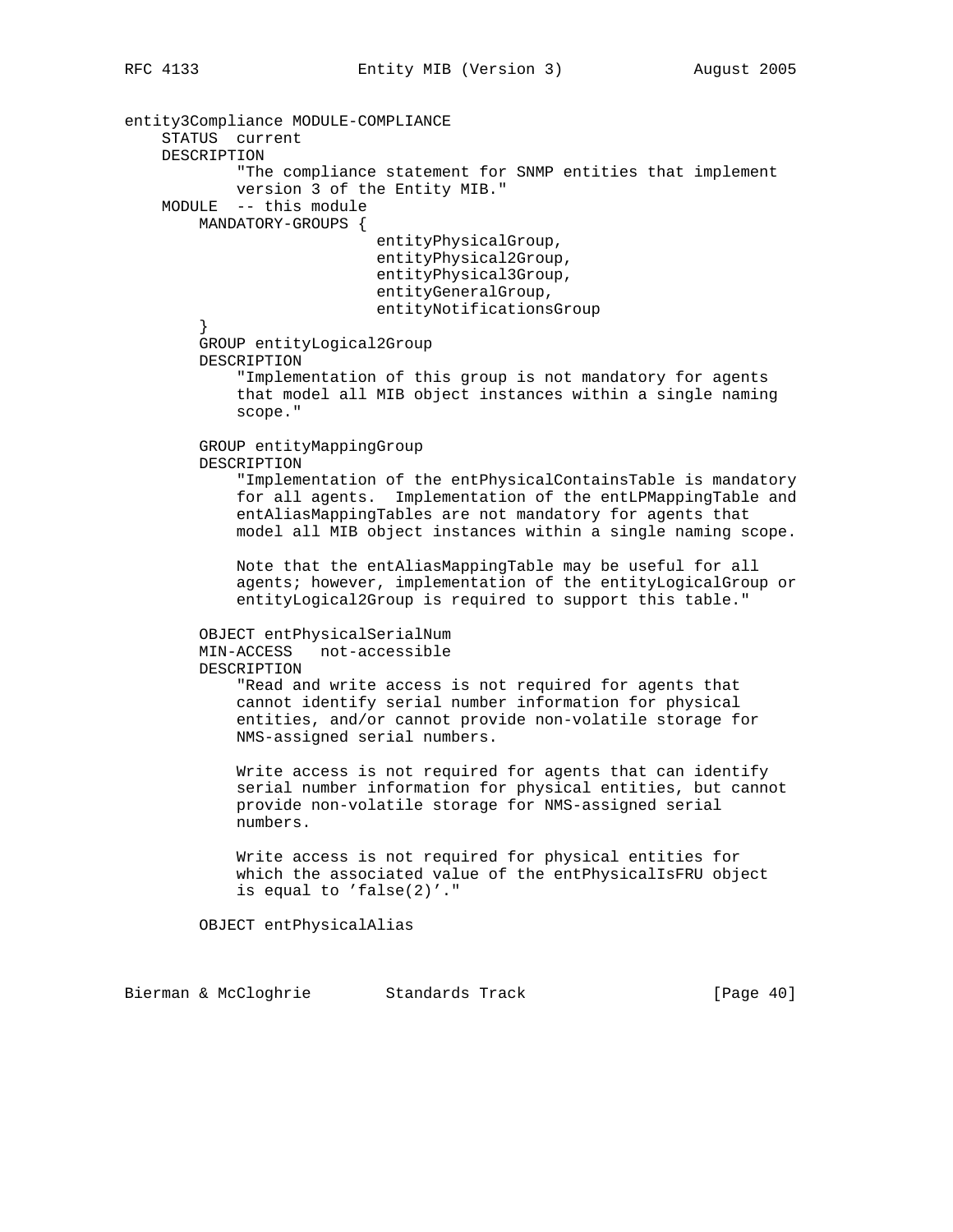```
entity3Compliance MODULE-COMPLIANCE
    STATUS  current
    DESCRIPTION
            "The compliance statement for SNMP entities that implement
            version 3 of the Entity MIB."
    MODULE  -- this module
        MANDATORY-GROUPS {
                           entityPhysicalGroup,
                           entityPhysical2Group,
                           entityPhysical3Group,
                           entityGeneralGroup,
                           entityNotificationsGroup
        }
        GROUP entityLogical2Group
        DESCRIPTION
            "Implementation of this group is not mandatory for agents
            that model all MIB object instances within a single naming
            scope."

        GROUP entityMappingGroup
        DESCRIPTION
            "Implementation of the entPhysicalContainsTable is mandatory
            for all agents.  Implementation of the entLPMappingTable and
            entAliasMappingTables are not mandatory for agents that
            model all MIB object instances within a single naming scope.

            Note that the entAliasMappingTable may be useful for all
            agents; however, implementation of the entityLogicalGroup or
            entityLogical2Group is required to support this table."

        OBJECT entPhysicalSerialNum
        MIN-ACCESS   not-accessible
        DESCRIPTION
            "Read and write access is not required for agents that
            cannot identify serial number information for physical
            entities, and/or cannot provide non-volatile storage for
            NMS-assigned serial numbers.

            Write access is not required for agents that can identify
            serial number information for physical entities, but cannot
            provide non-volatile storage for NMS-assigned serial
            numbers.

            Write access is not required for physical entities for
            which the associated value of the entPhysicalIsFRU object
            is equal to 'false(2)'."

        OBJECT entPhysicalAlias
```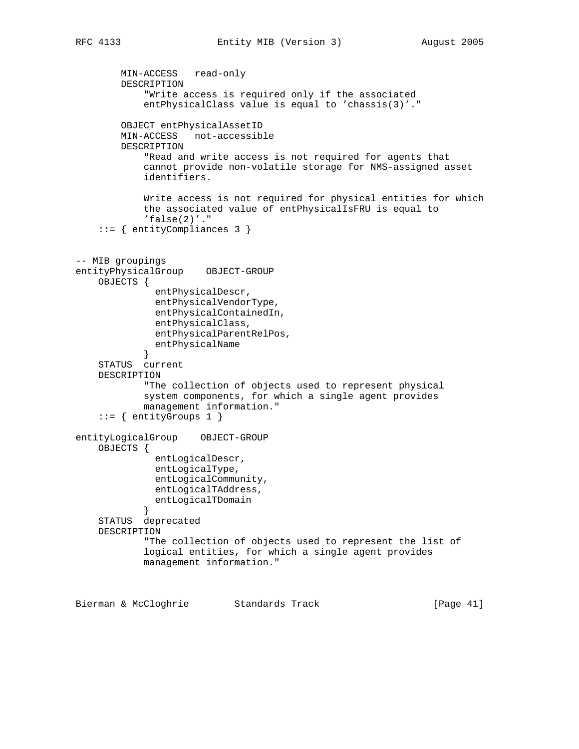```
        MIN-ACCESS   read-only
        DESCRIPTION
            "Write access is required only if the associated
            entPhysicalClass value is equal to 'chassis(3)'."

        OBJECT entPhysicalAssetID
        MIN-ACCESS   not-accessible
        DESCRIPTION
            "Read and write access is not required for agents that
            cannot provide non-volatile storage for NMS-assigned asset
            identifiers.

            Write access is not required for physical entities for which
            the associated value of entPhysicalIsFRU is equal to
            'false(2)'."
    ::= { entityCompliances 3 }


-- MIB groupings
entityPhysicalGroup    OBJECT-GROUP
    OBJECTS {
              entPhysicalDescr,
              entPhysicalVendorType,
              entPhysicalContainedIn,
              entPhysicalClass,
              entPhysicalParentRelPos,
              entPhysicalName
            }
    STATUS  current
    DESCRIPTION
            "The collection of objects used to represent physical
            system components, for which a single agent provides
            management information."
    ::= { entityGroups 1 }

entityLogicalGroup    OBJECT-GROUP
    OBJECTS {
              entLogicalDescr,
              entLogicalType,
              entLogicalCommunity,
              entLogicalTAddress,
              entLogicalTDomain
            }
    STATUS  deprecated
    DESCRIPTION
            "The collection of objects used to represent the list of
            logical entities, for which a single agent provides
            management information."
```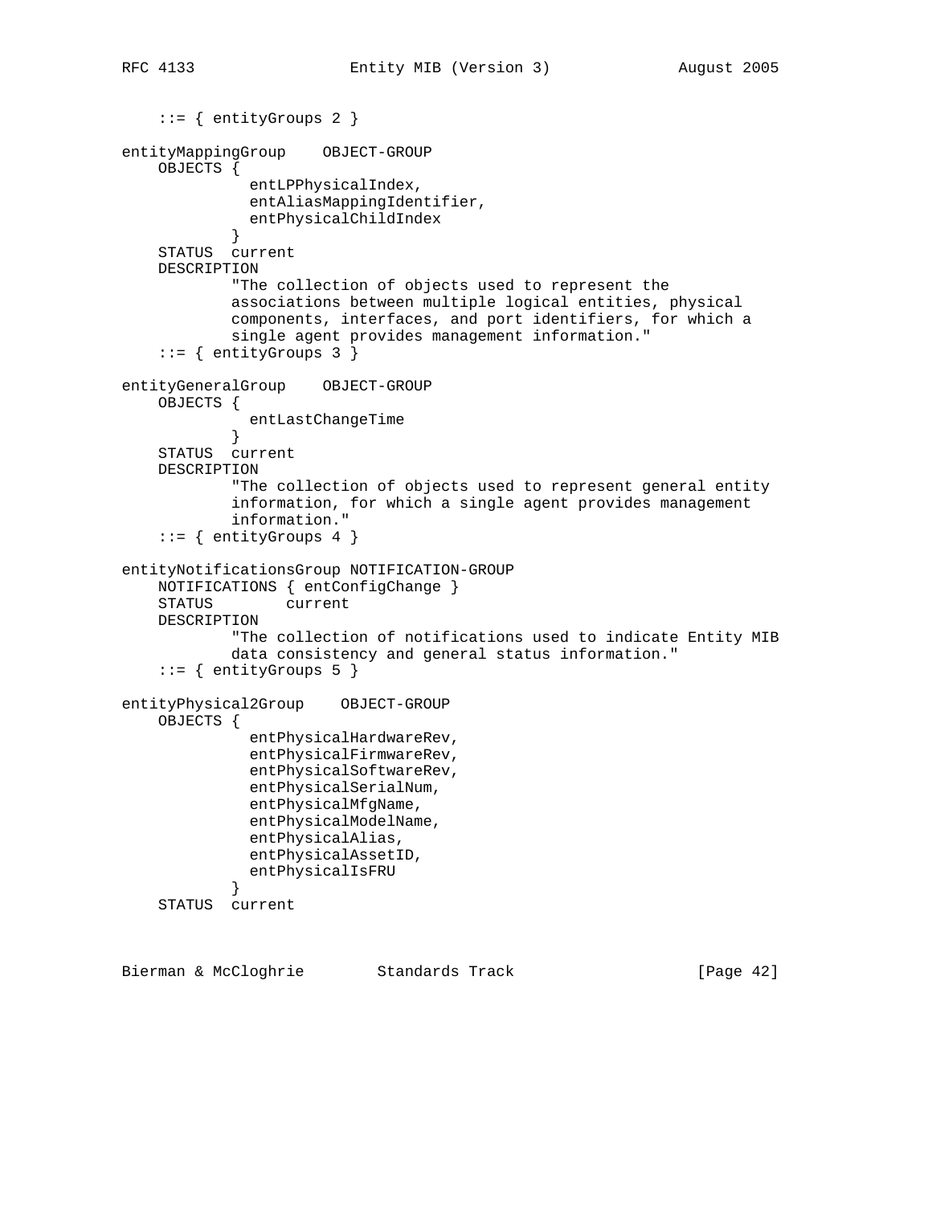```
    ::= { entityGroups 2 }

entityMappingGroup    OBJECT-GROUP
    OBJECTS {
              entLPPhysicalIndex,
              entAliasMappingIdentifier,
              entPhysicalChildIndex
            }
    STATUS  current
    DESCRIPTION
            "The collection of objects used to represent the
            associations between multiple logical entities, physical
            components, interfaces, and port identifiers, for which a
            single agent provides management information."
    ::= { entityGroups 3 }

entityGeneralGroup    OBJECT-GROUP
    OBJECTS {
              entLastChangeTime
            }
    STATUS  current
    DESCRIPTION
            "The collection of objects used to represent general entity
            information, for which a single agent provides management
            information."
    ::= { entityGroups 4 }

entityNotificationsGroup NOTIFICATION-GROUP
    NOTIFICATIONS { entConfigChange }
    STATUS        current
    DESCRIPTION
            "The collection of notifications used to indicate Entity MIB
            data consistency and general status information."
    ::= { entityGroups 5 }

entityPhysical2Group    OBJECT-GROUP
    OBJECTS {
              entPhysicalHardwareRev,
              entPhysicalFirmwareRev,
              entPhysicalSoftwareRev,
              entPhysicalSerialNum,
              entPhysicalMfgName,
              entPhysicalModelName,
              entPhysicalAlias,
              entPhysicalAssetID,
              entPhysicalIsFRU
            }
    STATUS  current
```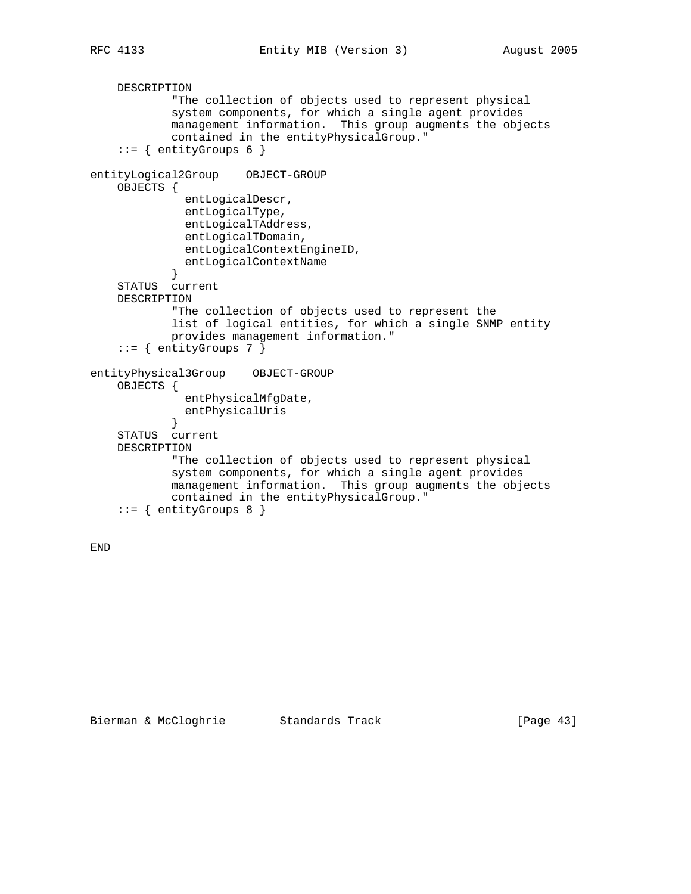```
    DESCRIPTION
            "The collection of objects used to represent physical
            system components, for which a single agent provides
            management information.  This group augments the objects
            contained in the entityPhysicalGroup."
    ::= { entityGroups 6 }

entityLogical2Group    OBJECT-GROUP
    OBJECTS {
              entLogicalDescr,
              entLogicalType,
              entLogicalTAddress,
              entLogicalTDomain,
              entLogicalContextEngineID,
              entLogicalContextName
            }
    STATUS  current
    DESCRIPTION
            "The collection of objects used to represent the
            list of logical entities, for which a single SNMP entity
            provides management information."
    ::= { entityGroups 7 }

entityPhysical3Group    OBJECT-GROUP
    OBJECTS {
              entPhysicalMfgDate,
              entPhysicalUris
            }
    STATUS  current
    DESCRIPTION
            "The collection of objects used to represent physical
            system components, for which a single agent provides
            management information.  This group augments the objects
            contained in the entityPhysicalGroup."
    ::= { entityGroups 8 }

END
```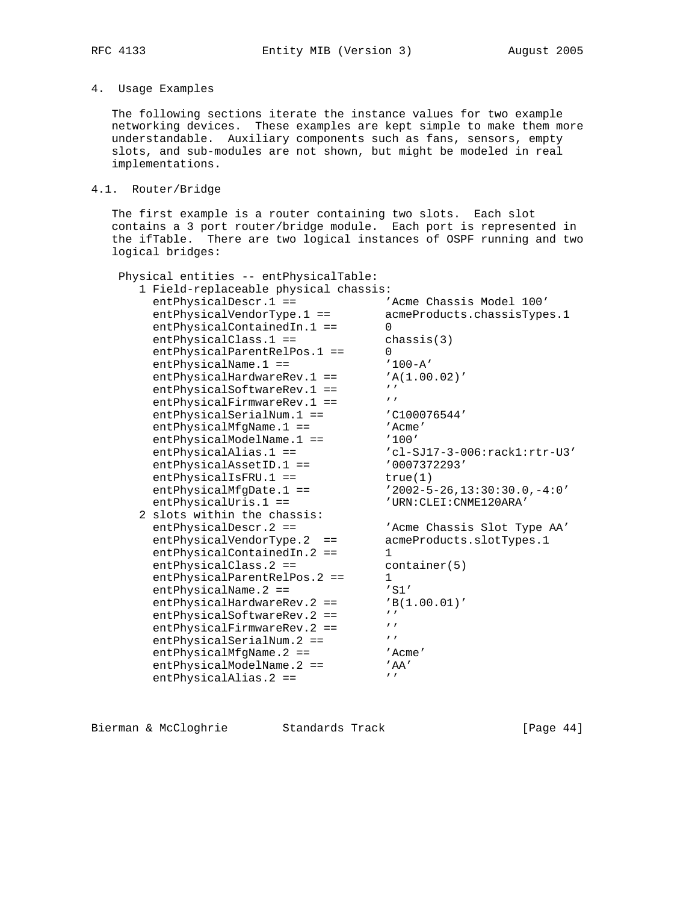## 4. Usage Examples

The following sections iterate the instance values for two example networking devices. These examples are kept simple to make them more understandable. Auxiliary components such as fans, sensors, empty slots, and sub-modules are not shown, but might be modeled in real implementations.

### 4.1. Router/Bridge

The first example is a router containing two slots. Each slot contains a 3 port router/bridge module. Each port is represented in the ifTable. There are two logical instances of OSPF running and two logical bridges:

```
 Physical entities -- entPhysicalTable:
    1 Field-replaceable physical chassis:
      entPhysicalDescr.1 ==           'Acme Chassis Model 100'
      entPhysicalVendorType.1 ==      acmeProducts.chassisTypes.1
      entPhysicalContainedIn.1 ==     0
      entPhysicalClass.1 ==           chassis(3)
      entPhysicalParentRelPos.1 ==    0
      entPhysicalName.1 ==            '100-A'
      entPhysicalHardwareRev.1 ==     'A(1.00.02)'
      entPhysicalSoftwareRev.1 ==     ''
      entPhysicalFirmwareRev.1 ==     ''
      entPhysicalSerialNum.1 ==       'C100076544'
      entPhysicalMfgName.1 ==         'Acme'
      entPhysicalModelName.1 ==       '100'
      entPhysicalAlias.1 ==           'cl-SJ17-3-006:rack1:rtr-U3'
      entPhysicalAssetID.1 ==         '0007372293'
      entPhysicalIsFRU.1 ==           true(1)
      entPhysicalMfgDate.1 ==         '2002-5-26,13:30:30.0,-4:0'
      entPhysicalUris.1 ==            'URN:CLEI:CNME120ARA'
    2 slots within the chassis:
      entPhysicalDescr.2 ==           'Acme Chassis Slot Type AA'
      entPhysicalVendorType.2  ==     acmeProducts.slotTypes.1
      entPhysicalContainedIn.2 ==     1
      entPhysicalClass.2 ==           container(5)
      entPhysicalParentRelPos.2 ==    1
      entPhysicalName.2 ==            'S1'
      entPhysicalHardwareRev.2 ==     'B(1.00.01)'
      entPhysicalSoftwareRev.2 ==     ''
      entPhysicalFirmwareRev.2 ==     ''
      entPhysicalSerialNum.2 ==       ''
      entPhysicalMfgName.2 ==         'Acme'
      entPhysicalModelName.2 ==       'AA'
      entPhysicalAlias.2 ==           ''
```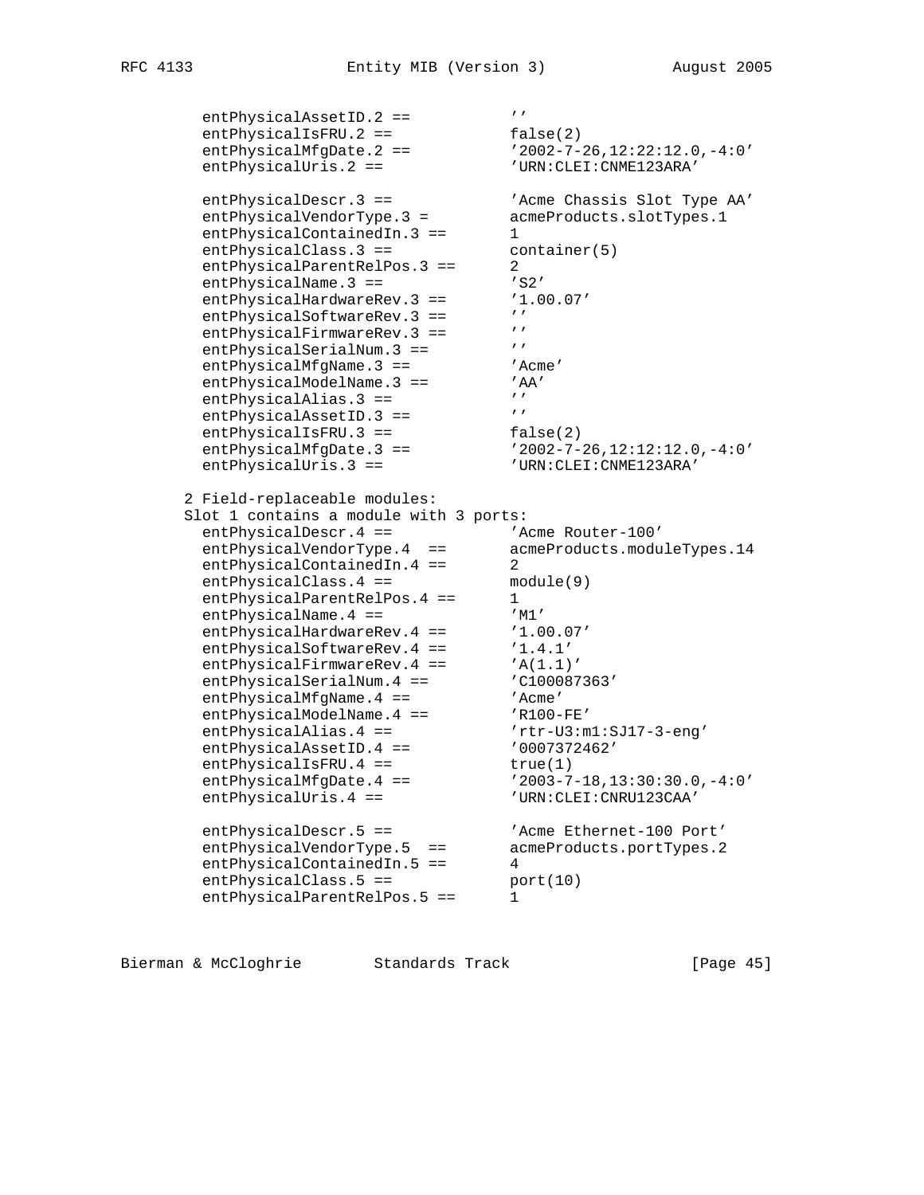```
     entPhysicalAssetID.2 ==           ''
     entPhysicalIsFRU.2 ==             false(2)
     entPhysicalMfgDate.2 ==           '2002-7-26,12:22:12.0,-4:0'
     entPhysicalUris.2 ==              'URN:CLEI:CNME123ARA'

     entPhysicalDescr.3 ==             'Acme Chassis Slot Type AA'
     entPhysicalVendorType.3 =         acmeProducts.slotTypes.1
     entPhysicalContainedIn.3 ==       1
     entPhysicalClass.3 ==             container(5)
     entPhysicalParentRelPos.3 ==      2
     entPhysicalName.3 ==              'S2'
     entPhysicalHardwareRev.3 ==       '1.00.07'
     entPhysicalSoftwareRev.3 ==       ''
     entPhysicalFirmwareRev.3 ==       ''
     entPhysicalSerialNum.3 ==         ''
     entPhysicalMfgName.3 ==           'Acme'
     entPhysicalModelName.3 ==         'AA'
     entPhysicalAlias.3 ==             ''
     entPhysicalAssetID.3 ==           ''
     entPhysicalIsFRU.3 ==             false(2)
     entPhysicalMfgDate.3 ==           '2002-7-26,12:12:12.0,-4:0'
     entPhysicalUris.3 ==              'URN:CLEI:CNME123ARA'

   2 Field-replaceable modules:
   Slot 1 contains a module with 3 ports:
     entPhysicalDescr.4 ==             'Acme Router-100'
     entPhysicalVendorType.4  ==       acmeProducts.moduleTypes.14
     entPhysicalContainedIn.4 ==       2
     entPhysicalClass.4 ==             module(9)
     entPhysicalParentRelPos.4 ==      1
     entPhysicalName.4 ==              'M1'
     entPhysicalHardwareRev.4 ==       '1.00.07'
     entPhysicalSoftwareRev.4 ==       '1.4.1'
     entPhysicalFirmwareRev.4 ==       'A(1.1)'
     entPhysicalSerialNum.4 ==         'C100087363'
     entPhysicalMfgName.4 ==           'Acme'
     entPhysicalModelName.4 ==         'R100-FE'
     entPhysicalAlias.4 ==             'rtr-U3:m1:SJ17-3-eng'
     entPhysicalAssetID.4 ==           '0007372462'
     entPhysicalIsFRU.4 ==             true(1)
     entPhysicalMfgDate.4 ==           '2003-7-18,13:30:30.0,-4:0'
     entPhysicalUris.4 ==              'URN:CLEI:CNRU123CAA'

     entPhysicalDescr.5 ==             'Acme Ethernet-100 Port'
     entPhysicalVendorType.5  ==       acmeProducts.portTypes.2
     entPhysicalContainedIn.5 ==       4
     entPhysicalClass.5 ==             port(10)
     entPhysicalParentRelPos.5 ==      1
```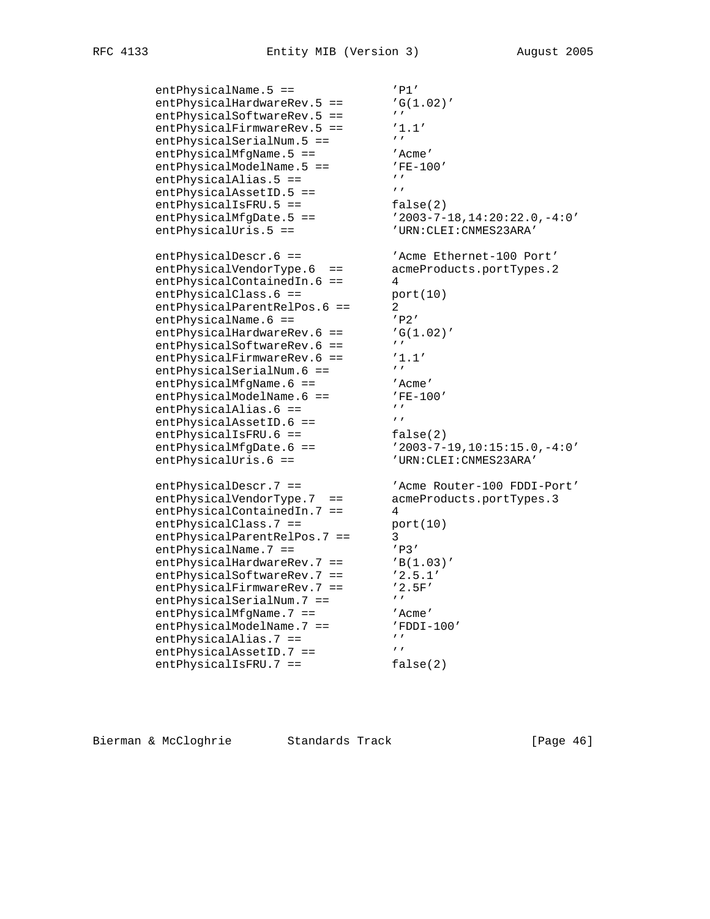```
entPhysicalName.5 ==             'P1'
entPhysicalHardwareRev.5 ==      'G(1.02)'
entPhysicalSoftwareRev.5 ==      ''
entPhysicalFirmwareRev.5 ==      '1.1'
entPhysicalSerialNum.5 ==        ''
entPhysicalMfgName.5 ==          'Acme'
entPhysicalModelName.5 ==        'FE-100'
entPhysicalAlias.5 ==            ''
entPhysicalAssetID.5 ==          ''
entPhysicalIsFRU.5 ==            false(2)
entPhysicalMfgDate.5 ==          '2003-7-18,14:20:22.0,-4:0'
entPhysicalUris.5 ==             'URN:CLEI:CNMES23ARA'

entPhysicalDescr.6 ==            'Acme Ethernet-100 Port'
entPhysicalVendorType.6  ==      acmeProducts.portTypes.2
entPhysicalContainedIn.6 ==      4
entPhysicalClass.6 ==            port(10)
entPhysicalParentRelPos.6 ==     2
entPhysicalName.6 ==             'P2'
entPhysicalHardwareRev.6 ==      'G(1.02)'
entPhysicalSoftwareRev.6 ==      ''
entPhysicalFirmwareRev.6 ==      '1.1'
entPhysicalSerialNum.6 ==        ''
entPhysicalMfgName.6 ==          'Acme'
entPhysicalModelName.6 ==        'FE-100'
entPhysicalAlias.6 ==            ''
entPhysicalAssetID.6 ==          ''
entPhysicalIsFRU.6 ==            false(2)
entPhysicalMfgDate.6 ==          '2003-7-19,10:15:15.0,-4:0'
entPhysicalUris.6 ==             'URN:CLEI:CNMES23ARA'

entPhysicalDescr.7 ==            'Acme Router-100 FDDI-Port'
entPhysicalVendorType.7  ==      acmeProducts.portTypes.3
entPhysicalContainedIn.7 ==      4
entPhysicalClass.7 ==            port(10)
entPhysicalParentRelPos.7 ==     3
entPhysicalName.7 ==             'P3'
entPhysicalHardwareRev.7 ==      'B(1.03)'
entPhysicalSoftwareRev.7 ==      '2.5.1'
entPhysicalFirmwareRev.7 ==      '2.5F'
entPhysicalSerialNum.7 ==        ''
entPhysicalMfgName.7 ==          'Acme'
entPhysicalModelName.7 ==        'FDDI-100'
entPhysicalAlias.7 ==            ''
entPhysicalAssetID.7 ==          ''
entPhysicalIsFRU.7 ==            false(2)
```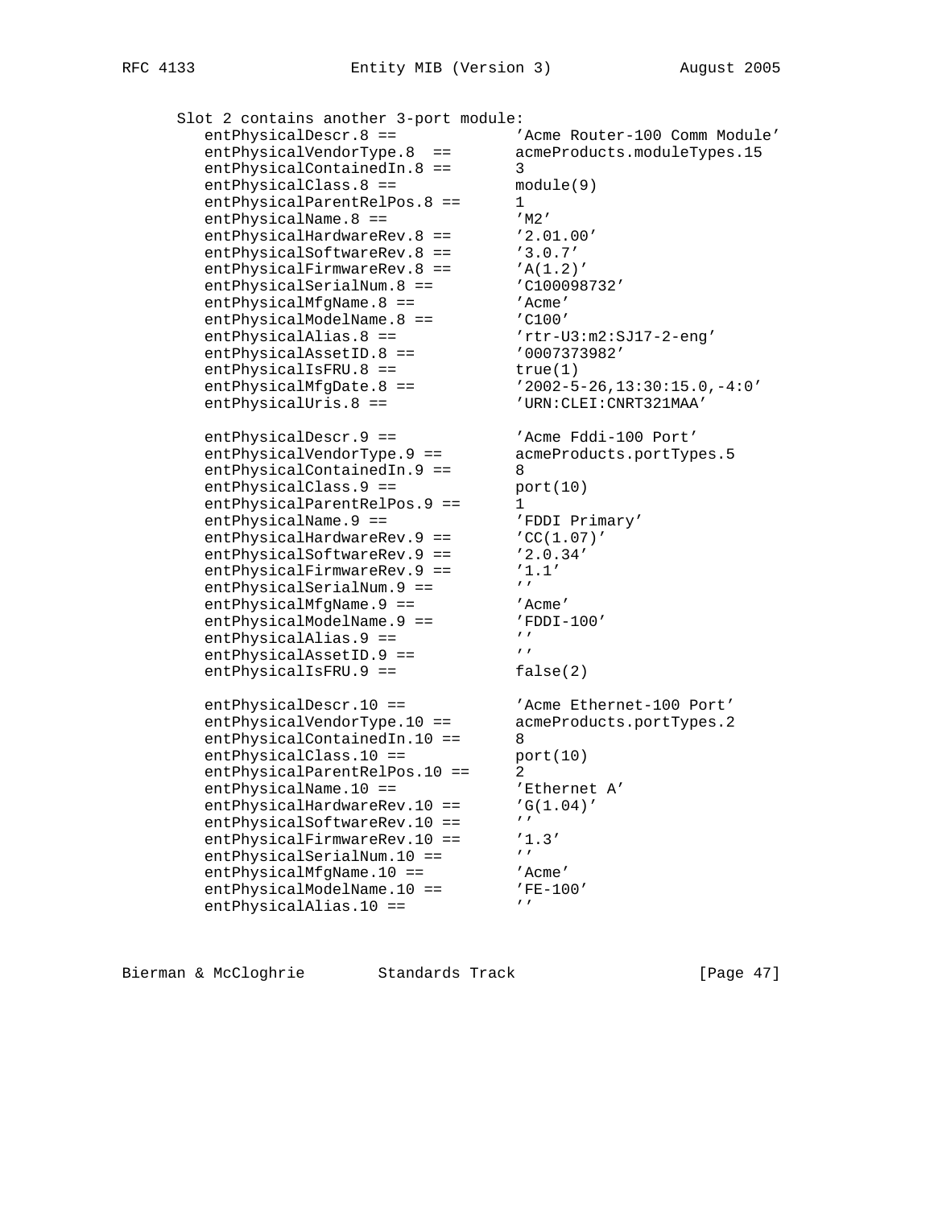```
   Slot 2 contains another 3-port module:
      entPhysicalDescr.8 ==            'Acme Router-100 Comm Module'
      entPhysicalVendorType.8  ==      acmeProducts.moduleTypes.15
      entPhysicalContainedIn.8 ==      3
      entPhysicalClass.8 ==            module(9)
      entPhysicalParentRelPos.8 ==     1
      entPhysicalName.8 ==             'M2'
      entPhysicalHardwareRev.8 ==      '2.01.00'
      entPhysicalSoftwareRev.8 ==      '3.0.7'
      entPhysicalFirmwareRev.8 ==      'A(1.2)'
      entPhysicalSerialNum.8 ==        'C100098732'
      entPhysicalMfgName.8 ==          'Acme'
      entPhysicalModelName.8 ==        'C100'
      entPhysicalAlias.8 ==            'rtr-U3:m2:SJ17-2-eng'
      entPhysicalAssetID.8 ==          '0007373982'
      entPhysicalIsFRU.8 ==            true(1)
      entPhysicalMfgDate.8 ==          '2002-5-26,13:30:15.0,-4:0'
      entPhysicalUris.8 ==             'URN:CLEI:CNRT321MAA'

      entPhysicalDescr.9 ==            'Acme Fddi-100 Port'
      entPhysicalVendorType.9 ==       acmeProducts.portTypes.5
      entPhysicalContainedIn.9 ==      8
      entPhysicalClass.9 ==            port(10)
      entPhysicalParentRelPos.9 ==     1
      entPhysicalName.9 ==             'FDDI Primary'
      entPhysicalHardwareRev.9 ==      'CC(1.07)'
      entPhysicalSoftwareRev.9 ==      '2.0.34'
      entPhysicalFirmwareRev.9 ==      '1.1'
      entPhysicalSerialNum.9 ==        ''
      entPhysicalMfgName.9 ==          'Acme'
      entPhysicalModelName.9 ==        'FDDI-100'
      entPhysicalAlias.9 ==            ''
      entPhysicalAssetID.9 ==          ''
      entPhysicalIsFRU.9 ==            false(2)

      entPhysicalDescr.10 ==           'Acme Ethernet-100 Port'
      entPhysicalVendorType.10 ==      acmeProducts.portTypes.2
      entPhysicalContainedIn.10 ==     8
      entPhysicalClass.10 ==           port(10)
      entPhysicalParentRelPos.10 ==    2
      entPhysicalName.10 ==            'Ethernet A'
      entPhysicalHardwareRev.10 ==     'G(1.04)'
      entPhysicalSoftwareRev.10 ==     ''
      entPhysicalFirmwareRev.10 ==     '1.3'
      entPhysicalSerialNum.10 ==       ''
      entPhysicalMfgName.10 ==         'Acme'
      entPhysicalModelName.10 ==       'FE-100'
      entPhysicalAlias.10 ==           ''
```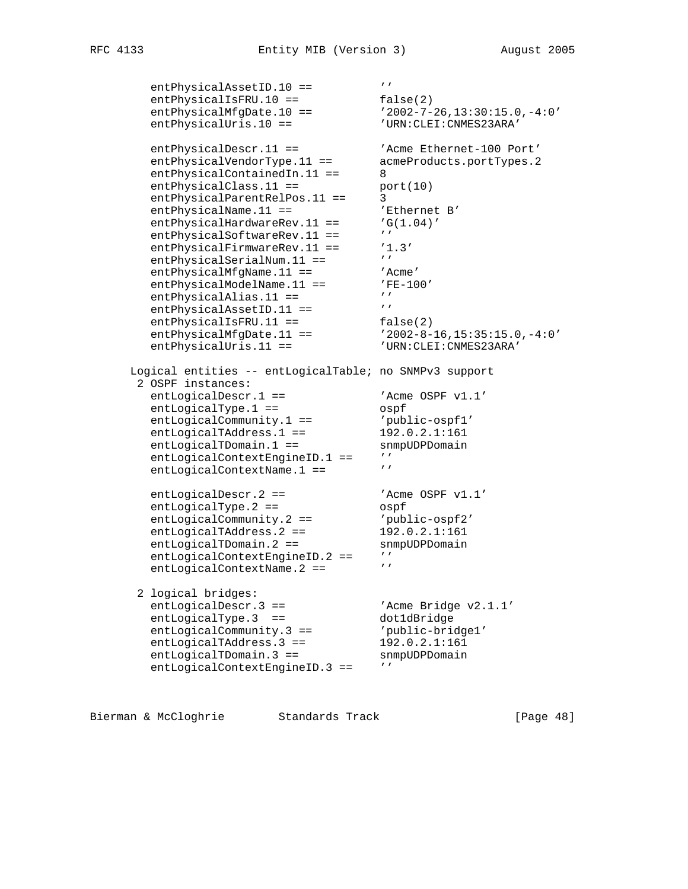```
        entPhysicalAssetID.10 ==          ''
        entPhysicalIsFRU.10 ==            false(2)
        entPhysicalMfgDate.10 ==          '2002-7-26,13:30:15.0,-4:0'
        entPhysicalUris.10 ==             'URN:CLEI:CNMES23ARA'

        entPhysicalDescr.11 ==            'Acme Ethernet-100 Port'
        entPhysicalVendorType.11 ==       acmeProducts.portTypes.2
        entPhysicalContainedIn.11 ==      8
        entPhysicalClass.11 ==            port(10)
        entPhysicalParentRelPos.11 ==     3
        entPhysicalName.11 ==             'Ethernet B'
        entPhysicalHardwareRev.11 ==      'G(1.04)'
        entPhysicalSoftwareRev.11 ==      ''
        entPhysicalFirmwareRev.11 ==      '1.3'
        entPhysicalSerialNum.11 ==        ''
        entPhysicalMfgName.11 ==          'Acme'
        entPhysicalModelName.11 ==        'FE-100'
        entPhysicalAlias.11 ==            ''
        entPhysicalAssetID.11 ==          ''
        entPhysicalIsFRU.11 ==            false(2)
        entPhysicalMfgDate.11 ==          '2002-8-16,15:35:15.0,-4:0'
        entPhysicalUris.11 ==             'URN:CLEI:CNMES23ARA'

    Logical entities -- entLogicalTable; no SNMPv3 support
     2 OSPF instances:
        entLogicalDescr.1 ==              'Acme OSPF v1.1'
        entLogicalType.1 ==               ospf
        entLogicalCommunity.1 ==          'public-ospf1'
        entLogicalTAddress.1 ==           192.0.2.1:161
        entLogicalTDomain.1 ==            snmpUDPDomain
        entLogicalContextEngineID.1 ==    ''
        entLogicalContextName.1 ==        ''

        entLogicalDescr.2 ==              'Acme OSPF v1.1'
        entLogicalType.2 ==               ospf
        entLogicalCommunity.2 ==          'public-ospf2'
        entLogicalTAddress.2 ==           192.0.2.1:161
        entLogicalTDomain.2 ==            snmpUDPDomain
        entLogicalContextEngineID.2 ==    ''
        entLogicalContextName.2 ==        ''

     2 logical bridges:
        entLogicalDescr.3 ==              'Acme Bridge v2.1.1'
        entLogicalType.3  ==              dot1dBridge
        entLogicalCommunity.3 ==          'public-bridge1'
        entLogicalTAddress.3 ==           192.0.2.1:161
        entLogicalTDomain.3 ==            snmpUDPDomain
        entLogicalContextEngineID.3 ==    ''
```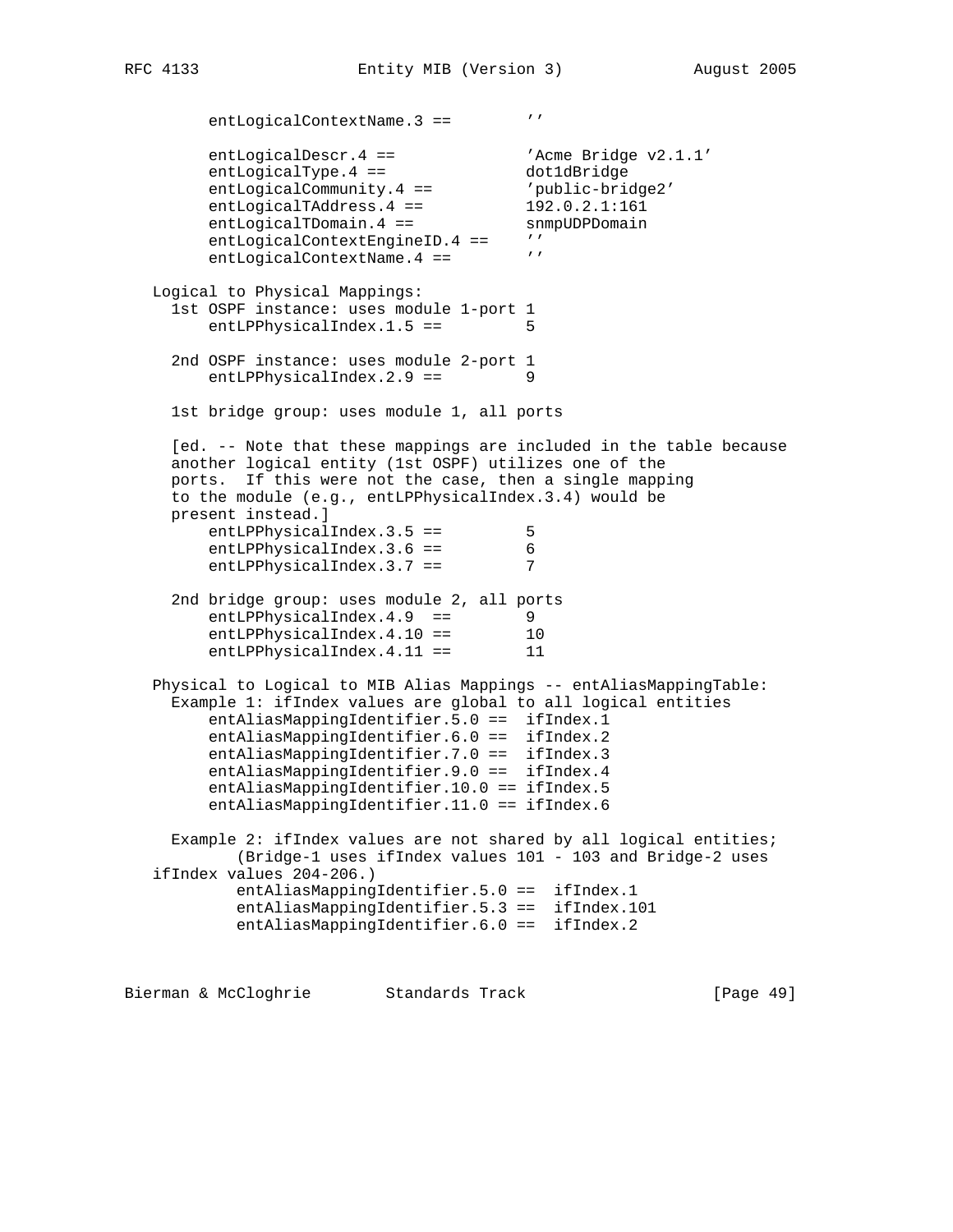```
        entLogicalContextName.3 ==        ''

        entLogicalDescr.4 ==              'Acme Bridge v2.1.1'
        entLogicalType.4 ==               dot1dBridge
        entLogicalCommunity.4 ==          'public-bridge2'
        entLogicalTAddress.4 ==           192.0.2.1:161
        entLogicalTDomain.4 ==            snmpUDPDomain
        entLogicalContextEngineID.4 ==    ''
        entLogicalContextName.4 ==        ''

   Logical to Physical Mappings:
     1st OSPF instance: uses module 1-port 1
         entLPPhysicalIndex.1.5 ==         5

     2nd OSPF instance: uses module 2-port 1
         entLPPhysicalIndex.2.9 ==         9

     1st bridge group: uses module 1, all ports

     [ed. -- Note that these mappings are included in the table because
     another logical entity (1st OSPF) utilizes one of the
     ports.  If this were not the case, then a single mapping
     to the module (e.g., entLPPhysicalIndex.3.4) would be
     present instead.]
         entLPPhysicalIndex.3.5 ==         5
         entLPPhysicalIndex.3.6 ==         6
         entLPPhysicalIndex.3.7 ==         7

     2nd bridge group: uses module 2, all ports
         entLPPhysicalIndex.4.9  ==        9
         entLPPhysicalIndex.4.10 ==        10
         entLPPhysicalIndex.4.11 ==        11

   Physical to Logical to MIB Alias Mappings -- entAliasMappingTable:
     Example 1: ifIndex values are global to all logical entities
         entAliasMappingIdentifier.5.0 ==  ifIndex.1
         entAliasMappingIdentifier.6.0 ==  ifIndex.2
         entAliasMappingIdentifier.7.0 ==  ifIndex.3
         entAliasMappingIdentifier.9.0 ==  ifIndex.4
         entAliasMappingIdentifier.10.0 == ifIndex.5
         entAliasMappingIdentifier.11.0 == ifIndex.6

     Example 2: ifIndex values are not shared by all logical entities;
            (Bridge-1 uses ifIndex values 101 - 103 and Bridge-2 uses
   ifIndex values 204-206.)
            entAliasMappingIdentifier.5.0 ==  ifIndex.1
            entAliasMappingIdentifier.5.3 ==  ifIndex.101
            entAliasMappingIdentifier.6.0 ==  ifIndex.2
```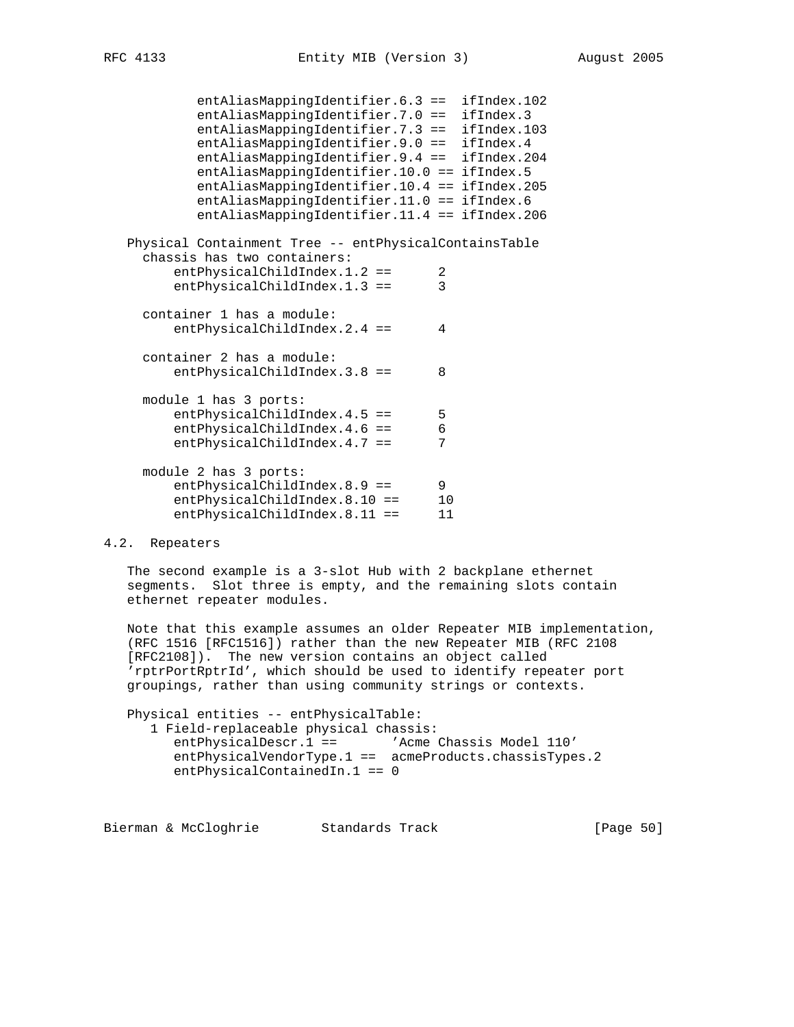```
           entAliasMappingIdentifier.6.3 ==  ifIndex.102
           entAliasMappingIdentifier.7.0 ==  ifIndex.3
           entAliasMappingIdentifier.7.3 ==  ifIndex.103
           entAliasMappingIdentifier.9.0 ==  ifIndex.4
           entAliasMappingIdentifier.9.4 ==  ifIndex.204
           entAliasMappingIdentifier.10.0 == ifIndex.5
           entAliasMappingIdentifier.10.4 == ifIndex.205
           entAliasMappingIdentifier.11.0 == ifIndex.6
           entAliasMappingIdentifier.11.4 == ifIndex.206

   Physical Containment Tree -- entPhysicalContainsTable
     chassis has two containers:
         entPhysicalChildIndex.1.2 ==      2
         entPhysicalChildIndex.1.3 ==      3

     container 1 has a module:
         entPhysicalChildIndex.2.4 ==      4

     container 2 has a module:
         entPhysicalChildIndex.3.8 ==      8

     module 1 has 3 ports:
         entPhysicalChildIndex.4.5 ==      5
         entPhysicalChildIndex.4.6 ==      6
         entPhysicalChildIndex.4.7 ==      7

     module 2 has 3 ports:
         entPhysicalChildIndex.8.9 ==      9
         entPhysicalChildIndex.8.10 ==     10
         entPhysicalChildIndex.8.11 ==     11
```

## 4.2. Repeaters

The second example is a 3-slot Hub with 2 backplane ethernet segments. Slot three is empty, and the remaining slots contain ethernet repeater modules.

Note that this example assumes an older Repeater MIB implementation, (RFC 1516 [RFC1516]) rather than the new Repeater MIB (RFC 2108 [RFC2108]). The new version contains an object called 'rptrPortRptrId', which should be used to identify repeater port groupings, rather than using community strings or contexts.

```
   Physical entities -- entPhysicalTable:
      1 Field-replaceable physical chassis:
         entPhysicalDescr.1 ==       'Acme Chassis Model 110'
         entPhysicalVendorType.1 ==  acmeProducts.chassisTypes.2
         entPhysicalContainedIn.1 == 0
```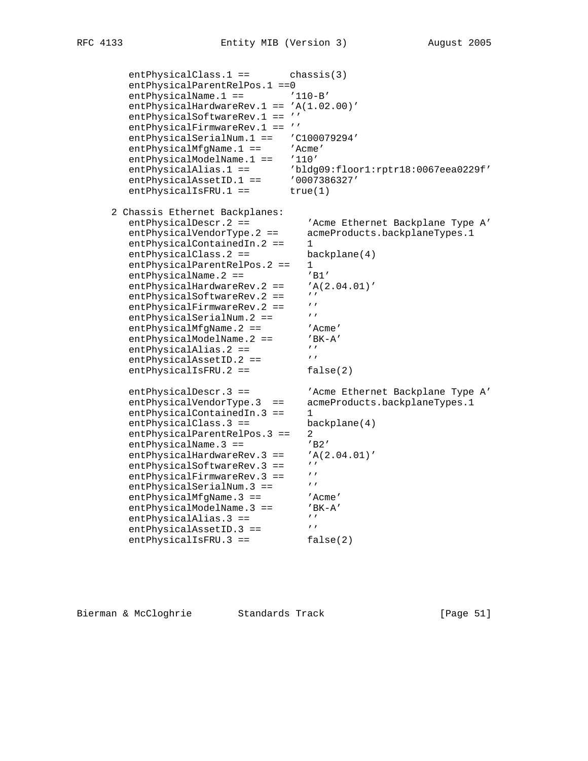```
         entPhysicalClass.1 ==       chassis(3)
         entPhysicalParentRelPos.1 ==0
         entPhysicalName.1 ==        '110-B'
         entPhysicalHardwareRev.1 == 'A(1.02.00)'
         entPhysicalSoftwareRev.1 == ''
         entPhysicalFirmwareRev.1 == ''
         entPhysicalSerialNum.1 ==   'C100079294'
         entPhysicalMfgName.1 ==     'Acme'
         entPhysicalModelName.1 ==   '110'
         entPhysicalAlias.1 ==       'bldg09:floor1:rptr18:0067eea0229f'
         entPhysicalAssetID.1 ==     '0007386327'
         entPhysicalIsFRU.1 ==       true(1)

      2 Chassis Ethernet Backplanes:
         entPhysicalDescr.2 ==          'Acme Ethernet Backplane Type A'
         entPhysicalVendorType.2 ==     acmeProducts.backplaneTypes.1
         entPhysicalContainedIn.2 ==    1
         entPhysicalClass.2 ==          backplane(4)
         entPhysicalParentRelPos.2 ==   1
         entPhysicalName.2 ==           'B1'
         entPhysicalHardwareRev.2 ==    'A(2.04.01)'
         entPhysicalSoftwareRev.2 ==    ''
         entPhysicalFirmwareRev.2 ==    ''
         entPhysicalSerialNum.2 ==      ''
         entPhysicalMfgName.2 ==        'Acme'
         entPhysicalModelName.2 ==      'BK-A'
         entPhysicalAlias.2 ==          ''
         entPhysicalAssetID.2 ==        ''
         entPhysicalIsFRU.2 ==          false(2)

         entPhysicalDescr.3 ==          'Acme Ethernet Backplane Type A'
         entPhysicalVendorType.3  ==    acmeProducts.backplaneTypes.1
         entPhysicalContainedIn.3 ==    1
         entPhysicalClass.3 ==          backplane(4)
         entPhysicalParentRelPos.3 ==   2
         entPhysicalName.3 ==           'B2'
         entPhysicalHardwareRev.3 ==    'A(2.04.01)'
         entPhysicalSoftwareRev.3 ==    ''
         entPhysicalFirmwareRev.3 ==    ''
         entPhysicalSerialNum.3 ==      ''
         entPhysicalMfgName.3 ==        'Acme'
         entPhysicalModelName.3 ==      'BK-A'
         entPhysicalAlias.3 ==          ''
         entPhysicalAssetID.3 ==        ''
         entPhysicalIsFRU.3 ==          false(2)
```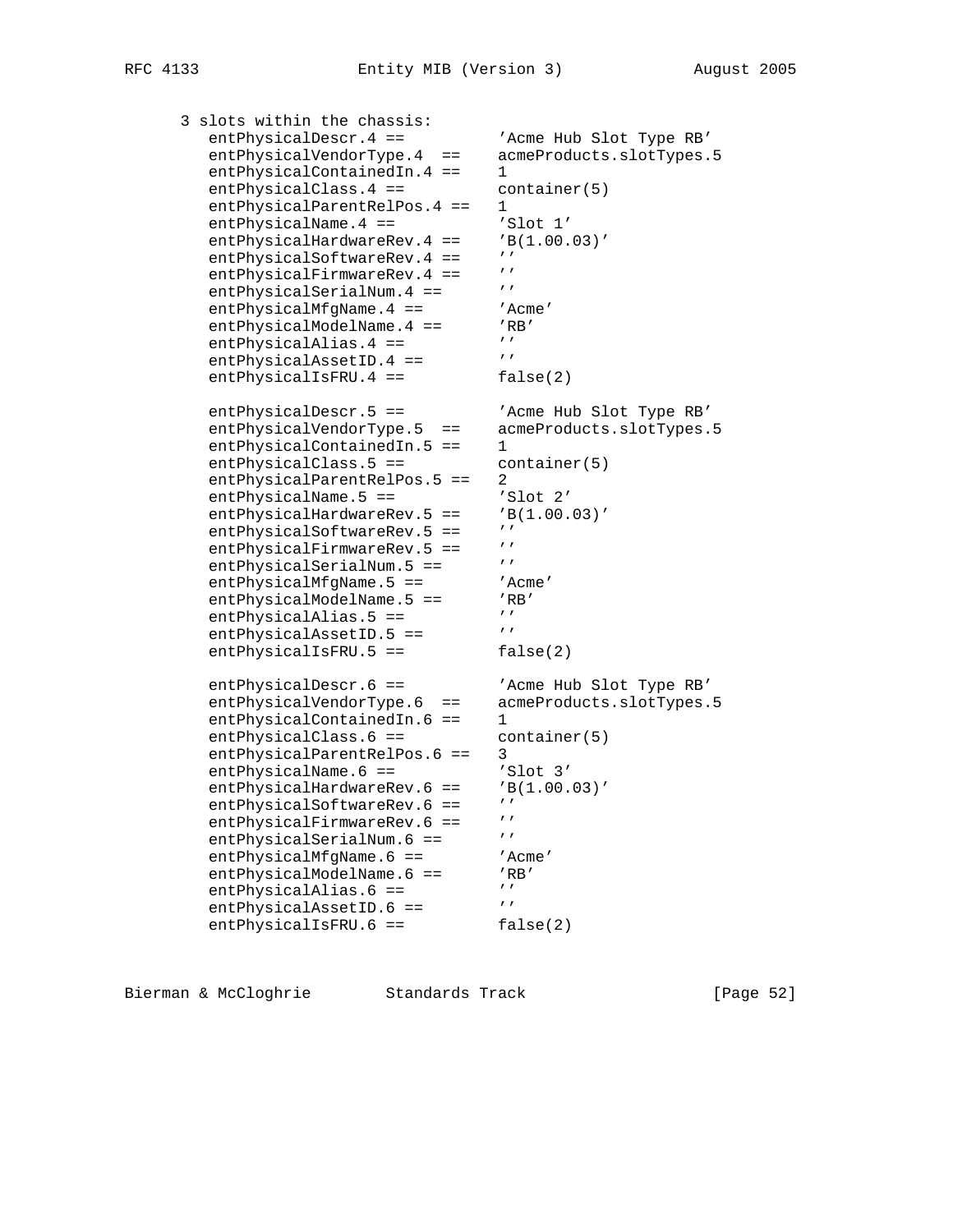```
   3 slots within the chassis:
      entPhysicalDescr.4 ==          'Acme Hub Slot Type RB'
      entPhysicalVendorType.4  ==    acmeProducts.slotTypes.5
      entPhysicalContainedIn.4 ==    1
      entPhysicalClass.4 ==          container(5)
      entPhysicalParentRelPos.4 ==   1
      entPhysicalName.4 ==           'Slot 1'
      entPhysicalHardwareRev.4 ==    'B(1.00.03)'
      entPhysicalSoftwareRev.4 ==    ''
      entPhysicalFirmwareRev.4 ==    ''
      entPhysicalSerialNum.4 ==      ''
      entPhysicalMfgName.4 ==        'Acme'
      entPhysicalModelName.4 ==      'RB'
      entPhysicalAlias.4 ==          ''
      entPhysicalAssetID.4 ==        ''
      entPhysicalIsFRU.4 ==          false(2)

      entPhysicalDescr.5 ==          'Acme Hub Slot Type RB'
      entPhysicalVendorType.5  ==    acmeProducts.slotTypes.5
      entPhysicalContainedIn.5 ==    1
      entPhysicalClass.5 ==          container(5)
      entPhysicalParentRelPos.5 ==   2
      entPhysicalName.5 ==           'Slot 2'
      entPhysicalHardwareRev.5 ==    'B(1.00.03)'
      entPhysicalSoftwareRev.5 ==    ''
      entPhysicalFirmwareRev.5 ==    ''
      entPhysicalSerialNum.5 ==      ''
      entPhysicalMfgName.5 ==        'Acme'
      entPhysicalModelName.5 ==      'RB'
      entPhysicalAlias.5 ==          ''
      entPhysicalAssetID.5 ==        ''
      entPhysicalIsFRU.5 ==          false(2)

      entPhysicalDescr.6 ==          'Acme Hub Slot Type RB'
      entPhysicalVendorType.6  ==    acmeProducts.slotTypes.5
      entPhysicalContainedIn.6 ==    1
      entPhysicalClass.6 ==          container(5)
      entPhysicalParentRelPos.6 ==   3
      entPhysicalName.6 ==           'Slot 3'
      entPhysicalHardwareRev.6 ==    'B(1.00.03)'
      entPhysicalSoftwareRev.6 ==    ''
      entPhysicalFirmwareRev.6 ==    ''
      entPhysicalSerialNum.6 ==      ''
      entPhysicalMfgName.6 ==        'Acme'
      entPhysicalModelName.6 ==      'RB'
      entPhysicalAlias.6 ==          ''
      entPhysicalAssetID.6 ==        ''
      entPhysicalIsFRU.6 ==          false(2)
```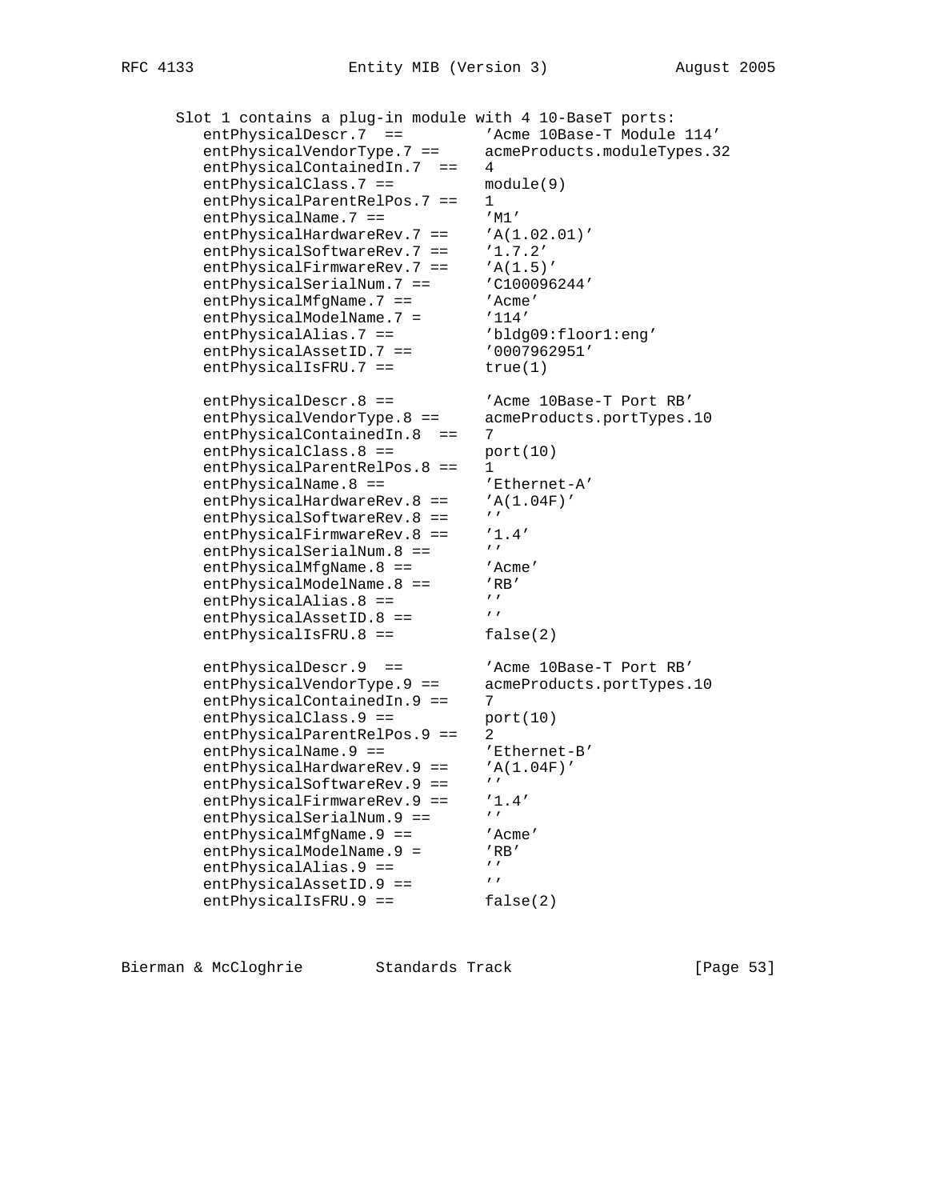```
   Slot 1 contains a plug-in module with 4 10-BaseT ports:
      entPhysicalDescr.7  ==         'Acme 10Base-T Module 114'
      entPhysicalVendorType.7 ==     acmeProducts.moduleTypes.32
      entPhysicalContainedIn.7  ==   4
      entPhysicalClass.7 ==          module(9)
      entPhysicalParentRelPos.7 ==   1
      entPhysicalName.7 ==           'M1'
      entPhysicalHardwareRev.7 ==    'A(1.02.01)'
      entPhysicalSoftwareRev.7 ==    '1.7.2'
      entPhysicalFirmwareRev.7 ==    'A(1.5)'
      entPhysicalSerialNum.7 ==      'C100096244'
      entPhysicalMfgName.7 ==        'Acme'
      entPhysicalModelName.7 =       '114'
      entPhysicalAlias.7 ==          'bldg09:floor1:eng'
      entPhysicalAssetID.7 ==        '0007962951'
      entPhysicalIsFRU.7 ==          true(1)

      entPhysicalDescr.8 ==          'Acme 10Base-T Port RB'
      entPhysicalVendorType.8 ==     acmeProducts.portTypes.10
      entPhysicalContainedIn.8  ==   7
      entPhysicalClass.8 ==          port(10)
      entPhysicalParentRelPos.8 ==   1
      entPhysicalName.8 ==           'Ethernet-A'
      entPhysicalHardwareRev.8 ==    'A(1.04F)'
      entPhysicalSoftwareRev.8 ==    ''
      entPhysicalFirmwareRev.8 ==    '1.4'
      entPhysicalSerialNum.8 ==      ''
      entPhysicalMfgName.8 ==        'Acme'
      entPhysicalModelName.8 ==      'RB'
      entPhysicalAlias.8 ==          ''
      entPhysicalAssetID.8 ==        ''
      entPhysicalIsFRU.8 ==          false(2)

      entPhysicalDescr.9  ==         'Acme 10Base-T Port RB'
      entPhysicalVendorType.9 ==     acmeProducts.portTypes.10
      entPhysicalContainedIn.9 ==    7
      entPhysicalClass.9 ==          port(10)
      entPhysicalParentRelPos.9 ==   2
      entPhysicalName.9 ==           'Ethernet-B'
      entPhysicalHardwareRev.9 ==    'A(1.04F)'
      entPhysicalSoftwareRev.9 ==    ''
      entPhysicalFirmwareRev.9 ==    '1.4'
      entPhysicalSerialNum.9 ==      ''
      entPhysicalMfgName.9 ==        'Acme'
      entPhysicalModelName.9 =       'RB'
      entPhysicalAlias.9 ==          ''
      entPhysicalAssetID.9 ==        ''
      entPhysicalIsFRU.9 ==          false(2)
```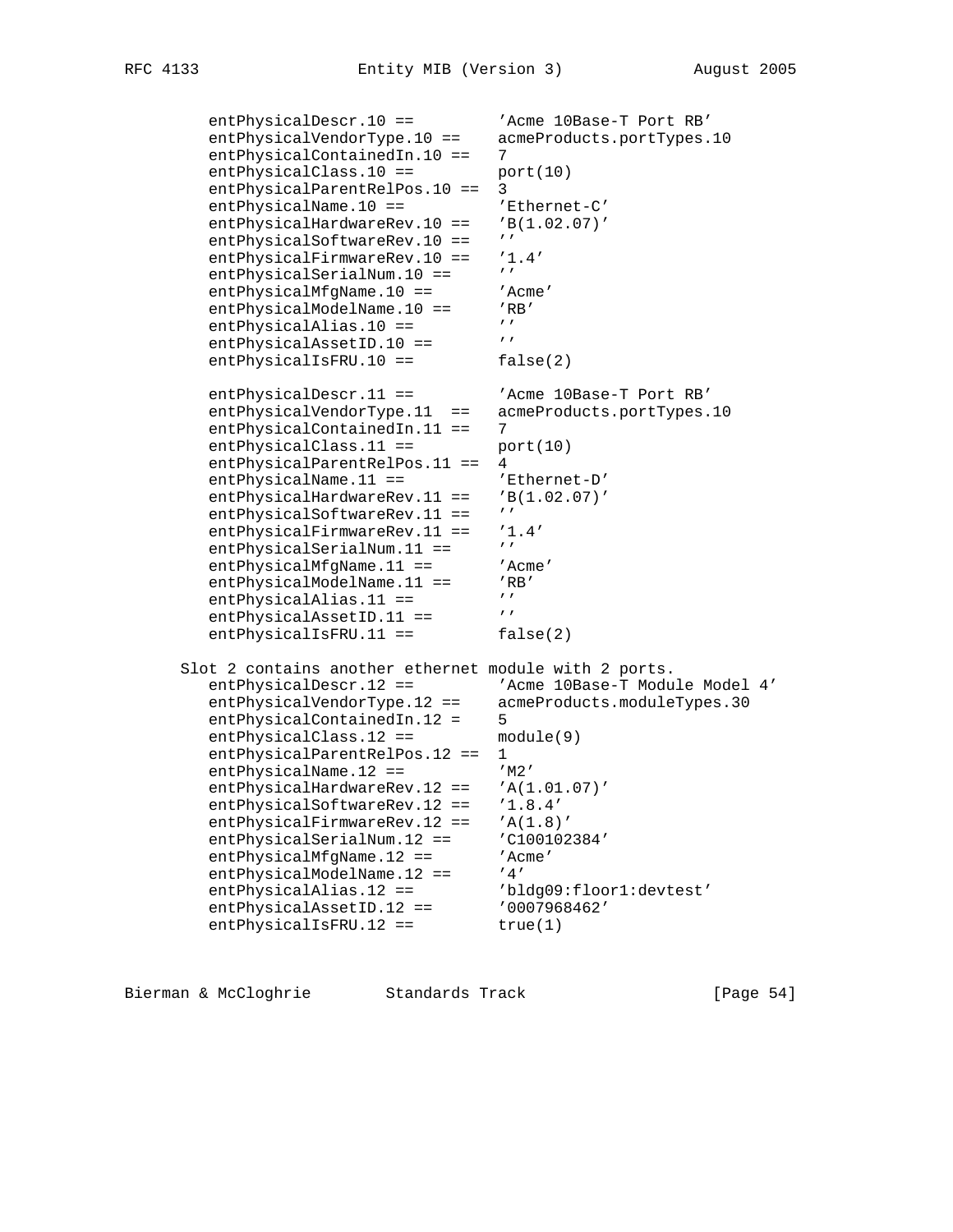```
   entPhysicalDescr.10 ==         'Acme 10Base-T Port RB'
   entPhysicalVendorType.10 ==    acmeProducts.portTypes.10
   entPhysicalContainedIn.10 ==   7
   entPhysicalClass.10 ==         port(10)
   entPhysicalParentRelPos.10 ==  3
   entPhysicalName.10 ==          'Ethernet-C'
   entPhysicalHardwareRev.10 ==   'B(1.02.07)'
   entPhysicalSoftwareRev.10 ==   ''
   entPhysicalFirmwareRev.10 ==   '1.4'
   entPhysicalSerialNum.10 ==     ''
   entPhysicalMfgName.10 ==       'Acme'
   entPhysicalModelName.10 ==     'RB'
   entPhysicalAlias.10 ==         ''
   entPhysicalAssetID.10 ==       ''
   entPhysicalIsFRU.10 ==         false(2)

   entPhysicalDescr.11 ==         'Acme 10Base-T Port RB'
   entPhysicalVendorType.11  ==   acmeProducts.portTypes.10
   entPhysicalContainedIn.11 ==   7
   entPhysicalClass.11 ==         port(10)
   entPhysicalParentRelPos.11 ==  4
   entPhysicalName.11 ==          'Ethernet-D'
   entPhysicalHardwareRev.11 ==   'B(1.02.07)'
   entPhysicalSoftwareRev.11 ==   ''
   entPhysicalFirmwareRev.11 ==   '1.4'
   entPhysicalSerialNum.11 ==     ''
   entPhysicalMfgName.11 ==       'Acme'
   entPhysicalModelName.11 ==     'RB'
   entPhysicalAlias.11 ==         ''
   entPhysicalAssetID.11 ==       ''
   entPhysicalIsFRU.11 ==         false(2)

Slot 2 contains another ethernet module with 2 ports.
   entPhysicalDescr.12 ==         'Acme 10Base-T Module Model 4'
   entPhysicalVendorType.12 ==    acmeProducts.moduleTypes.30
   entPhysicalContainedIn.12 =    5
   entPhysicalClass.12 ==         module(9)
   entPhysicalParentRelPos.12 ==  1
   entPhysicalName.12 ==          'M2'
   entPhysicalHardwareRev.12 ==   'A(1.01.07)'
   entPhysicalSoftwareRev.12 ==   '1.8.4'
   entPhysicalFirmwareRev.12 ==   'A(1.8)'
   entPhysicalSerialNum.12 ==     'C100102384'
   entPhysicalMfgName.12 ==       'Acme'
   entPhysicalModelName.12 ==     '4'
   entPhysicalAlias.12 ==         'bldg09:floor1:devtest'
   entPhysicalAssetID.12 ==       '0007968462'
   entPhysicalIsFRU.12 ==         true(1)
```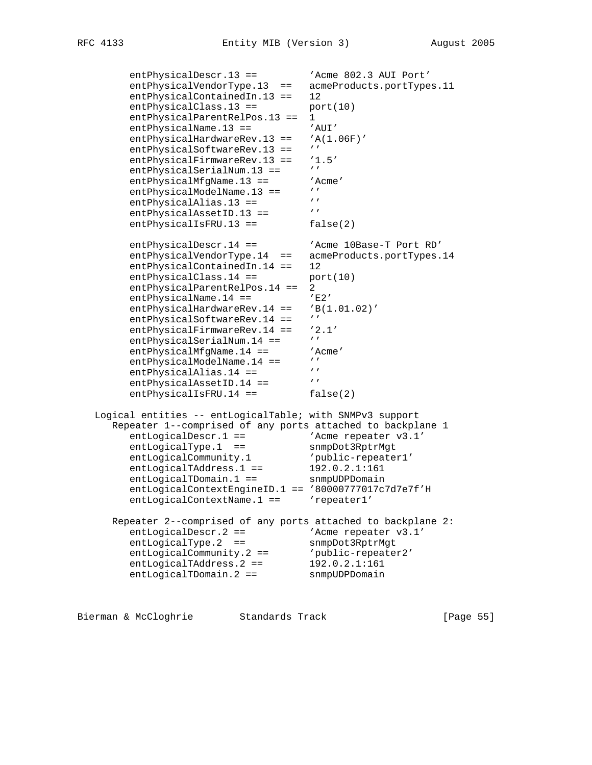```
        entPhysicalDescr.13 ==         'Acme 802.3 AUI Port'
        entPhysicalVendorType.13  ==   acmeProducts.portTypes.11
        entPhysicalContainedIn.13 ==   12
        entPhysicalClass.13 ==         port(10)
        entPhysicalParentRelPos.13 ==  1
        entPhysicalName.13 ==          'AUI'
        entPhysicalHardwareRev.13 ==   'A(1.06F)'
        entPhysicalSoftwareRev.13 ==   ''
        entPhysicalFirmwareRev.13 ==   '1.5'
        entPhysicalSerialNum.13 ==     ''
        entPhysicalMfgName.13 ==       'Acme'
        entPhysicalModelName.13 ==     ''
        entPhysicalAlias.13 ==         ''
        entPhysicalAssetID.13 ==       ''
        entPhysicalIsFRU.13 ==         false(2)

        entPhysicalDescr.14 ==         'Acme 10Base-T Port RD'
        entPhysicalVendorType.14  ==   acmeProducts.portTypes.14
        entPhysicalContainedIn.14 ==   12
        entPhysicalClass.14 ==         port(10)
        entPhysicalParentRelPos.14 ==  2
        entPhysicalName.14 ==          'E2'
        entPhysicalHardwareRev.14 ==   'B(1.01.02)'
        entPhysicalSoftwareRev.14 ==   ''
        entPhysicalFirmwareRev.14 ==   '2.1'
        entPhysicalSerialNum.14 ==     ''
        entPhysicalMfgName.14 ==       'Acme'
        entPhysicalModelName.14 ==     ''
        entPhysicalAlias.14 ==         ''
        entPhysicalAssetID.14 ==       ''
        entPhysicalIsFRU.14 ==         false(2)

   Logical entities -- entLogicalTable; with SNMPv3 support
      Repeater 1--comprised of any ports attached to backplane 1
        entLogicalDescr.1 ==           'Acme repeater v3.1'
        entLogicalType.1  ==           snmpDot3RptrMgt
        entLogicalCommunity.1          'public-repeater1'
        entLogicalTAddress.1 ==        192.0.2.1:161
        entLogicalTDomain.1 ==         snmpUDPDomain
        entLogicalContextEngineID.1 == '80000777017c7d7e7f'H
        entLogicalContextName.1 ==     'repeater1'

      Repeater 2--comprised of any ports attached to backplane 2:
        entLogicalDescr.2 ==           'Acme repeater v3.1'
        entLogicalType.2  ==           snmpDot3RptrMgt
        entLogicalCommunity.2 ==       'public-repeater2'
        entLogicalTAddress.2 ==        192.0.2.1:161
        entLogicalTDomain.2 ==         snmpUDPDomain
```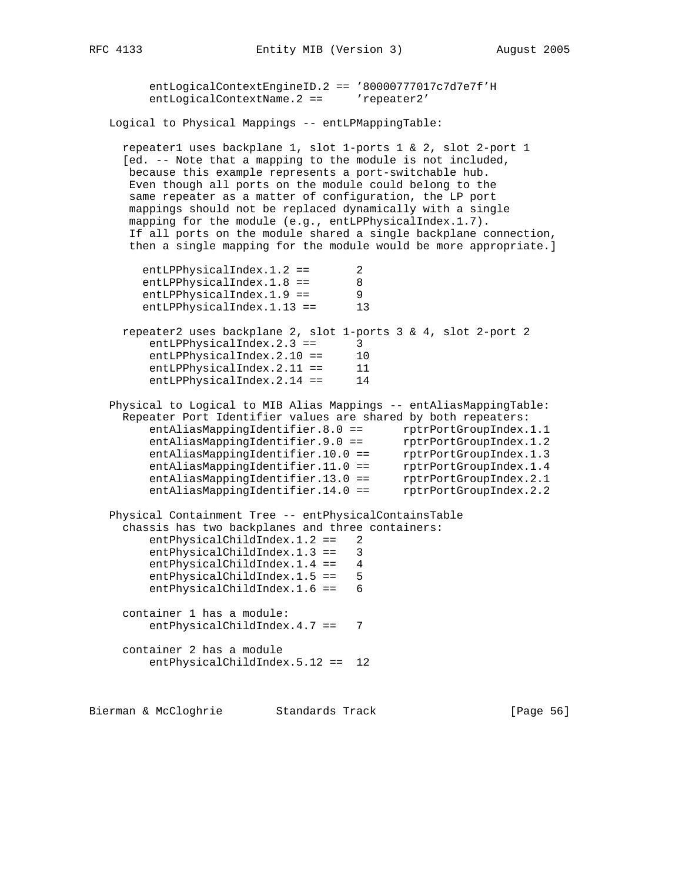```
        entLogicalContextEngineID.2 == '80000777017c7d7e7f'H
        entLogicalContextName.2 ==     'repeater2'

   Logical to Physical Mappings -- entLPMappingTable:

     repeater1 uses backplane 1, slot 1-ports 1 & 2, slot 2-port 1
     [ed. -- Note that a mapping to the module is not included,
      because this example represents a port-switchable hub.
      Even though all ports on the module could belong to the
      same repeater as a matter of configuration, the LP port
      mappings should not be replaced dynamically with a single
      mapping for the module (e.g., entLPPhysicalIndex.1.7).
      If all ports on the module shared a single backplane connection,
      then a single mapping for the module would be more appropriate.]

       entLPPhysicalIndex.1.2 ==       2
       entLPPhysicalIndex.1.8 ==       8
       entLPPhysicalIndex.1.9 ==       9
       entLPPhysicalIndex.1.13 ==      13

     repeater2 uses backplane 2, slot 1-ports 3 & 4, slot 2-port 2
        entLPPhysicalIndex.2.3 ==      3
        entLPPhysicalIndex.2.10 ==     10
        entLPPhysicalIndex.2.11 ==     11
        entLPPhysicalIndex.2.14 ==     14

   Physical to Logical to MIB Alias Mappings -- entAliasMappingTable:
     Repeater Port Identifier values are shared by both repeaters:
        entAliasMappingIdentifier.8.0 ==      rptrPortGroupIndex.1.1
        entAliasMappingIdentifier.9.0 ==      rptrPortGroupIndex.1.2
        entAliasMappingIdentifier.10.0 ==     rptrPortGroupIndex.1.3
        entAliasMappingIdentifier.11.0 ==     rptrPortGroupIndex.1.4
        entAliasMappingIdentifier.13.0 ==     rptrPortGroupIndex.2.1
        entAliasMappingIdentifier.14.0 ==     rptrPortGroupIndex.2.2

   Physical Containment Tree -- entPhysicalContainsTable
     chassis has two backplanes and three containers:
        entPhysicalChildIndex.1.2 ==   2
        entPhysicalChildIndex.1.3 ==   3
        entPhysicalChildIndex.1.4 ==   4
        entPhysicalChildIndex.1.5 ==   5
        entPhysicalChildIndex.1.6 ==   6

     container 1 has a module:
        entPhysicalChildIndex.4.7 ==   7

     container 2 has a module
        entPhysicalChildIndex.5.12 ==  12
```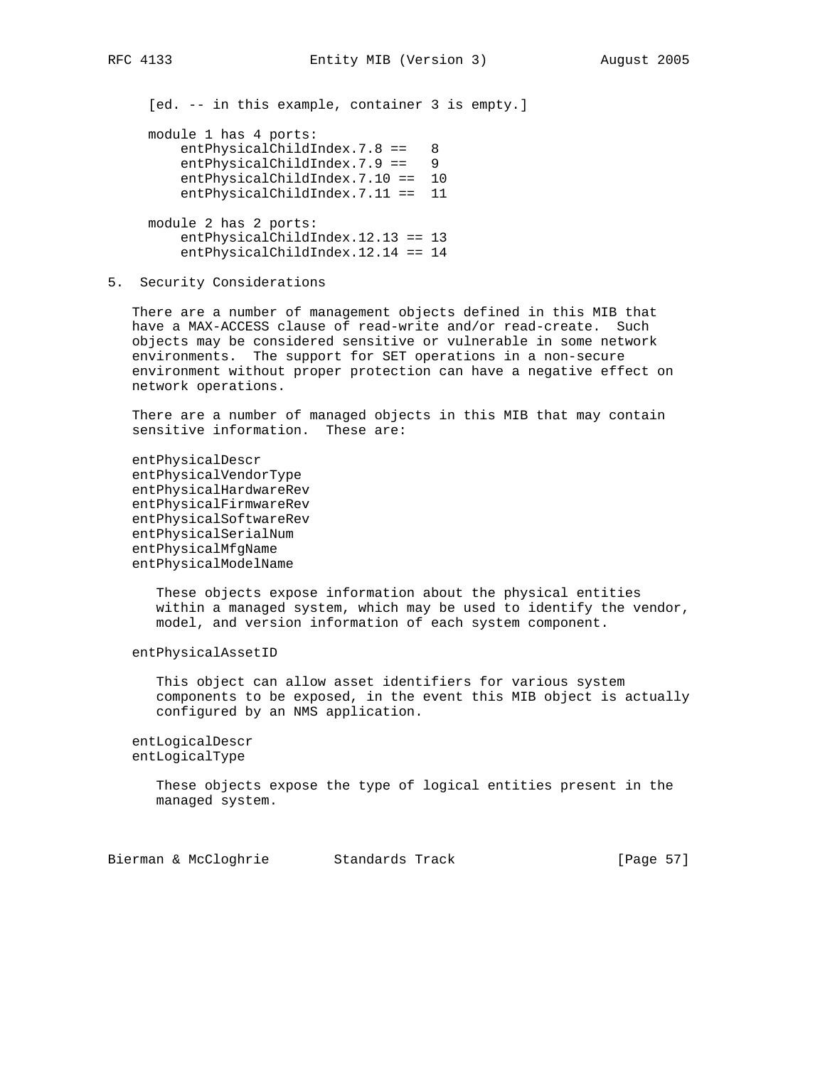[ed. -- in this example, container 3 is empty.]

module 1 has 4 ports:

```
    entPhysicalChildIndex.7.8 ==   8
    entPhysicalChildIndex.7.9 ==   9
    entPhysicalChildIndex.7.10 ==  10
    entPhysicalChildIndex.7.11 ==  11
```

module 2 has 2 ports:

```
    entPhysicalChildIndex.12.13 == 13
    entPhysicalChildIndex.12.14 == 14
```

## 5. Security Considerations

There are a number of management objects defined in this MIB that have a MAX-ACCESS clause of read-write and/or read-create. Such objects may be considered sensitive or vulnerable in some network environments. The support for SET operations in a non-secure environment without proper protection can have a negative effect on network operations.

There are a number of managed objects in this MIB that may contain sensitive information. These are:

entPhysicalDescr
entPhysicalVendorType
entPhysicalHardwareRev
entPhysicalFirmwareRev
entPhysicalSoftwareRev
entPhysicalSerialNum
entPhysicalMfgName
entPhysicalModelName

> These objects expose information about the physical entities within a managed system, which may be used to identify the vendor, model, and version information of each system component.

entPhysicalAssetID

> This object can allow asset identifiers for various system components to be exposed, in the event this MIB object is actually configured by an NMS application.

entLogicalDescr
entLogicalType

> These objects expose the type of logical entities present in the managed system.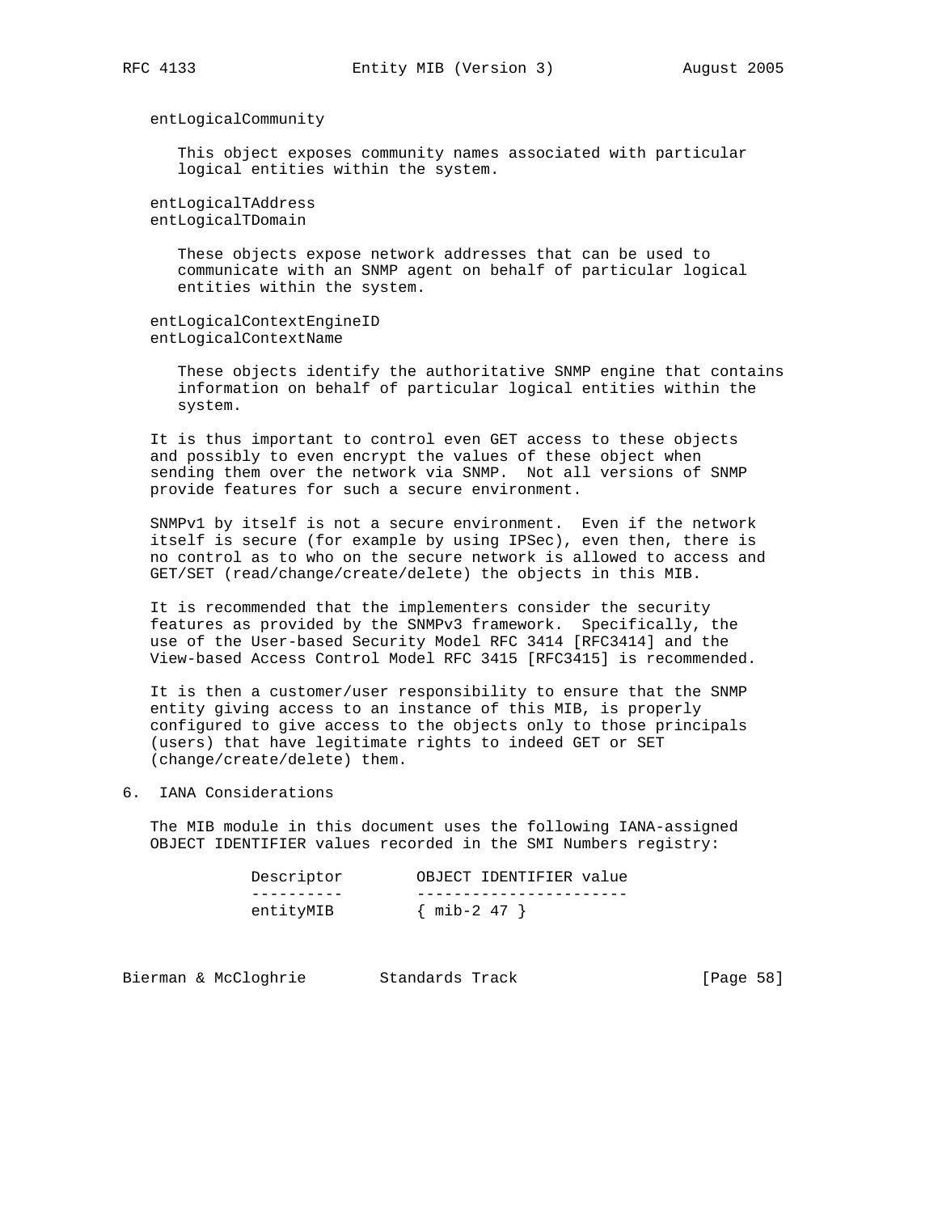entLogicalCommunity

This object exposes community names associated with particular logical entities within the system.

entLogicalTAddress
entLogicalTDomain

These objects expose network addresses that can be used to communicate with an SNMP agent on behalf of particular logical entities within the system.

entLogicalContextEngineID
entLogicalContextName

These objects identify the authoritative SNMP engine that contains information on behalf of particular logical entities within the system.

It is thus important to control even GET access to these objects and possibly to even encrypt the values of these object when sending them over the network via SNMP. Not all versions of SNMP provide features for such a secure environment.

SNMPv1 by itself is not a secure environment. Even if the network itself is secure (for example by using IPSec), even then, there is no control as to who on the secure network is allowed to access and GET/SET (read/change/create/delete) the objects in this MIB.

It is recommended that the implementers consider the security features as provided by the SNMPv3 framework. Specifically, the use of the User-based Security Model RFC 3414 [RFC3414] and the View-based Access Control Model RFC 3415 [RFC3415] is recommended.

It is then a customer/user responsibility to ensure that the SNMP entity giving access to an instance of this MIB, is properly configured to give access to the objects only to those principals (users) that have legitimate rights to indeed GET or SET (change/create/delete) them.

## 6. IANA Considerations

The MIB module in this document uses the following IANA-assigned OBJECT IDENTIFIER values recorded in the SMI Numbers registry:

| Descriptor | OBJECT IDENTIFIER value |
| --- | --- |
| entityMIB | { mib-2 47 } |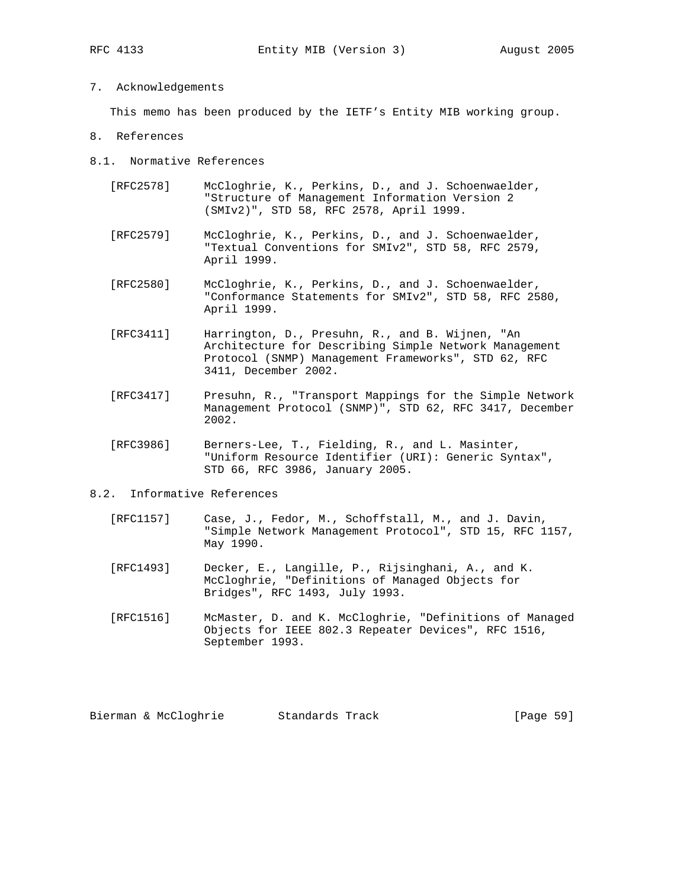## 7. Acknowledgements

This memo has been produced by the IETF's Entity MIB working group.

## 8. References

### 8.1. Normative References

[RFC2578] McCloghrie, K., Perkins, D., and J. Schoenwaelder, "Structure of Management Information Version 2 (SMIv2)", STD 58, RFC 2578, April 1999.

[RFC2579] McCloghrie, K., Perkins, D., and J. Schoenwaelder, "Textual Conventions for SMIv2", STD 58, RFC 2579, April 1999.

[RFC2580] McCloghrie, K., Perkins, D., and J. Schoenwaelder, "Conformance Statements for SMIv2", STD 58, RFC 2580, April 1999.

[RFC3411] Harrington, D., Presuhn, R., and B. Wijnen, "An Architecture for Describing Simple Network Management Protocol (SNMP) Management Frameworks", STD 62, RFC 3411, December 2002.

[RFC3417] Presuhn, R., "Transport Mappings for the Simple Network Management Protocol (SNMP)", STD 62, RFC 3417, December 2002.

[RFC3986] Berners-Lee, T., Fielding, R., and L. Masinter, "Uniform Resource Identifier (URI): Generic Syntax", STD 66, RFC 3986, January 2005.

### 8.2. Informative References

[RFC1157] Case, J., Fedor, M., Schoffstall, M., and J. Davin, "Simple Network Management Protocol", STD 15, RFC 1157, May 1990.

[RFC1493] Decker, E., Langille, P., Rijsinghani, A., and K. McCloghrie, "Definitions of Managed Objects for Bridges", RFC 1493, July 1993.

[RFC1516] McMaster, D. and K. McCloghrie, "Definitions of Managed Objects for IEEE 802.3 Repeater Devices", RFC 1516, September 1993.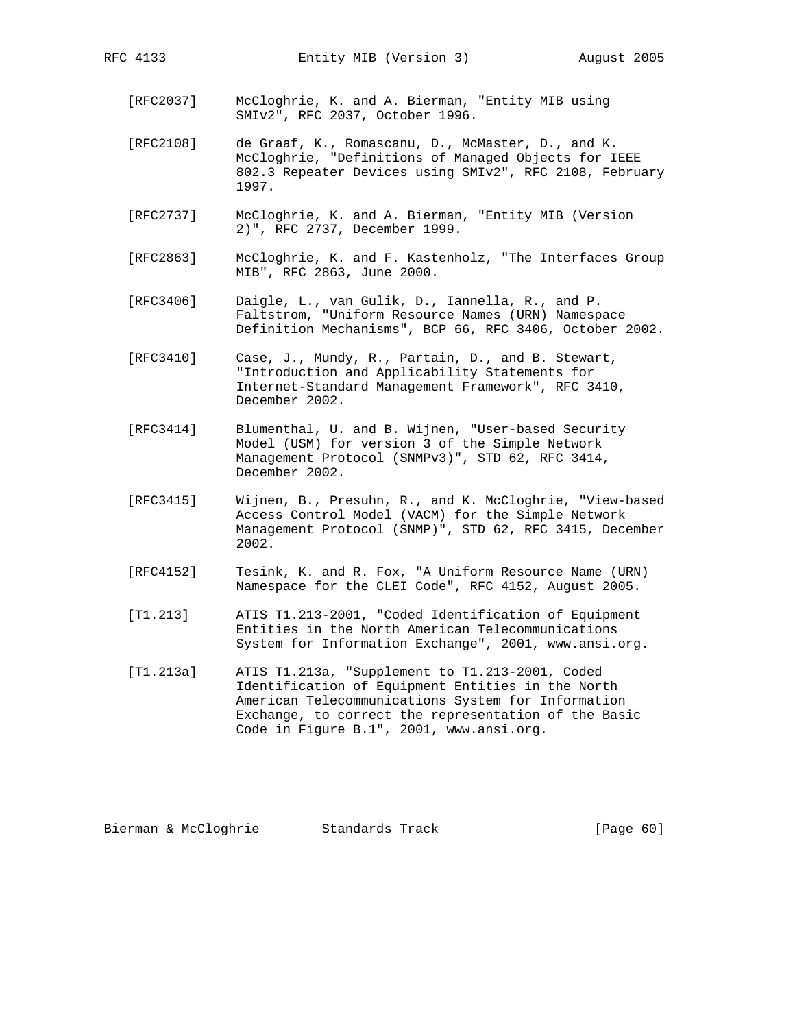[RFC2037] McCloghrie, K. and A. Bierman, "Entity MIB using SMIv2", RFC 2037, October 1996.

[RFC2108] de Graaf, K., Romascanu, D., McMaster, D., and K. McCloghrie, "Definitions of Managed Objects for IEEE 802.3 Repeater Devices using SMIv2", RFC 2108, February 1997.

[RFC2737] McCloghrie, K. and A. Bierman, "Entity MIB (Version 2)", RFC 2737, December 1999.

[RFC2863] McCloghrie, K. and F. Kastenholz, "The Interfaces Group MIB", RFC 2863, June 2000.

[RFC3406] Daigle, L., van Gulik, D., Iannella, R., and P. Faltstrom, "Uniform Resource Names (URN) Namespace Definition Mechanisms", BCP 66, RFC 3406, October 2002.

[RFC3410] Case, J., Mundy, R., Partain, D., and B. Stewart, "Introduction and Applicability Statements for Internet-Standard Management Framework", RFC 3410, December 2002.

[RFC3414] Blumenthal, U. and B. Wijnen, "User-based Security Model (USM) for version 3 of the Simple Network Management Protocol (SNMPv3)", STD 62, RFC 3414, December 2002.

[RFC3415] Wijnen, B., Presuhn, R., and K. McCloghrie, "View-based Access Control Model (VACM) for the Simple Network Management Protocol (SNMP)", STD 62, RFC 3415, December 2002.

[RFC4152] Tesink, K. and R. Fox, "A Uniform Resource Name (URN) Namespace for the CLEI Code", RFC 4152, August 2005.

[T1.213] ATIS T1.213-2001, "Coded Identification of Equipment Entities in the North American Telecommunications System for Information Exchange", 2001, www.ansi.org.

[T1.213a] ATIS T1.213a, "Supplement to T1.213-2001, Coded Identification of Equipment Entities in the North American Telecommunications System for Information Exchange, to correct the representation of the Basic Code in Figure B.1", 2001, www.ansi.org.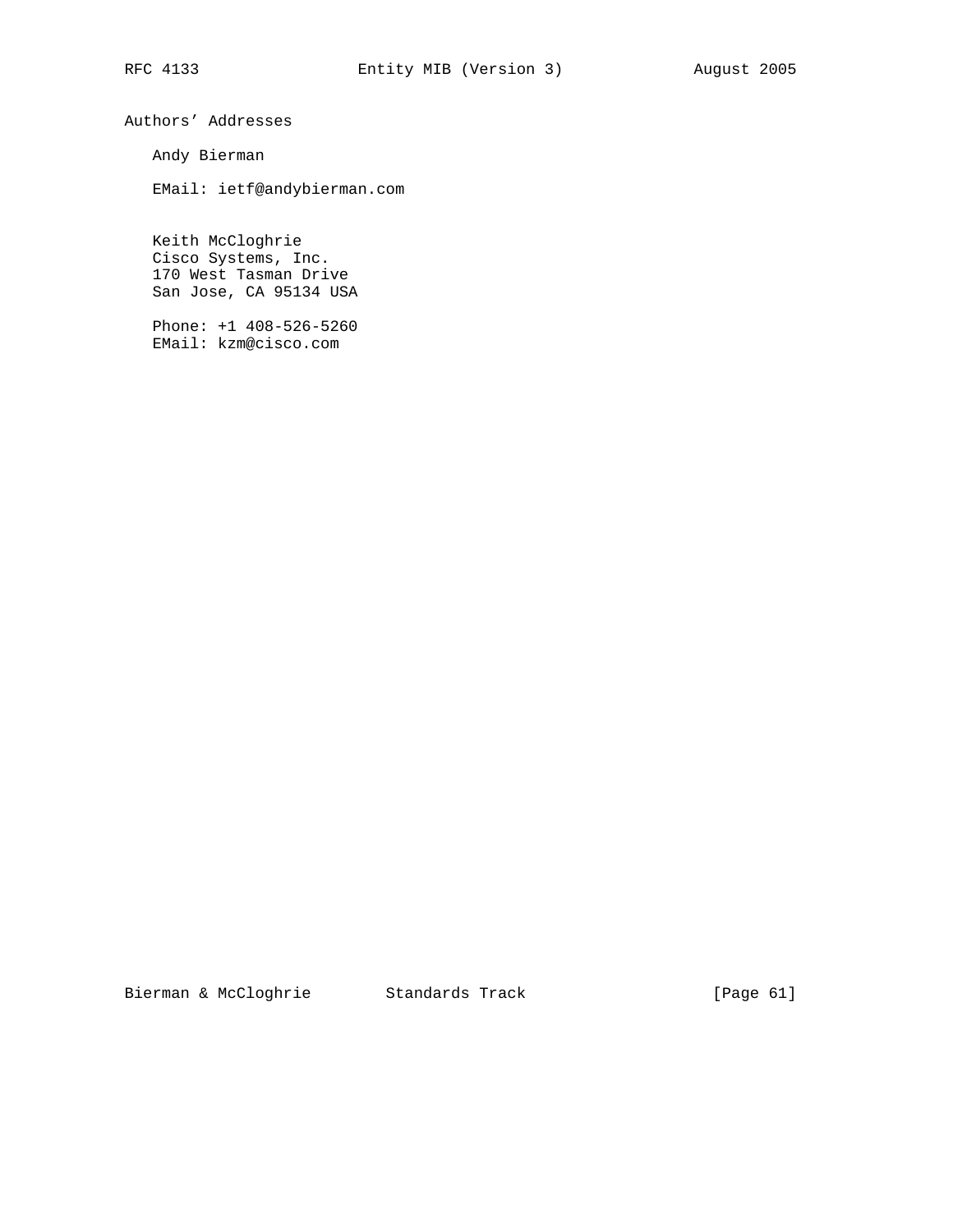## Authors' Addresses

Andy Bierman

EMail: ietf@andybierman.com

Keith McCloghrie
Cisco Systems, Inc.
170 West Tasman Drive
San Jose, CA 95134 USA

Phone: +1 408-526-5260
EMail: kzm@cisco.com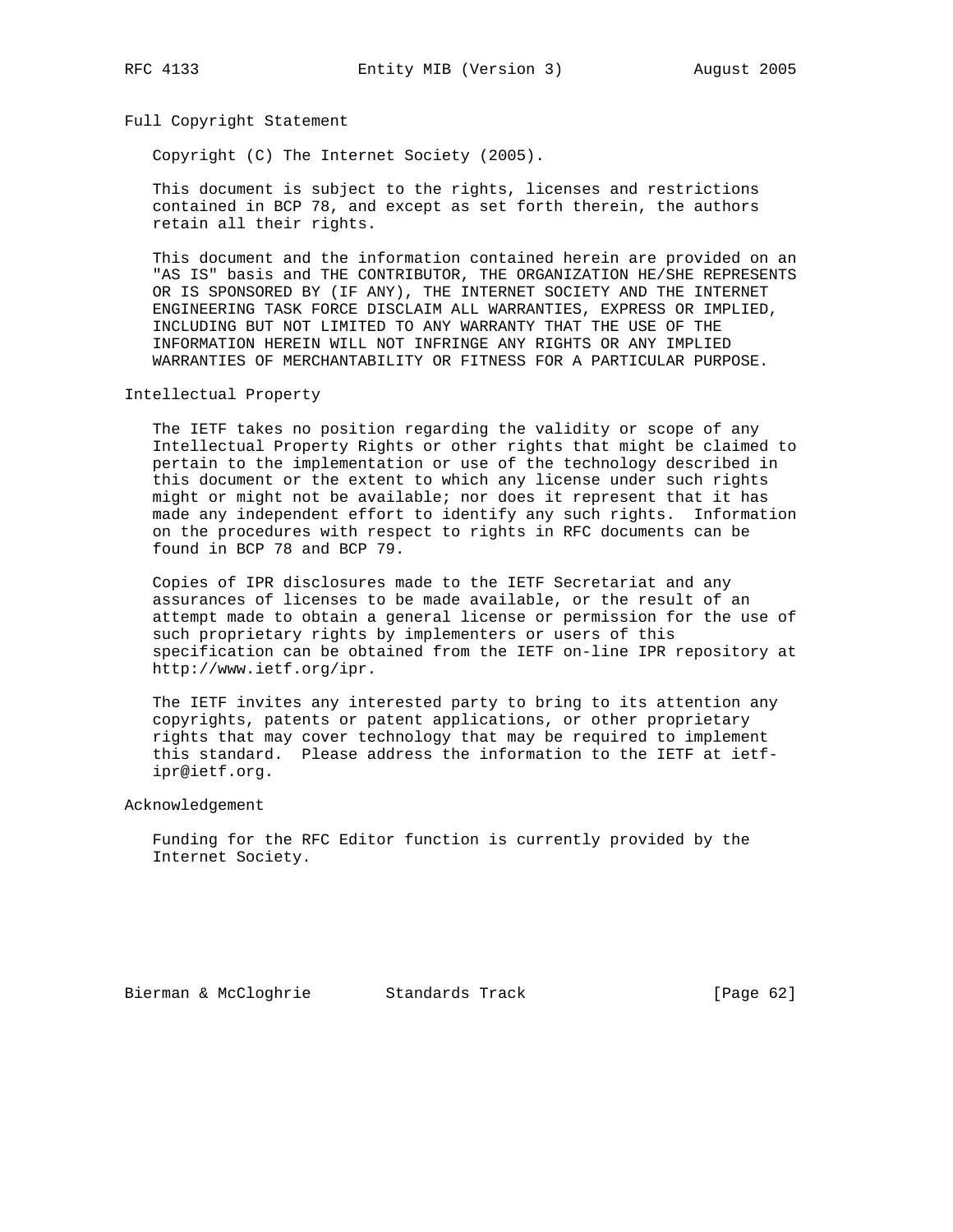## Full Copyright Statement

Copyright (C) The Internet Society (2005).

This document is subject to the rights, licenses and restrictions contained in BCP 78, and except as set forth therein, the authors retain all their rights.

This document and the information contained herein are provided on an "AS IS" basis and THE CONTRIBUTOR, THE ORGANIZATION HE/SHE REPRESENTS OR IS SPONSORED BY (IF ANY), THE INTERNET SOCIETY AND THE INTERNET ENGINEERING TASK FORCE DISCLAIM ALL WARRANTIES, EXPRESS OR IMPLIED, INCLUDING BUT NOT LIMITED TO ANY WARRANTY THAT THE USE OF THE INFORMATION HEREIN WILL NOT INFRINGE ANY RIGHTS OR ANY IMPLIED WARRANTIES OF MERCHANTABILITY OR FITNESS FOR A PARTICULAR PURPOSE.

## Intellectual Property

The IETF takes no position regarding the validity or scope of any Intellectual Property Rights or other rights that might be claimed to pertain to the implementation or use of the technology described in this document or the extent to which any license under such rights might or might not be available; nor does it represent that it has made any independent effort to identify any such rights. Information on the procedures with respect to rights in RFC documents can be found in BCP 78 and BCP 79.

Copies of IPR disclosures made to the IETF Secretariat and any assurances of licenses to be made available, or the result of an attempt made to obtain a general license or permission for the use of such proprietary rights by implementers or users of this specification can be obtained from the IETF on-line IPR repository at http://www.ietf.org/ipr.

The IETF invites any interested party to bring to its attention any copyrights, patents or patent applications, or other proprietary rights that may cover technology that may be required to implement this standard. Please address the information to the IETF at ietf-ipr@ietf.org.

## Acknowledgement

Funding for the RFC Editor function is currently provided by the Internet Society.